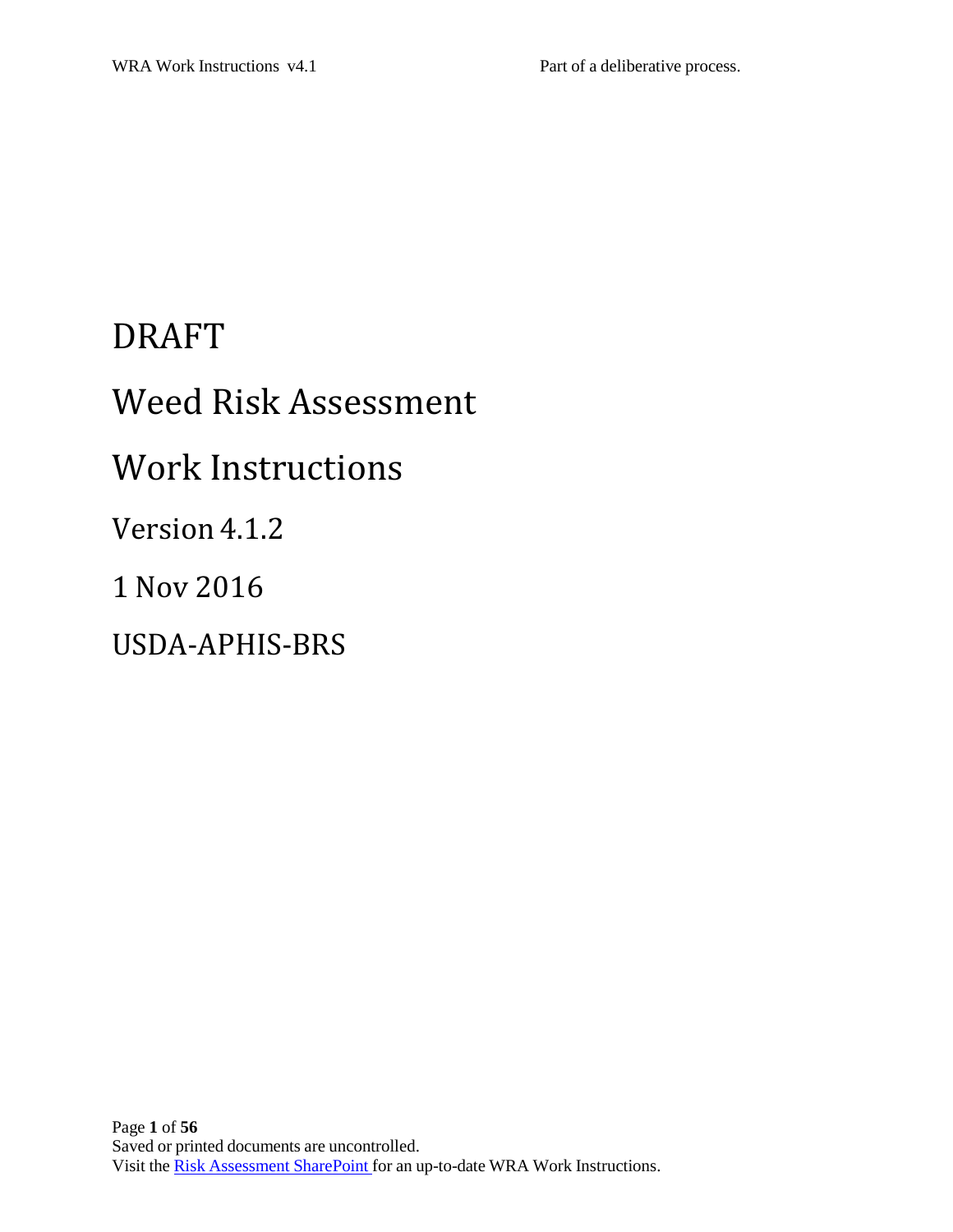# DRAFT

# Weed Risk Assessment

# Work Instructions

## Version 4.1.2

## 1 Nov 2016

## USDA-APHIS-BRS

Saved or printed documents are uncontrolled.
Visit the Risk Assessment SharePoint for an up-to-date WRA Work Instructions.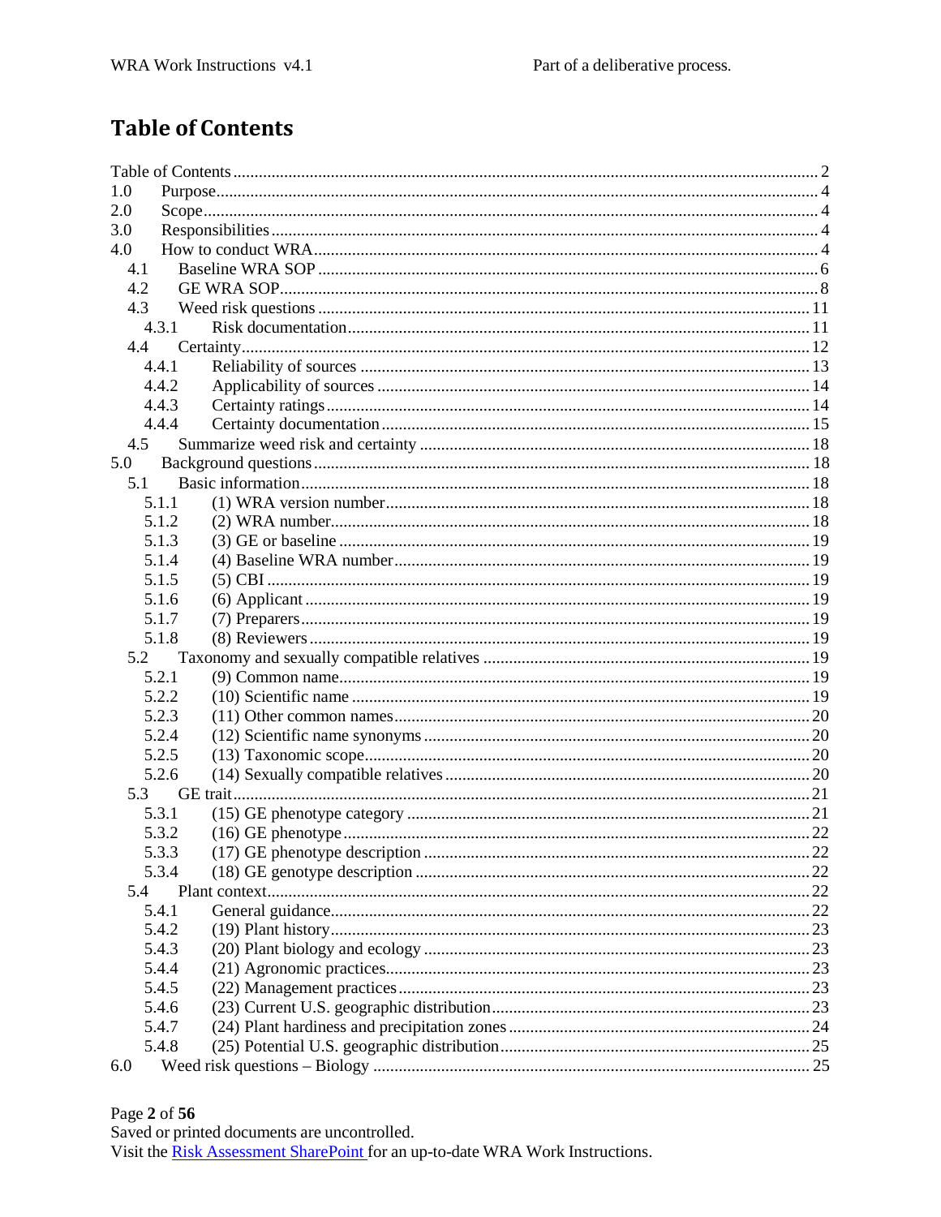# Table of Contents

- Table of Contents ... 2
- 1.0 Purpose ... 4
- 2.0 Scope ... 4
- 3.0 Responsibilities ... 4
- 4.0 How to conduct WRA ... 4
  - 4.1 Baseline WRA SOP ... 6
  - 4.2 GE WRA SOP ... 8
  - 4.3 Weed risk questions ... 11
    - 4.3.1 Risk documentation ... 11
  - 4.4 Certainty ... 12
    - 4.4.1 Reliability of sources ... 13
    - 4.4.2 Applicability of sources ... 14
    - 4.4.3 Certainty ratings ... 14
    - 4.4.4 Certainty documentation ... 15
  - 4.5 Summarize weed risk and certainty ... 18
- 5.0 Background questions ... 18
  - 5.1 Basic information ... 18
    - 5.1.1 (1) WRA version number ... 18
    - 5.1.2 (2) WRA number ... 18
    - 5.1.3 (3) GE or baseline ... 19
    - 5.1.4 (4) Baseline WRA number ... 19
    - 5.1.5 (5) CBI ... 19
    - 5.1.6 (6) Applicant ... 19
    - 5.1.7 (7) Preparers ... 19
    - 5.1.8 (8) Reviewers ... 19
  - 5.2 Taxonomy and sexually compatible relatives ... 19
    - 5.2.1 (9) Common name ... 19
    - 5.2.2 (10) Scientific name ... 19
    - 5.2.3 (11) Other common names ... 20
    - 5.2.4 (12) Scientific name synonyms ... 20
    - 5.2.5 (13) Taxonomic scope ... 20
    - 5.2.6 (14) Sexually compatible relatives ... 20
  - 5.3 GE trait ... 21
    - 5.3.1 (15) GE phenotype category ... 21
    - 5.3.2 (16) GE phenotype ... 22
    - 5.3.3 (17) GE phenotype description ... 22
    - 5.3.4 (18) GE genotype description ... 22
  - 5.4 Plant context ... 22
    - 5.4.1 General guidance ... 22
    - 5.4.2 (19) Plant history ... 23
    - 5.4.3 (20) Plant biology and ecology ... 23
    - 5.4.4 (21) Agronomic practices ... 23
    - 5.4.5 (22) Management practices ... 23
    - 5.4.6 (23) Current U.S. geographic distribution ... 23
    - 5.4.7 (24) Plant hardiness and precipitation zones ... 24
    - 5.4.8 (25) Potential U.S. geographic distribution ... 25
- 6.0 Weed risk questions – Biology ... 25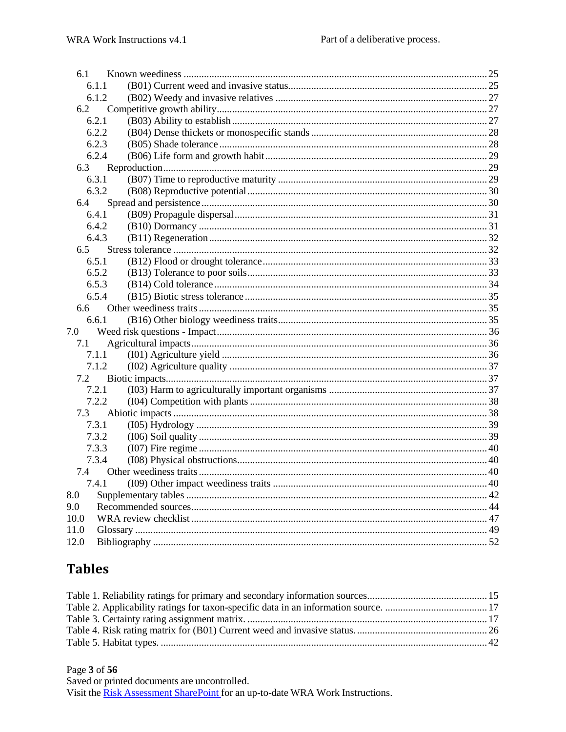- 6.1 Known weediness ... 25
  - 6.1.1 (B01) Current weed and invasive status ... 25
  - 6.1.2 (B02) Weedy and invasive relatives ... 27
- 6.2 Competitive growth ability ... 27
  - 6.2.1 (B03) Ability to establish ... 27
  - 6.2.2 (B04) Dense thickets or monospecific stands ... 28
  - 6.2.3 (B05) Shade tolerance ... 28
  - 6.2.4 (B06) Life form and growth habit ... 29
- 6.3 Reproduction ... 29
  - 6.3.1 (B07) Time to reproductive maturity ... 29
  - 6.3.2 (B08) Reproductive potential ... 30
- 6.4 Spread and persistence ... 30
  - 6.4.1 (B09) Propagule dispersal ... 31
  - 6.4.2 (B10) Dormancy ... 31
  - 6.4.3 (B11) Regeneration ... 32
- 6.5 Stress tolerance ... 32
  - 6.5.1 (B12) Flood or drought tolerance ... 33
  - 6.5.2 (B13) Tolerance to poor soils ... 33
  - 6.5.3 (B14) Cold tolerance ... 34
  - 6.5.4 (B15) Biotic stress tolerance ... 35
- 6.6 Other weediness traits ... 35
  - 6.6.1 (B16) Other biology weediness traits ... 35

7.0 Weed risk questions - Impact ... 36
- 7.1 Agricultural impacts ... 36
  - 7.1.1 (I01) Agriculture yield ... 36
  - 7.1.2 (I02) Agriculture quality ... 37
- 7.2 Biotic impacts ... 37
  - 7.2.1 (I03) Harm to agriculturally important organisms ... 37
  - 7.2.2 (I04) Competition with plants ... 38
- 7.3 Abiotic impacts ... 38
  - 7.3.1 (I05) Hydrology ... 39
  - 7.3.2 (I06) Soil quality ... 39
  - 7.3.3 (I07) Fire regime ... 40
  - 7.3.4 (I08) Physical obstructions ... 40
- 7.4 Other weediness traits ... 40
  - 7.4.1 (I09) Other impact weediness traits ... 40

8.0 Supplementary tables ... 42

9.0 Recommended sources ... 44

10.0 WRA review checklist ... 47

11.0 Glossary ... 49

12.0 Bibliography ... 52

# Tables

Table 1. Reliability ratings for primary and secondary information sources ... 15

Table 2. Applicability ratings for taxon-specific data in an information source. ... 17

Table 3. Certainty rating assignment matrix. ... 17

Table 4. Risk rating matrix for (B01) Current weed and invasive status. ... 26

Table 5. Habitat types. ... 42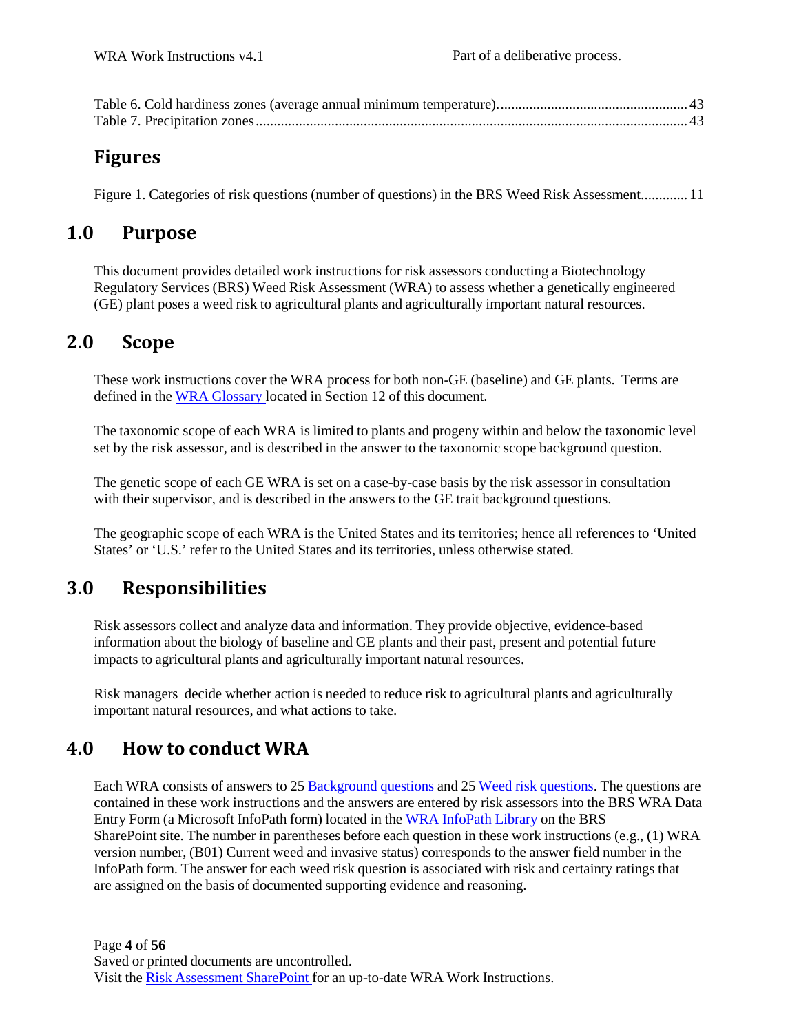Table 6. Cold hardiness zones (average annual minimum temperature).................................................... 43
Table 7. Precipitation zones....................................................................................................................... 43

## Figures

Figure 1. Categories of risk questions (number of questions) in the BRS Weed Risk Assessment............. 11

# 1.0 Purpose

This document provides detailed work instructions for risk assessors conducting a Biotechnology Regulatory Services (BRS) Weed Risk Assessment (WRA) to assess whether a genetically engineered (GE) plant poses a weed risk to agricultural plants and agriculturally important natural resources.

# 2.0 Scope

These work instructions cover the WRA process for both non-GE (baseline) and GE plants. Terms are defined in the WRA Glossary located in Section 12 of this document.

The taxonomic scope of each WRA is limited to plants and progeny within and below the taxonomic level set by the risk assessor, and is described in the answer to the taxonomic scope background question.

The genetic scope of each GE WRA is set on a case-by-case basis by the risk assessor in consultation with their supervisor, and is described in the answers to the GE trait background questions.

The geographic scope of each WRA is the United States and its territories; hence all references to 'United States' or 'U.S.' refer to the United States and its territories, unless otherwise stated.

# 3.0 Responsibilities

Risk assessors collect and analyze data and information. They provide objective, evidence-based information about the biology of baseline and GE plants and their past, present and potential future impacts to agricultural plants and agriculturally important natural resources.

Risk managers decide whether action is needed to reduce risk to agricultural plants and agriculturally important natural resources, and what actions to take.

# 4.0 How to conduct WRA

Each WRA consists of answers to 25 Background questions and 25 Weed risk questions. The questions are contained in these work instructions and the answers are entered by risk assessors into the BRS WRA Data Entry Form (a Microsoft InfoPath form) located in the WRA InfoPath Library on the BRS SharePoint site. The number in parentheses before each question in these work instructions (e.g., (1) WRA version number, (B01) Current weed and invasive status) corresponds to the answer field number in the InfoPath form. The answer for each weed risk question is associated with risk and certainty ratings that are assigned on the basis of documented supporting evidence and reasoning.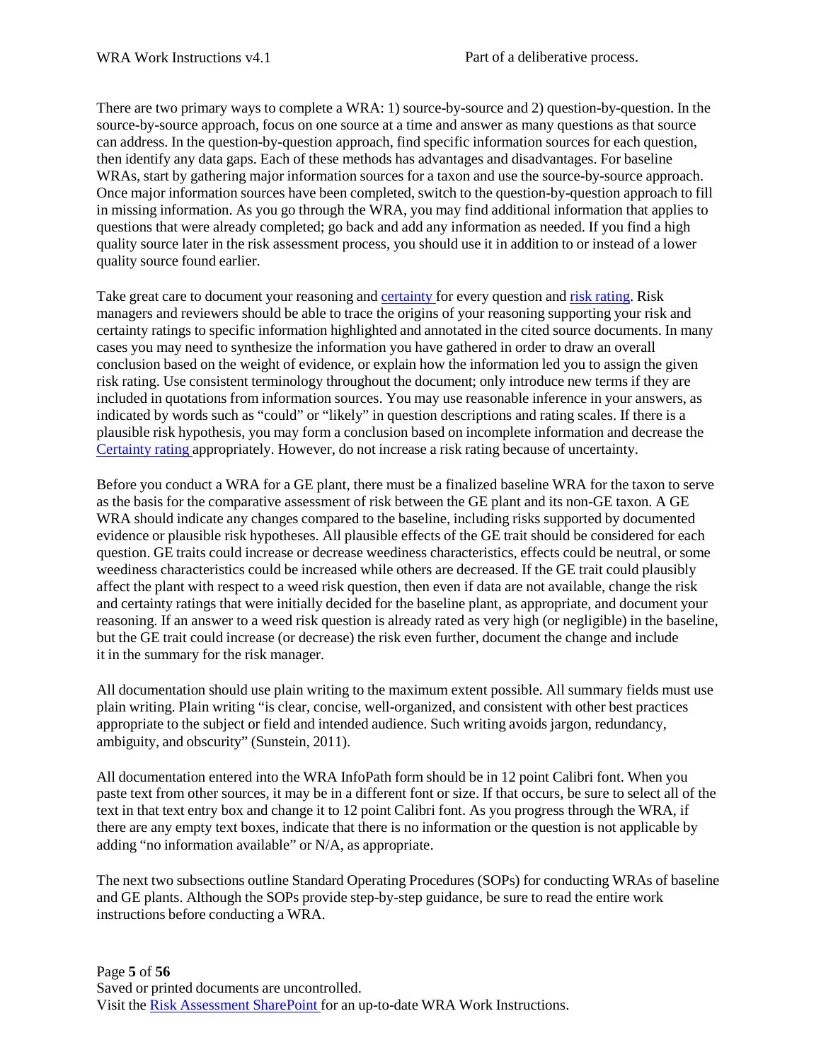There are two primary ways to complete a WRA: 1) source-by-source and 2) question-by-question. In the source-by-source approach, focus on one source at a time and answer as many questions as that source can address. In the question-by-question approach, find specific information sources for each question, then identify any data gaps. Each of these methods has advantages and disadvantages. For baseline WRAs, start by gathering major information sources for a taxon and use the source-by-source approach. Once major information sources have been completed, switch to the question-by-question approach to fill in missing information. As you go through the WRA, you may find additional information that applies to questions that were already completed; go back and add any information as needed. If you find a high quality source later in the risk assessment process, you should use it in addition to or instead of a lower quality source found earlier.

Take great care to document your reasoning and certainty for every question and risk rating. Risk managers and reviewers should be able to trace the origins of your reasoning supporting your risk and certainty ratings to specific information highlighted and annotated in the cited source documents. In many cases you may need to synthesize the information you have gathered in order to draw an overall conclusion based on the weight of evidence, or explain how the information led you to assign the given risk rating. Use consistent terminology throughout the document; only introduce new terms if they are included in quotations from information sources. You may use reasonable inference in your answers, as indicated by words such as "could" or "likely" in question descriptions and rating scales. If there is a plausible risk hypothesis, you may form a conclusion based on incomplete information and decrease the Certainty rating appropriately. However, do not increase a risk rating because of uncertainty.

Before you conduct a WRA for a GE plant, there must be a finalized baseline WRA for the taxon to serve as the basis for the comparative assessment of risk between the GE plant and its non-GE taxon. A GE WRA should indicate any changes compared to the baseline, including risks supported by documented evidence or plausible risk hypotheses. All plausible effects of the GE trait should be considered for each question. GE traits could increase or decrease weediness characteristics, effects could be neutral, or some weediness characteristics could be increased while others are decreased. If the GE trait could plausibly affect the plant with respect to a weed risk question, then even if data are not available, change the risk and certainty ratings that were initially decided for the baseline plant, as appropriate, and document your reasoning. If an answer to a weed risk question is already rated as very high (or negligible) in the baseline, but the GE trait could increase (or decrease) the risk even further, document the change and include it in the summary for the risk manager.

All documentation should use plain writing to the maximum extent possible. All summary fields must use plain writing. Plain writing "is clear, concise, well-organized, and consistent with other best practices appropriate to the subject or field and intended audience. Such writing avoids jargon, redundancy, ambiguity, and obscurity" (Sunstein, 2011).

All documentation entered into the WRA InfoPath form should be in 12 point Calibri font. When you paste text from other sources, it may be in a different font or size. If that occurs, be sure to select all of the text in that text entry box and change it to 12 point Calibri font. As you progress through the WRA, if there are any empty text boxes, indicate that there is no information or the question is not applicable by adding "no information available" or N/A, as appropriate.

The next two subsections outline Standard Operating Procedures (SOPs) for conducting WRAs of baseline and GE plants. Although the SOPs provide step-by-step guidance, be sure to read the entire work instructions before conducting a WRA.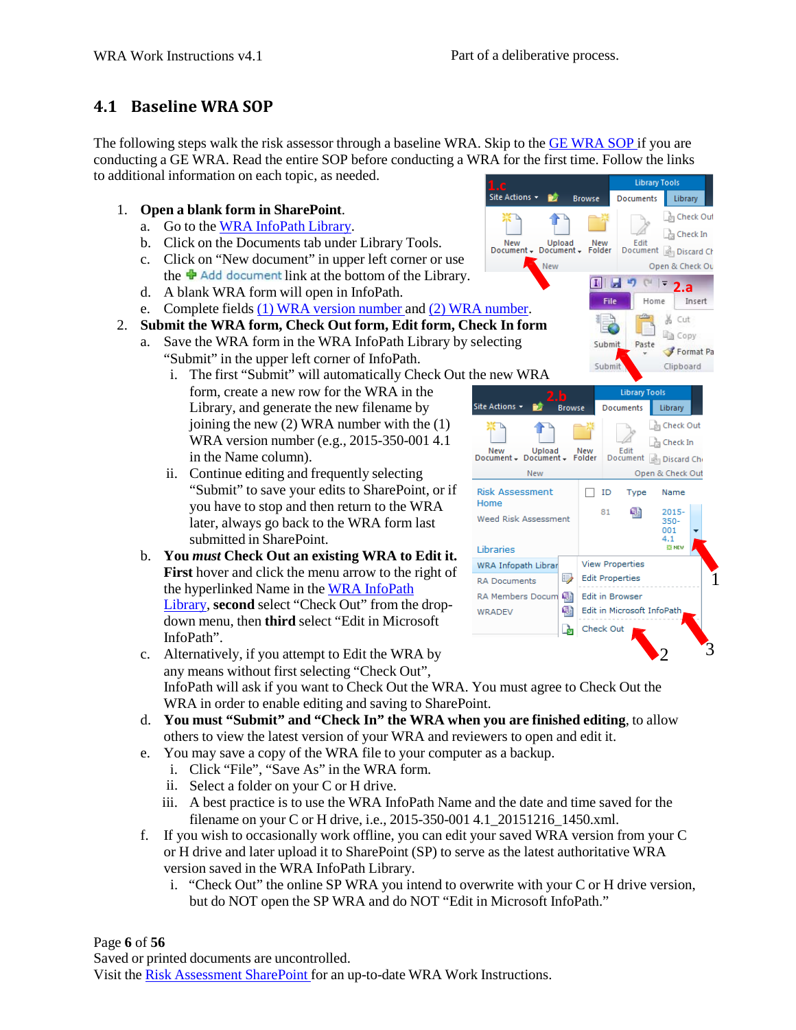## 4.1 Baseline WRA SOP

The following steps walk the risk assessor through a baseline WRA. Skip to the GE WRA SOP if you are conducting a GE WRA. Read the entire SOP before conducting a WRA for the first time. Follow the links to additional information on each topic, as needed.

1. **Open a blank form in SharePoint**.
   a. Go to the WRA InfoPath Library.
   b. Click on the Documents tab under Library Tools.
   c. Click on "New document" in upper left corner or use the Add document link at the bottom of the Library.
   d. A blank WRA form will open in InfoPath.
   e. Complete fields (1) WRA version number and (2) WRA number.
2. **Submit the WRA form, Check Out form, Edit form, Check In form**
   a. Save the WRA form in the WRA InfoPath Library by selecting "Submit" in the upper left corner of InfoPath.
      i. The first "Submit" will automatically Check Out the new WRA form, create a new row for the WRA in the Library, and generate the new filename by joining the new (2) WRA number with the (1) WRA version number (e.g., 2015-350-001 4.1 in the Name column).
      ii. Continue editing and frequently selecting "Submit" to save your edits to SharePoint, or if you have to stop and then return to the WRA later, always go back to the WRA form last submitted in SharePoint.
   b. **You *must* Check Out an existing WRA to Edit it. First** hover and click the menu arrow to the right of the hyperlinked Name in the WRA InfoPath Library, **second** select "Check Out" from the drop-down menu, then **third** select "Edit in Microsoft InfoPath".
   c. Alternatively, if you attempt to Edit the WRA by any means without first selecting "Check Out", InfoPath will ask if you want to Check Out the WRA. You must agree to Check Out the WRA in order to enable editing and saving to SharePoint.
   d. **You must "Submit" and "Check In" the WRA when you are finished editing**, to allow others to view the latest version of your WRA and reviewers to open and edit it.
   e. You may save a copy of the WRA file to your computer as a backup.
      i. Click "File", "Save As" in the WRA form.
      ii. Select a folder on your C or H drive.
      iii. A best practice is to use the WRA InfoPath Name and the date and time saved for the filename on your C or H drive, i.e., 2015-350-001 4.1_20151216_1450.xml.
   f. If you wish to occasionally work offline, you can edit your saved WRA version from your C or H drive and later upload it to SharePoint (SP) to serve as the latest authoritative WRA version saved in the WRA InfoPath Library.
      i. "Check Out" the online SP WRA you intend to overwrite with your C or H drive version, but do NOT open the SP WRA and do NOT "Edit in Microsoft InfoPath."

Saved or printed documents are uncontrolled.
Visit the Risk Assessment SharePoint for an up-to-date WRA Work Instructions.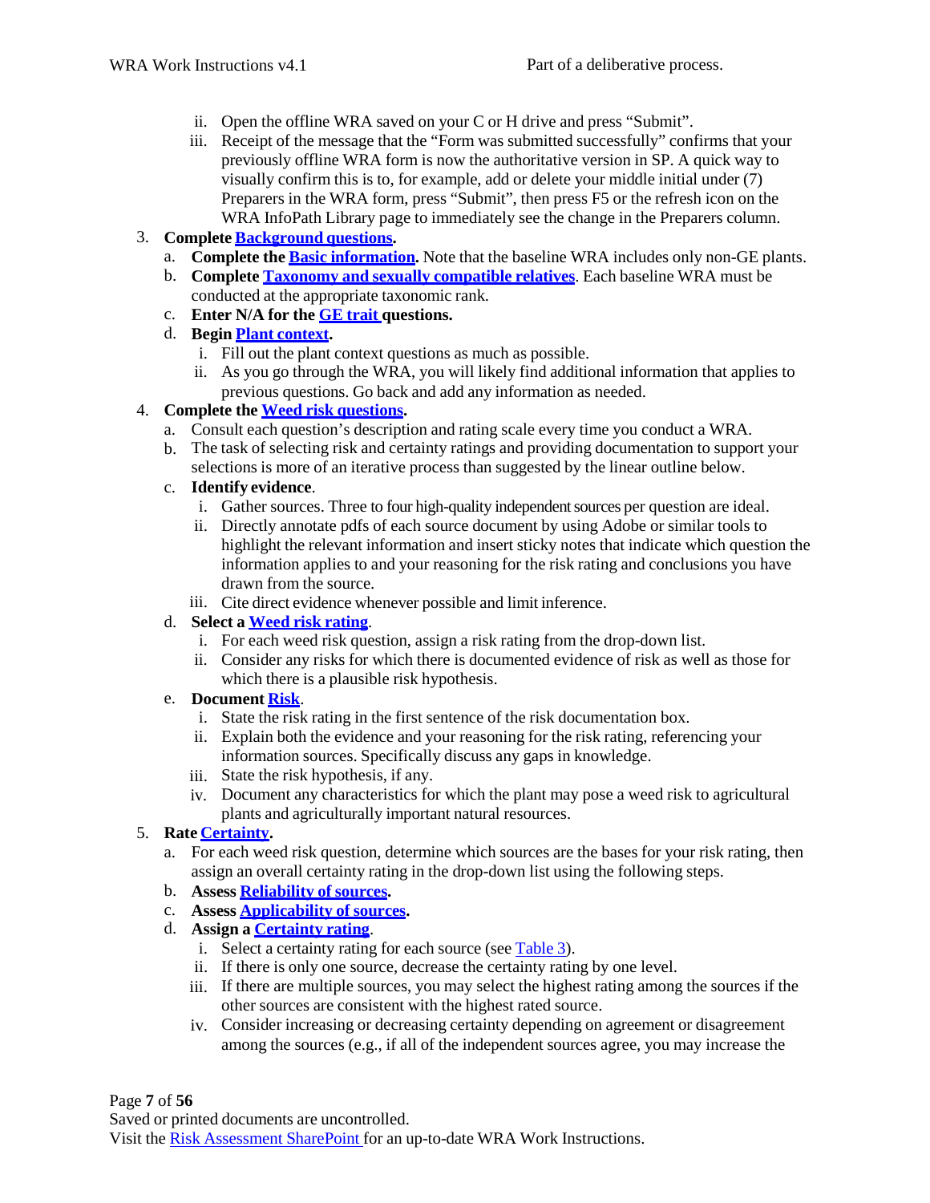ii. Open the offline WRA saved on your C or H drive and press "Submit".
   iii. Receipt of the message that the "Form was submitted successfully" confirms that your previously offline WRA form is now the authoritative version in SP. A quick way to visually confirm this is to, for example, add or delete your middle initial under (7) Preparers in the WRA form, press "Submit", then press F5 or the refresh icon on the WRA InfoPath Library page to immediately see the change in the Preparers column.

3. **Complete Background questions.**
   a. **Complete the Basic information.** Note that the baseline WRA includes only non-GE plants.
   b. **Complete Taxonomy and sexually compatible relatives**. Each baseline WRA must be conducted at the appropriate taxonomic rank.
   c. **Enter N/A for the GE trait questions.**
   d. **Begin Plant context.**
      i. Fill out the plant context questions as much as possible.
      ii. As you go through the WRA, you will likely find additional information that applies to previous questions. Go back and add any information as needed.
4. **Complete the Weed risk questions.**
   a. Consult each question's description and rating scale every time you conduct a WRA.
   b. The task of selecting risk and certainty ratings and providing documentation to support your selections is more of an iterative process than suggested by the linear outline below.
   c. **Identify evidence**.
      i. Gather sources. Three to four high-quality independent sources per question are ideal.
      ii. Directly annotate pdfs of each source document by using Adobe or similar tools to highlight the relevant information and insert sticky notes that indicate which question the information applies to and your reasoning for the risk rating and conclusions you have drawn from the source.
      iii. Cite direct evidence whenever possible and limit inference.
   d. **Select a Weed risk rating**.
      i. For each weed risk question, assign a risk rating from the drop-down list.
      ii. Consider any risks for which there is documented evidence of risk as well as those for which there is a plausible risk hypothesis.
   e. **Document Risk**.
      i. State the risk rating in the first sentence of the risk documentation box.
      ii. Explain both the evidence and your reasoning for the risk rating, referencing your information sources. Specifically discuss any gaps in knowledge.
      iii. State the risk hypothesis, if any.
      iv. Document any characteristics for which the plant may pose a weed risk to agricultural plants and agriculturally important natural resources.
5. **Rate Certainty.**
   a. For each weed risk question, determine which sources are the bases for your risk rating, then assign an overall certainty rating in the drop-down list using the following steps.
   b. **Assess Reliability of sources.**
   c. **Assess Applicability of sources.**
   d. **Assign a Certainty rating**.
      i. Select a certainty rating for each source (see Table 3).
      ii. If there is only one source, decrease the certainty rating by one level.
      iii. If there are multiple sources, you may select the highest rating among the sources if the other sources are consistent with the highest rated source.
      iv. Consider increasing or decreasing certainty depending on agreement or disagreement among the sources (e.g., if all of the independent sources agree, you may increase the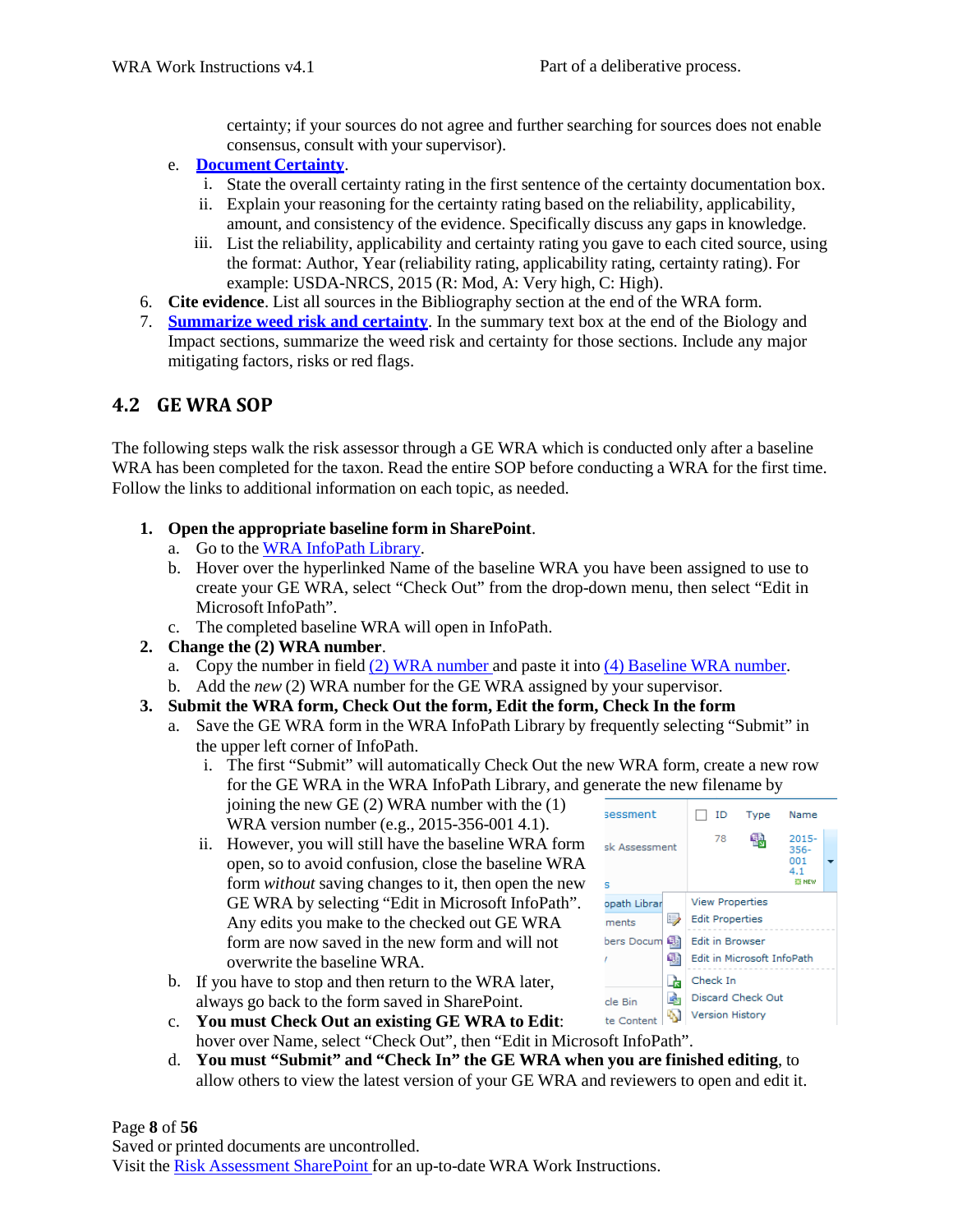certainty; if your sources do not agree and further searching for sources does not enable consensus, consult with your supervisor).

e. **Document Certainty**.
   i. State the overall certainty rating in the first sentence of the certainty documentation box.
   ii. Explain your reasoning for the certainty rating based on the reliability, applicability, amount, and consistency of the evidence. Specifically discuss any gaps in knowledge.
   iii. List the reliability, applicability and certainty rating you gave to each cited source, using the format: Author, Year (reliability rating, applicability rating, certainty rating). For example: USDA-NRCS, 2015 (R: Mod, A: Very high, C: High).

6. **Cite evidence**. List all sources in the Bibliography section at the end of the WRA form.
7. **Summarize weed risk and certainty**. In the summary text box at the end of the Biology and Impact sections, summarize the weed risk and certainty for those sections. Include any major mitigating factors, risks or red flags.

## 4.2 GE WRA SOP

The following steps walk the risk assessor through a GE WRA which is conducted only after a baseline WRA has been completed for the taxon. Read the entire SOP before conducting a WRA for the first time. Follow the links to additional information on each topic, as needed.

1. **Open the appropriate baseline form in SharePoint**.
   a. Go to the WRA InfoPath Library.
   b. Hover over the hyperlinked Name of the baseline WRA you have been assigned to use to create your GE WRA, select “Check Out” from the drop-down menu, then select “Edit in Microsoft InfoPath”.
   c. The completed baseline WRA will open in InfoPath.
2. **Change the (2) WRA number**.
   a. Copy the number in field (2) WRA number and paste it into (4) Baseline WRA number.
   b. Add the *new* (2) WRA number for the GE WRA assigned by your supervisor.
3. **Submit the WRA form, Check Out the form, Edit the form, Check In the form**
   a. Save the GE WRA form in the WRA InfoPath Library by frequently selecting “Submit” in the upper left corner of InfoPath.
      i. The first “Submit” will automatically Check Out the new WRA form, create a new row for the GE WRA in the WRA InfoPath Library, and generate the new filename by joining the new GE (2) WRA number with the (1) WRA version number (e.g., 2015-356-001 4.1).
      ii. However, you will still have the baseline WRA form open, so to avoid confusion, close the baseline WRA form *without* saving changes to it, then open the new GE WRA by selecting “Edit in Microsoft InfoPath”. Any edits you make to the checked out GE WRA form are now saved in the new form and will not overwrite the baseline WRA.
   b. If you have to stop and then return to the WRA later, always go back to the form saved in SharePoint.
   c. **You must Check Out an existing GE WRA to Edit**: hover over Name, select “Check Out”, then “Edit in Microsoft InfoPath”.
   d. **You must “Submit” and “Check In” the GE WRA when you are finished editing**, to allow others to view the latest version of your GE WRA and reviewers to open and edit it.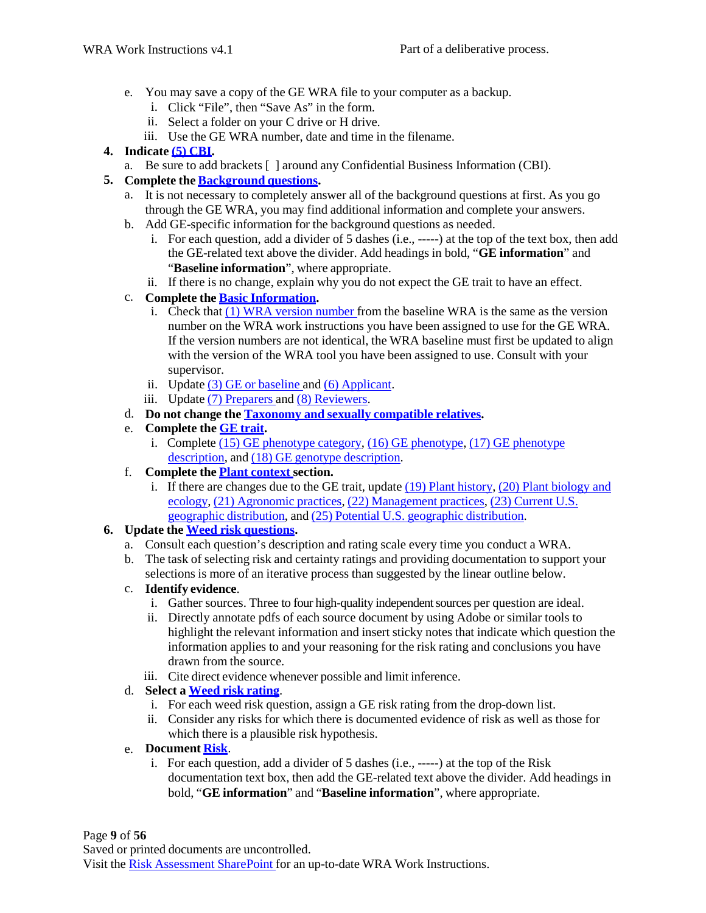e. You may save a copy of the GE WRA file to your computer as a backup.
   i. Click “File”, then “Save As” in the form.
   ii. Select a folder on your C drive or H drive.
   iii. Use the GE WRA number, date and time in the filename.

4. **Indicate (5) CBI.**
   a. Be sure to add brackets [ ] around any Confidential Business Information (CBI).

5. **Complete the Background questions.**
   a. It is not necessary to completely answer all of the background questions at first. As you go through the GE WRA, you may find additional information and complete your answers.
   b. Add GE-specific information for the background questions as needed.
      i. For each question, add a divider of 5 dashes (i.e., -----) at the top of the text box, then add the GE-related text above the divider. Add headings in bold, “**GE information**” and “**Baseline information**”, where appropriate.
      ii. If there is no change, explain why you do not expect the GE trait to have an effect.
   c. **Complete the Basic Information.**
      i. Check that (1) WRA version number from the baseline WRA is the same as the version number on the WRA work instructions you have been assigned to use for the GE WRA. If the version numbers are not identical, the WRA baseline must first be updated to align with the version of the WRA tool you have been assigned to use. Consult with your supervisor.
      ii. Update (3) GE or baseline and (6) Applicant.
      iii. Update (7) Preparers and (8) Reviewers.
   d. **Do not change the Taxonomy and sexually compatible relatives.**
   e. **Complete the GE trait.**
      i. Complete (15) GE phenotype category, (16) GE phenotype, (17) GE phenotype description, and (18) GE genotype description.
   f. **Complete the Plant context section.**
      i. If there are changes due to the GE trait, update (19) Plant history, (20) Plant biology and ecology, (21) Agronomic practices, (22) Management practices, (23) Current U.S. geographic distribution, and (25) Potential U.S. geographic distribution.

6. **Update the Weed risk questions.**
   a. Consult each question’s description and rating scale every time you conduct a WRA.
   b. The task of selecting risk and certainty ratings and providing documentation to support your selections is more of an iterative process than suggested by the linear outline below.
   c. **Identify evidence**.
      i. Gather sources. Three to four high-quality independent sources per question are ideal.
      ii. Directly annotate pdfs of each source document by using Adobe or similar tools to highlight the relevant information and insert sticky notes that indicate which question the information applies to and your reasoning for the risk rating and conclusions you have drawn from the source.
      iii. Cite direct evidence whenever possible and limit inference.
   d. **Select a Weed risk rating**.
      i. For each weed risk question, assign a GE risk rating from the drop-down list.
      ii. Consider any risks for which there is documented evidence of risk as well as those for which there is a plausible risk hypothesis.
   e. **Document Risk**.
      i. For each question, add a divider of 5 dashes (i.e., -----) at the top of the Risk documentation text box, then add the GE-related text above the divider. Add headings in bold, “**GE information**” and “**Baseline information**”, where appropriate.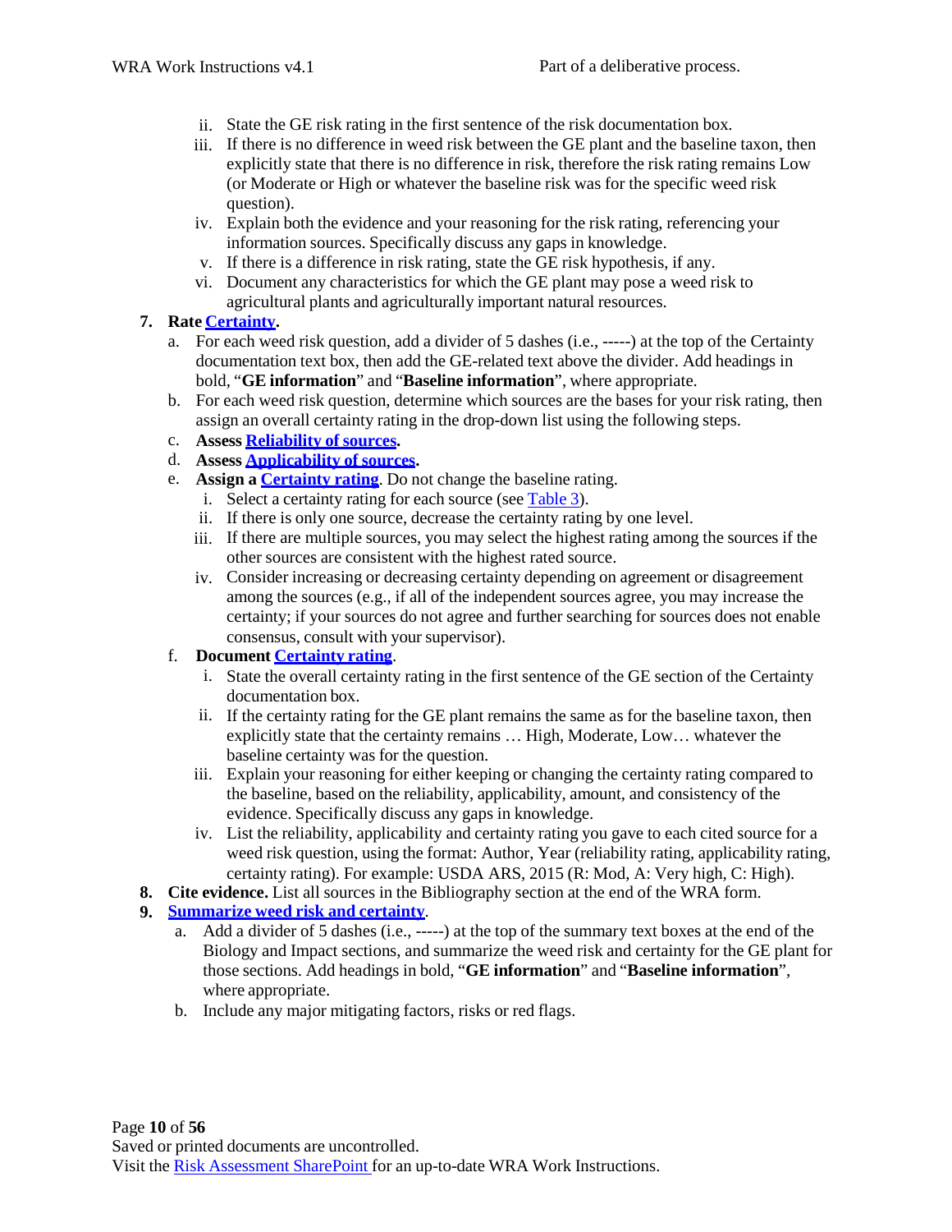ii. State the GE risk rating in the first sentence of the risk documentation box.
   iii. If there is no difference in weed risk between the GE plant and the baseline taxon, then explicitly state that there is no difference in risk, therefore the risk rating remains Low (or Moderate or High or whatever the baseline risk was for the specific weed risk question).
   iv. Explain both the evidence and your reasoning for the risk rating, referencing your information sources. Specifically discuss any gaps in knowledge.
   v. If there is a difference in risk rating, state the GE risk hypothesis, if any.
   vi. Document any characteristics for which the GE plant may pose a weed risk to agricultural plants and agriculturally important natural resources.

7. **Rate Certainty.**
   a. For each weed risk question, add a divider of 5 dashes (i.e., -----) at the top of the Certainty documentation text box, then add the GE-related text above the divider. Add headings in bold, "**GE information**" and "**Baseline information**", where appropriate.
   b. For each weed risk question, determine which sources are the bases for your risk rating, then assign an overall certainty rating in the drop-down list using the following steps.
   c. **Assess Reliability of sources.**
   d. **Assess Applicability of sources.**
   e. **Assign a Certainty rating**. Do not change the baseline rating.
      i. Select a certainty rating for each source (see Table 3).
      ii. If there is only one source, decrease the certainty rating by one level.
      iii. If there are multiple sources, you may select the highest rating among the sources if the other sources are consistent with the highest rated source.
      iv. Consider increasing or decreasing certainty depending on agreement or disagreement among the sources (e.g., if all of the independent sources agree, you may increase the certainty; if your sources do not agree and further searching for sources does not enable consensus, consult with your supervisor).
   f. **Document Certainty rating**.
      i. State the overall certainty rating in the first sentence of the GE section of the Certainty documentation box.
      ii. If the certainty rating for the GE plant remains the same as for the baseline taxon, then explicitly state that the certainty remains … High, Moderate, Low… whatever the baseline certainty was for the question.
      iii. Explain your reasoning for either keeping or changing the certainty rating compared to the baseline, based on the reliability, applicability, amount, and consistency of the evidence. Specifically discuss any gaps in knowledge.
      iv. List the reliability, applicability and certainty rating you gave to each cited source for a weed risk question, using the format: Author, Year (reliability rating, applicability rating, certainty rating). For example: USDA ARS, 2015 (R: Mod, A: Very high, C: High).

8. **Cite evidence.** List all sources in the Bibliography section at the end of the WRA form.

9. **Summarize weed risk and certainty**.
   a. Add a divider of 5 dashes (i.e., -----) at the top of the summary text boxes at the end of the Biology and Impact sections, and summarize the weed risk and certainty for the GE plant for those sections. Add headings in bold, "**GE information**" and "**Baseline information**", where appropriate.
   b. Include any major mitigating factors, risks or red flags.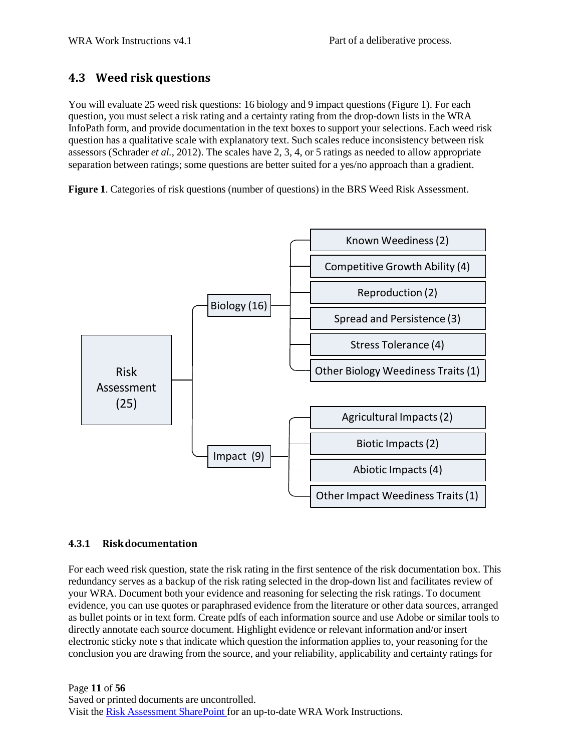## 4.3 Weed risk questions

You will evaluate 25 weed risk questions: 16 biology and 9 impact questions (Figure 1). For each question, you must select a risk rating and a certainty rating from the drop-down lists in the WRA InfoPath form, and provide documentation in the text boxes to support your selections. Each weed risk question has a qualitative scale with explanatory text. Such scales reduce inconsistency between risk assessors (Schrader *et al.*, 2012). The scales have 2, 3, 4, or 5 ratings as needed to allow appropriate separation between ratings; some questions are better suited for a yes/no approach than a gradient.

**Figure 1**. Categories of risk questions (number of questions) in the BRS Weed Risk Assessment.

- Risk Assessment (25)
  - Biology (16)
    - Known Weediness (2)
    - Competitive Growth Ability (4)
    - Reproduction (2)
    - Spread and Persistence (3)
    - Stress Tolerance (4)
    - Other Biology Weediness Traits (1)
  - Impact (9)
    - Agricultural Impacts (2)
    - Biotic Impacts (2)
    - Abiotic Impacts (4)
    - Other Impact Weediness Traits (1)

### 4.3.1 Risk documentation

For each weed risk question, state the risk rating in the first sentence of the risk documentation box. This redundancy serves as a backup of the risk rating selected in the drop-down list and facilitates review of your WRA. Document both your evidence and reasoning for selecting the risk ratings. To document evidence, you can use quotes or paraphrased evidence from the literature or other data sources, arranged as bullet points or in text form. Create pdfs of each information source and use Adobe or similar tools to directly annotate each source document. Highlight evidence or relevant information and/or insert electronic sticky note s that indicate which question the information applies to, your reasoning for the conclusion you are drawing from the source, and your reliability, applicability and certainty ratings for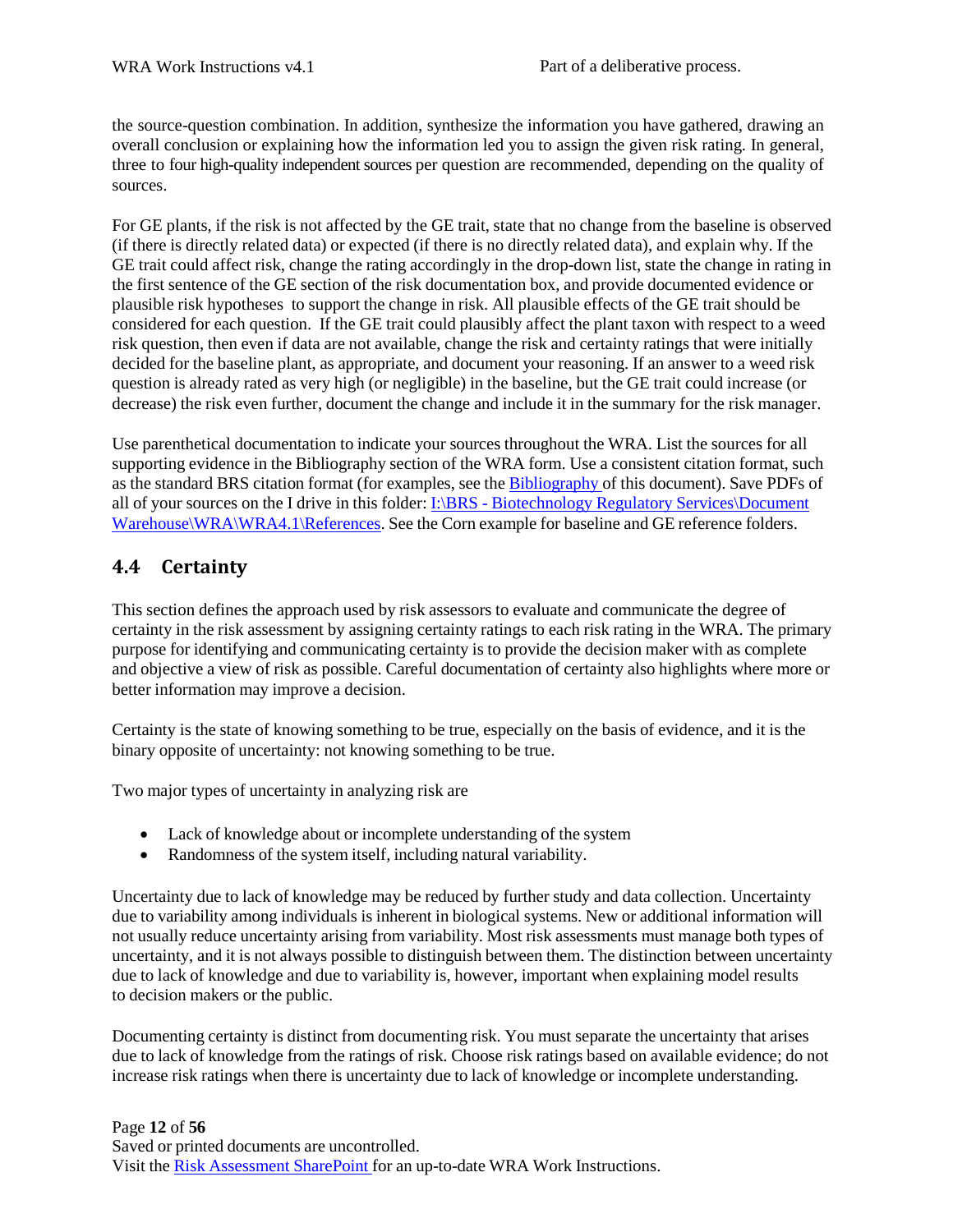the source-question combination. In addition, synthesize the information you have gathered, drawing an overall conclusion or explaining how the information led you to assign the given risk rating. In general, three to four high-quality independent sources per question are recommended, depending on the quality of sources.

For GE plants, if the risk is not affected by the GE trait, state that no change from the baseline is observed (if there is directly related data) or expected (if there is no directly related data), and explain why. If the GE trait could affect risk, change the rating accordingly in the drop-down list, state the change in rating in the first sentence of the GE section of the risk documentation box, and provide documented evidence or plausible risk hypotheses to support the change in risk. All plausible effects of the GE trait should be considered for each question. If the GE trait could plausibly affect the plant taxon with respect to a weed risk question, then even if data are not available, change the risk and certainty ratings that were initially decided for the baseline plant, as appropriate, and document your reasoning. If an answer to a weed risk question is already rated as very high (or negligible) in the baseline, but the GE trait could increase (or decrease) the risk even further, document the change and include it in the summary for the risk manager.

Use parenthetical documentation to indicate your sources throughout the WRA. List the sources for all supporting evidence in the Bibliography section of the WRA form. Use a consistent citation format, such as the standard BRS citation format (for examples, see the Bibliography of this document). Save PDFs of all of your sources on the I drive in this folder: I:\BRS - Biotechnology Regulatory Services\Document Warehouse\WRA\WRA4.1\References. See the Corn example for baseline and GE reference folders.

## 4.4 Certainty

This section defines the approach used by risk assessors to evaluate and communicate the degree of certainty in the risk assessment by assigning certainty ratings to each risk rating in the WRA. The primary purpose for identifying and communicating certainty is to provide the decision maker with as complete and objective a view of risk as possible. Careful documentation of certainty also highlights where more or better information may improve a decision.

Certainty is the state of knowing something to be true, especially on the basis of evidence, and it is the binary opposite of uncertainty: not knowing something to be true.

Two major types of uncertainty in analyzing risk are

- Lack of knowledge about or incomplete understanding of the system
- Randomness of the system itself, including natural variability.

Uncertainty due to lack of knowledge may be reduced by further study and data collection. Uncertainty due to variability among individuals is inherent in biological systems. New or additional information will not usually reduce uncertainty arising from variability. Most risk assessments must manage both types of uncertainty, and it is not always possible to distinguish between them. The distinction between uncertainty due to lack of knowledge and due to variability is, however, important when explaining model results to decision makers or the public.

Documenting certainty is distinct from documenting risk. You must separate the uncertainty that arises due to lack of knowledge from the ratings of risk. Choose risk ratings based on available evidence; do not increase risk ratings when there is uncertainty due to lack of knowledge or incomplete understanding.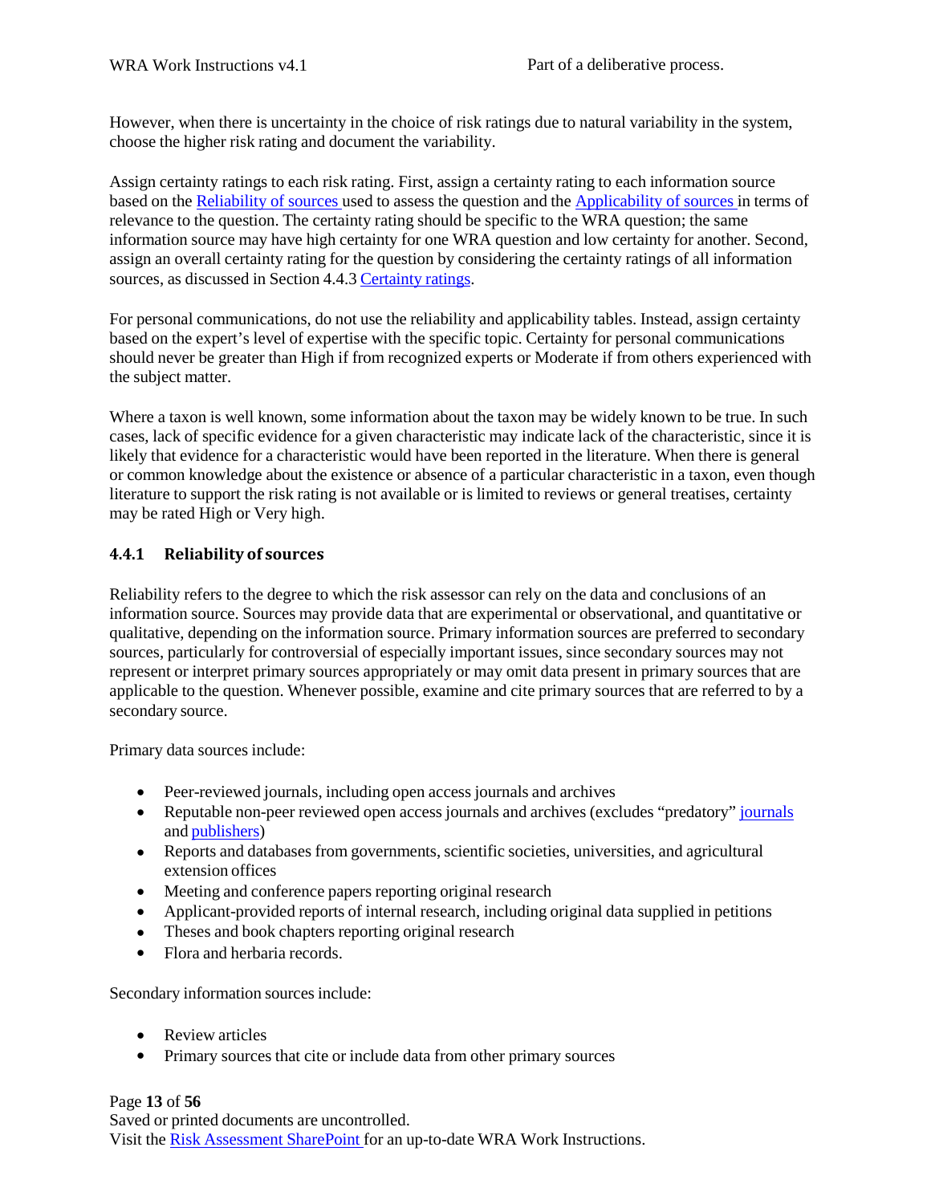However, when there is uncertainty in the choice of risk ratings due to natural variability in the system, choose the higher risk rating and document the variability.

Assign certainty ratings to each risk rating. First, assign a certainty rating to each information source based on the Reliability of sources used to assess the question and the Applicability of sources in terms of relevance to the question. The certainty rating should be specific to the WRA question; the same information source may have high certainty for one WRA question and low certainty for another. Second, assign an overall certainty rating for the question by considering the certainty ratings of all information sources, as discussed in Section 4.4.3 Certainty ratings.

For personal communications, do not use the reliability and applicability tables. Instead, assign certainty based on the expert's level of expertise with the specific topic. Certainty for personal communications should never be greater than High if from recognized experts or Moderate if from others experienced with the subject matter.

Where a taxon is well known, some information about the taxon may be widely known to be true. In such cases, lack of specific evidence for a given characteristic may indicate lack of the characteristic, since it is likely that evidence for a characteristic would have been reported in the literature. When there is general or common knowledge about the existence or absence of a particular characteristic in a taxon, even though literature to support the risk rating is not available or is limited to reviews or general treatises, certainty may be rated High or Very high.

### 4.4.1 Reliability of sources

Reliability refers to the degree to which the risk assessor can rely on the data and conclusions of an information source. Sources may provide data that are experimental or observational, and quantitative or qualitative, depending on the information source. Primary information sources are preferred to secondary sources, particularly for controversial of especially important issues, since secondary sources may not represent or interpret primary sources appropriately or may omit data present in primary sources that are applicable to the question. Whenever possible, examine and cite primary sources that are referred to by a secondary source.

Primary data sources include:

- Peer-reviewed journals, including open access journals and archives
- Reputable non-peer reviewed open access journals and archives (excludes "predatory" journals and publishers)
- Reports and databases from governments, scientific societies, universities, and agricultural extension offices
- Meeting and conference papers reporting original research
- Applicant-provided reports of internal research, including original data supplied in petitions
- Theses and book chapters reporting original research
- Flora and herbaria records.

Secondary information sources include:

- Review articles
- Primary sources that cite or include data from other primary sources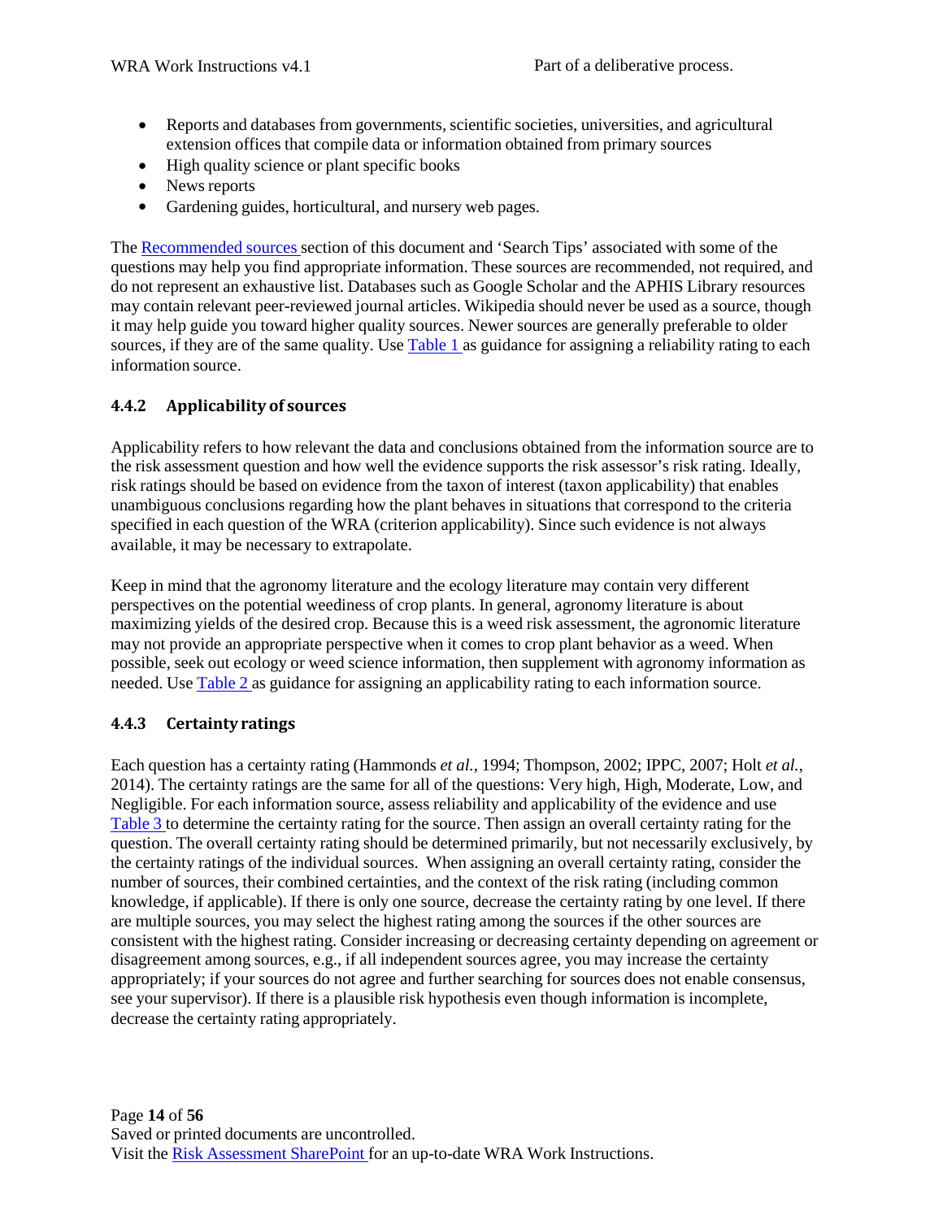- Reports and databases from governments, scientific societies, universities, and agricultural extension offices that compile data or information obtained from primary sources
- High quality science or plant specific books
- News reports
- Gardening guides, horticultural, and nursery web pages.

The Recommended sources section of this document and 'Search Tips' associated with some of the questions may help you find appropriate information. These sources are recommended, not required, and do not represent an exhaustive list. Databases such as Google Scholar and the APHIS Library resources may contain relevant peer-reviewed journal articles. Wikipedia should never be used as a source, though it may help guide you toward higher quality sources. Newer sources are generally preferable to older sources, if they are of the same quality. Use Table 1 as guidance for assigning a reliability rating to each information source.

### 4.4.2 Applicability of sources

Applicability refers to how relevant the data and conclusions obtained from the information source are to the risk assessment question and how well the evidence supports the risk assessor's risk rating. Ideally, risk ratings should be based on evidence from the taxon of interest (taxon applicability) that enables unambiguous conclusions regarding how the plant behaves in situations that correspond to the criteria specified in each question of the WRA (criterion applicability). Since such evidence is not always available, it may be necessary to extrapolate.

Keep in mind that the agronomy literature and the ecology literature may contain very different perspectives on the potential weediness of crop plants. In general, agronomy literature is about maximizing yields of the desired crop. Because this is a weed risk assessment, the agronomic literature may not provide an appropriate perspective when it comes to crop plant behavior as a weed. When possible, seek out ecology or weed science information, then supplement with agronomy information as needed. Use Table 2 as guidance for assigning an applicability rating to each information source.

### 4.4.3 Certainty ratings

Each question has a certainty rating (Hammonds *et al.*, 1994; Thompson, 2002; IPPC, 2007; Holt *et al.*, 2014). The certainty ratings are the same for all of the questions: Very high, High, Moderate, Low, and Negligible. For each information source, assess reliability and applicability of the evidence and use Table 3 to determine the certainty rating for the source. Then assign an overall certainty rating for the question. The overall certainty rating should be determined primarily, but not necessarily exclusively, by the certainty ratings of the individual sources. When assigning an overall certainty rating, consider the number of sources, their combined certainties, and the context of the risk rating (including common knowledge, if applicable). If there is only one source, decrease the certainty rating by one level. If there are multiple sources, you may select the highest rating among the sources if the other sources are consistent with the highest rating. Consider increasing or decreasing certainty depending on agreement or disagreement among sources, e.g., if all independent sources agree, you may increase the certainty appropriately; if your sources do not agree and further searching for sources does not enable consensus, see your supervisor). If there is a plausible risk hypothesis even though information is incomplete, decrease the certainty rating appropriately.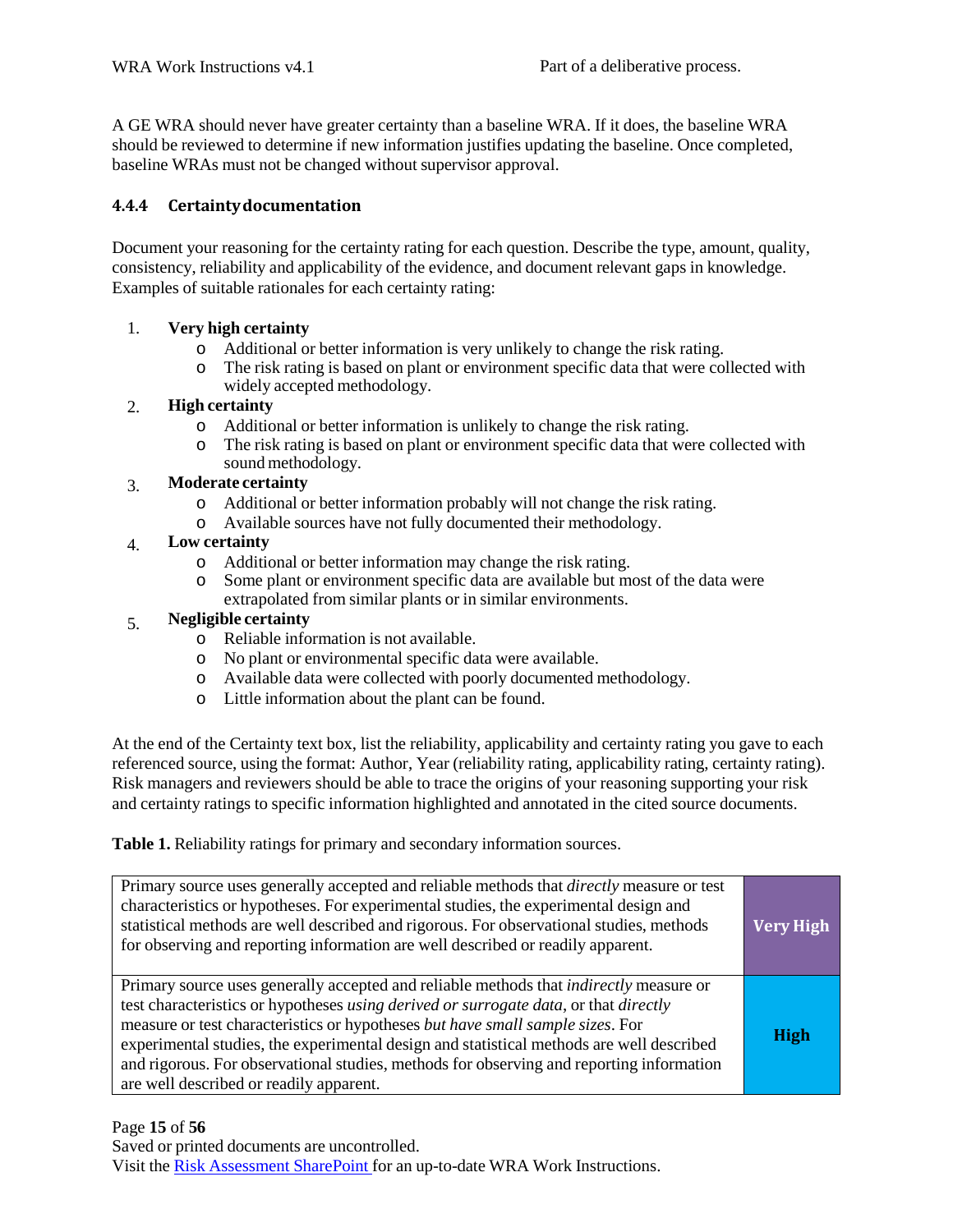A GE WRA should never have greater certainty than a baseline WRA. If it does, the baseline WRA should be reviewed to determine if new information justifies updating the baseline. Once completed, baseline WRAs must not be changed without supervisor approval.

#### 4.4.4 Certainty documentation

Document your reasoning for the certainty rating for each question. Describe the type, amount, quality, consistency, reliability and applicability of the evidence, and document relevant gaps in knowledge. Examples of suitable rationales for each certainty rating:

1. **Very high certainty**
   - Additional or better information is very unlikely to change the risk rating.
   - The risk rating is based on plant or environment specific data that were collected with widely accepted methodology.
2. **High certainty**
   - Additional or better information is unlikely to change the risk rating.
   - The risk rating is based on plant or environment specific data that were collected with sound methodology.
3. **Moderate certainty**
   - Additional or better information probably will not change the risk rating.
   - Available sources have not fully documented their methodology.
4. **Low certainty**
   - Additional or better information may change the risk rating.
   - Some plant or environment specific data are available but most of the data were extrapolated from similar plants or in similar environments.
5. **Negligible certainty**
   - Reliable information is not available.
   - No plant or environmental specific data were available.
   - Available data were collected with poorly documented methodology.
   - Little information about the plant can be found.

At the end of the Certainty text box, list the reliability, applicability and certainty rating you gave to each referenced source, using the format: Author, Year (reliability rating, applicability rating, certainty rating). Risk managers and reviewers should be able to trace the origins of your reasoning supporting your risk and certainty ratings to specific information highlighted and annotated in the cited source documents.

**Table 1.** Reliability ratings for primary and secondary information sources.

| Description | Rating |
|---|---|
| Primary source uses generally accepted and reliable methods that *directly* measure or test characteristics or hypotheses. For experimental studies, the experimental design and statistical methods are well described and rigorous. For observational studies, methods for observing and reporting information are well described or readily apparent. | **Very High** |
| Primary source uses generally accepted and reliable methods that *indirectly* measure or test characteristics or hypotheses *using derived or surrogate data*, or that *directly* measure or test characteristics or hypotheses *but have small sample sizes*. For experimental studies, the experimental design and statistical methods are well described and rigorous. For observational studies, methods for observing and reporting information are well described or readily apparent. | **High** |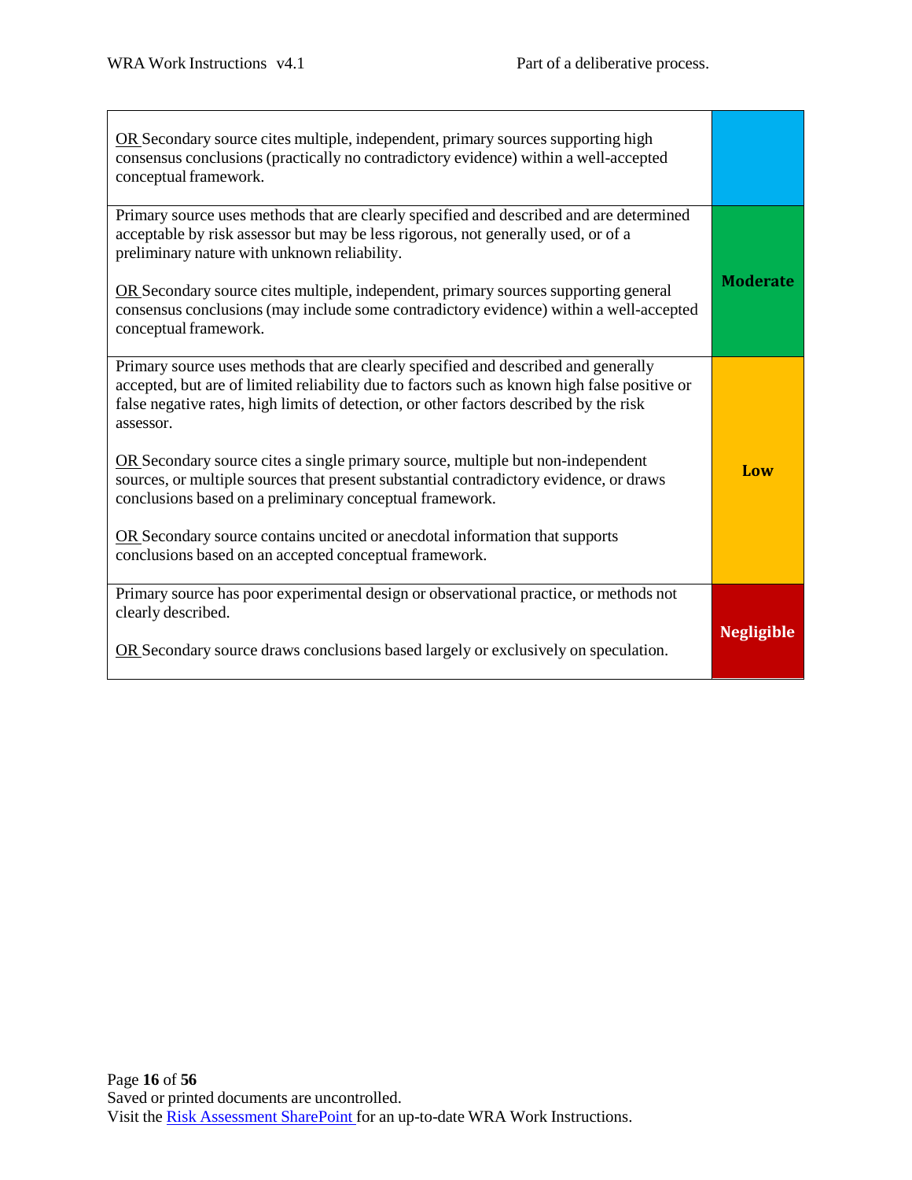| | |
|---|---|
| <u>OR</u> Secondary source cites multiple, independent, primary sources supporting high consensus conclusions (practically no contradictory evidence) within a well-accepted conceptual framework. | |
| Primary source uses methods that are clearly specified and described and are determined acceptable by risk assessor but may be less rigorous, not generally used, or of a preliminary nature with unknown reliability.<br><br><u>OR</u> Secondary source cites multiple, independent, primary sources supporting general consensus conclusions (may include some contradictory evidence) within a well-accepted conceptual framework. | **Moderate** |
| Primary source uses methods that are clearly specified and described and generally accepted, but are of limited reliability due to factors such as known high false positive or false negative rates, high limits of detection, or other factors described by the risk assessor.<br><br><u>OR</u> Secondary source cites a single primary source, multiple but non-independent sources, or multiple sources that present substantial contradictory evidence, or draws conclusions based on a preliminary conceptual framework.<br><br><u>OR</u> Secondary source contains uncited or anecdotal information that supports conclusions based on an accepted conceptual framework. | **Low** |
| Primary source has poor experimental design or observational practice, or methods not clearly described.<br><br><u>OR</u> Secondary source draws conclusions based largely or exclusively on speculation. | **Negligible** |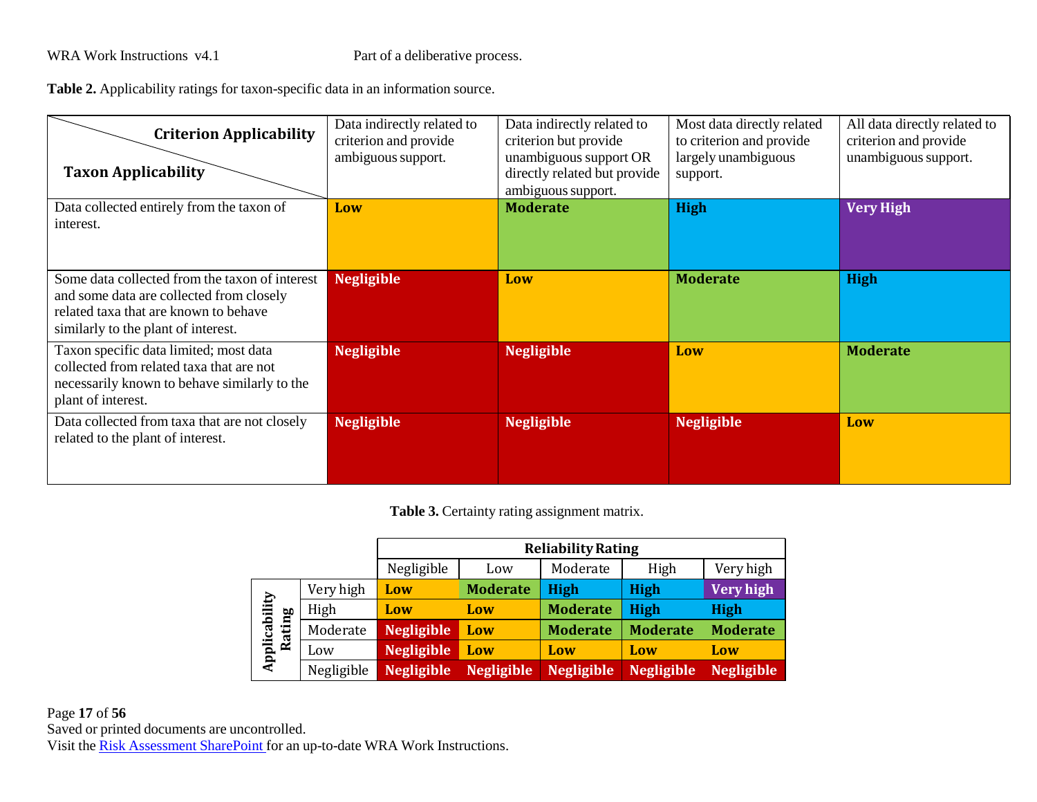**Table 2.** Applicability ratings for taxon-specific data in an information source.

| Taxon Applicability \ Criterion Applicability | Data indirectly related to criterion and provide ambiguous support. | Data indirectly related to criterion but provide unambiguous support OR directly related but provide ambiguous support. | Most data directly related to criterion and provide largely unambiguous support. | All data directly related to criterion and provide unambiguous support. |
|---|---|---|---|---|
| Data collected entirely from the taxon of interest. | **Low** | **Moderate** | **High** | **Very High** |
| Some data collected from the taxon of interest and some data are collected from closely related taxa that are known to behave similarly to the plant of interest. | **Negligible** | **Low** | **Moderate** | **High** |
| Taxon specific data limited; most data collected from related taxa that are not necessarily known to behave similarly to the plant of interest. | **Negligible** | **Negligible** | **Low** | **Moderate** |
| Data collected from taxa that are not closely related to the plant of interest. | **Negligible** | **Negligible** | **Negligible** | **Low** |

**Table 3.** Certainty rating assignment matrix.

| | | **Reliability Rating** | | | | |
|---|---|---|---|---|---|---|
| | | Negligible | Low | Moderate | High | Very high |
| **Applicability Rating** | Very high | **Low** | **Moderate** | **High** | **High** | **Very high** |
| | High | **Low** | **Low** | **Moderate** | **High** | **High** |
| | Moderate | **Negligible** | **Low** | **Moderate** | **Moderate** | **Moderate** |
| | Low | **Negligible** | **Low** | **Low** | **Low** | **Low** |
| | Negligible | **Negligible** | **Negligible** | **Negligible** | **Negligible** | **Negligible** |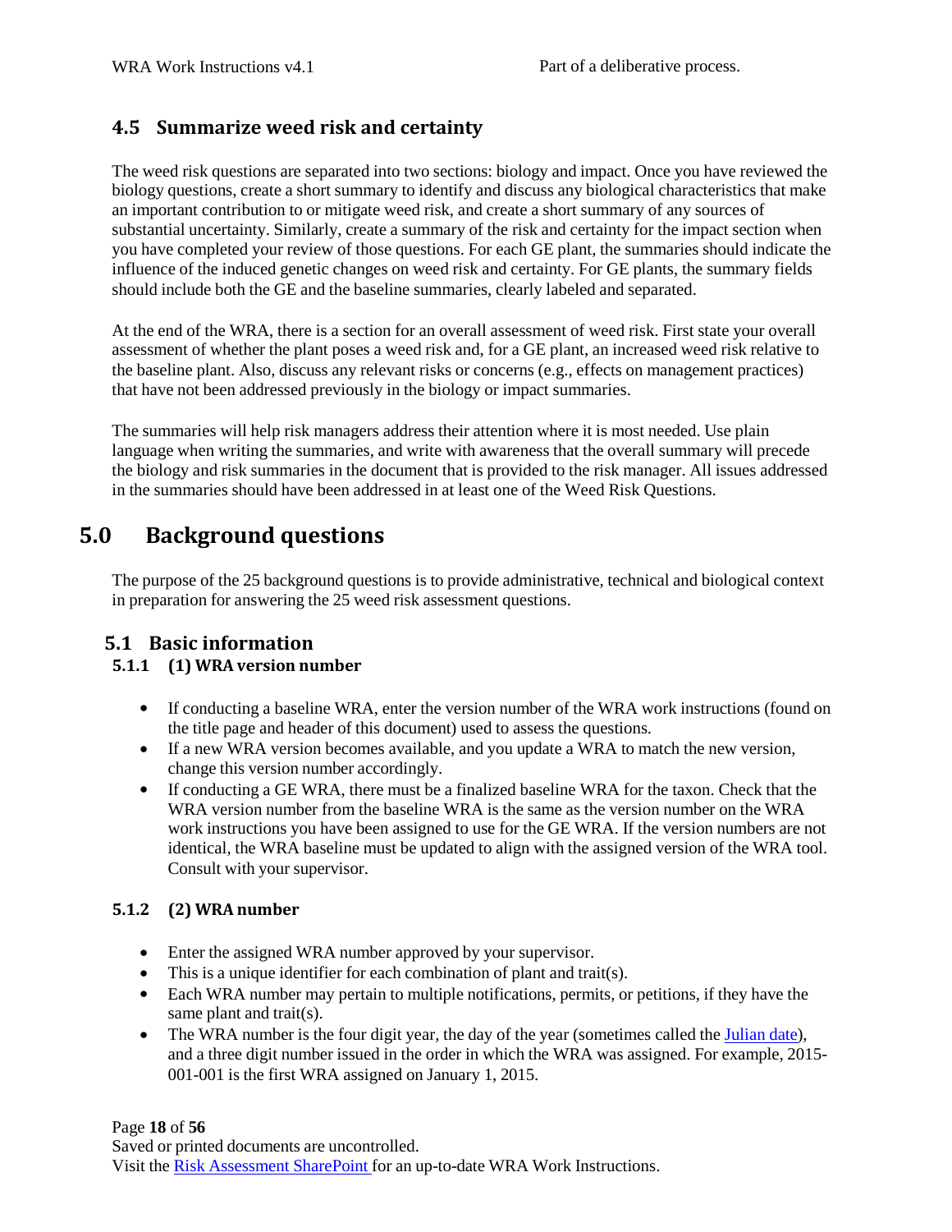## 4.5 Summarize weed risk and certainty

The weed risk questions are separated into two sections: biology and impact. Once you have reviewed the biology questions, create a short summary to identify and discuss any biological characteristics that make an important contribution to or mitigate weed risk, and create a short summary of any sources of substantial uncertainty. Similarly, create a summary of the risk and certainty for the impact section when you have completed your review of those questions. For each GE plant, the summaries should indicate the influence of the induced genetic changes on weed risk and certainty. For GE plants, the summary fields should include both the GE and the baseline summaries, clearly labeled and separated.

At the end of the WRA, there is a section for an overall assessment of weed risk. First state your overall assessment of whether the plant poses a weed risk and, for a GE plant, an increased weed risk relative to the baseline plant. Also, discuss any relevant risks or concerns (e.g., effects on management practices) that have not been addressed previously in the biology or impact summaries.

The summaries will help risk managers address their attention where it is most needed. Use plain language when writing the summaries, and write with awareness that the overall summary will precede the biology and risk summaries in the document that is provided to the risk manager. All issues addressed in the summaries should have been addressed in at least one of the Weed Risk Questions.

# 5.0 Background questions

The purpose of the 25 background questions is to provide administrative, technical and biological context in preparation for answering the 25 weed risk assessment questions.

## 5.1 Basic information

### 5.1.1 (1) WRA version number

- If conducting a baseline WRA, enter the version number of the WRA work instructions (found on the title page and header of this document) used to assess the questions.
- If a new WRA version becomes available, and you update a WRA to match the new version, change this version number accordingly.
- If conducting a GE WRA, there must be a finalized baseline WRA for the taxon. Check that the WRA version number from the baseline WRA is the same as the version number on the WRA work instructions you have been assigned to use for the GE WRA. If the version numbers are not identical, the WRA baseline must be updated to align with the assigned version of the WRA tool. Consult with your supervisor.

### 5.1.2 (2) WRA number

- Enter the assigned WRA number approved by your supervisor.
- This is a unique identifier for each combination of plant and trait(s).
- Each WRA number may pertain to multiple notifications, permits, or petitions, if they have the same plant and trait(s).
- The WRA number is the four digit year, the day of the year (sometimes called the Julian date), and a three digit number issued in the order in which the WRA was assigned. For example, 2015-001-001 is the first WRA assigned on January 1, 2015.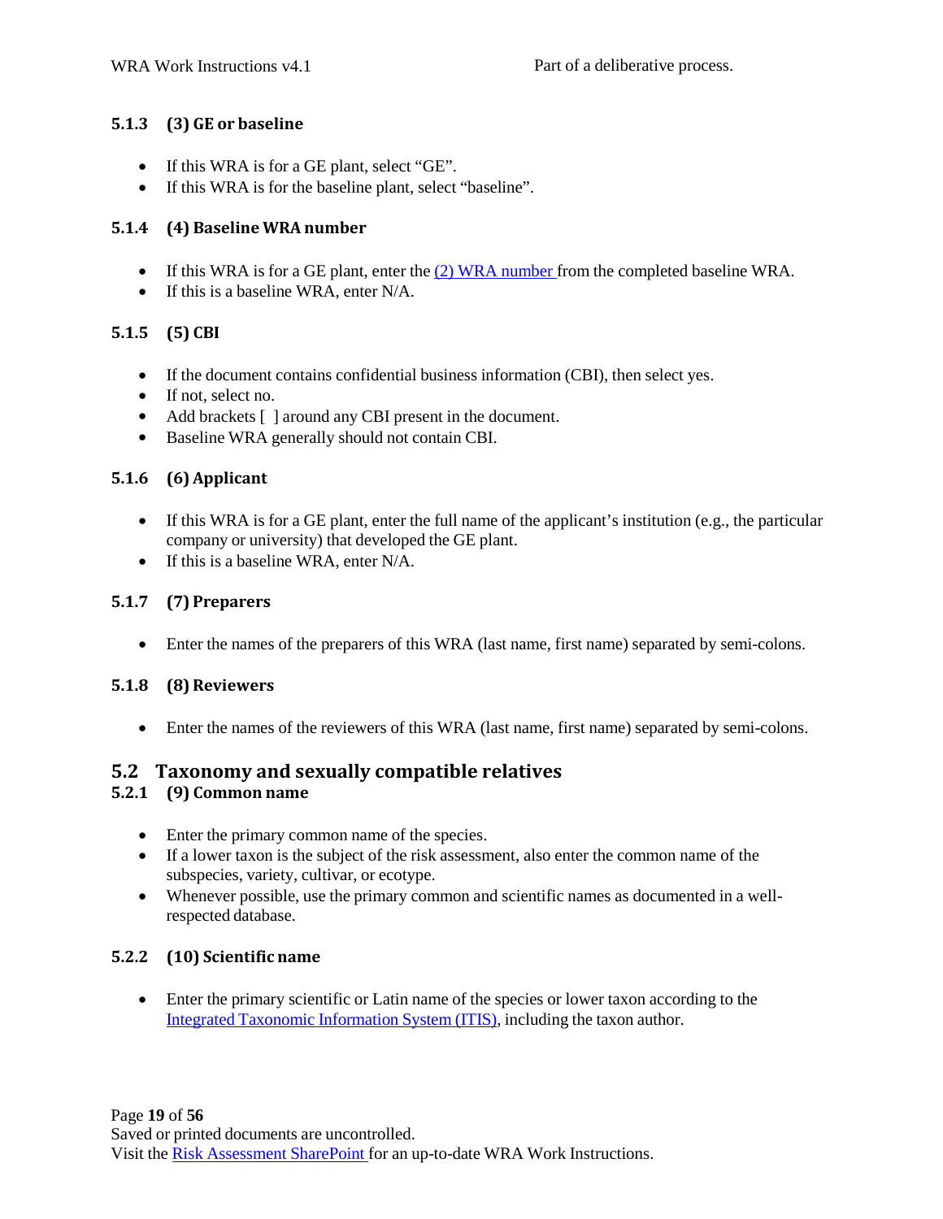### 5.1.3 (3) GE or baseline

- If this WRA is for a GE plant, select "GE".
- If this WRA is for the baseline plant, select "baseline".

### 5.1.4 (4) Baseline WRA number

- If this WRA is for a GE plant, enter the (2) WRA number from the completed baseline WRA.
- If this is a baseline WRA, enter N/A.

### 5.1.5 (5) CBI

- If the document contains confidential business information (CBI), then select yes.
- If not, select no.
- Add brackets [ ] around any CBI present in the document.
- Baseline WRA generally should not contain CBI.

### 5.1.6 (6) Applicant

- If this WRA is for a GE plant, enter the full name of the applicant's institution (e.g., the particular company or university) that developed the GE plant.
- If this is a baseline WRA, enter N/A.

### 5.1.7 (7) Preparers

- Enter the names of the preparers of this WRA (last name, first name) separated by semi-colons.

### 5.1.8 (8) Reviewers

- Enter the names of the reviewers of this WRA (last name, first name) separated by semi-colons.

## 5.2 Taxonomy and sexually compatible relatives

### 5.2.1 (9) Common name

- Enter the primary common name of the species.
- If a lower taxon is the subject of the risk assessment, also enter the common name of the subspecies, variety, cultivar, or ecotype.
- Whenever possible, use the primary common and scientific names as documented in a well-respected database.

### 5.2.2 (10) Scientific name

- Enter the primary scientific or Latin name of the species or lower taxon according to the Integrated Taxonomic Information System (ITIS), including the taxon author.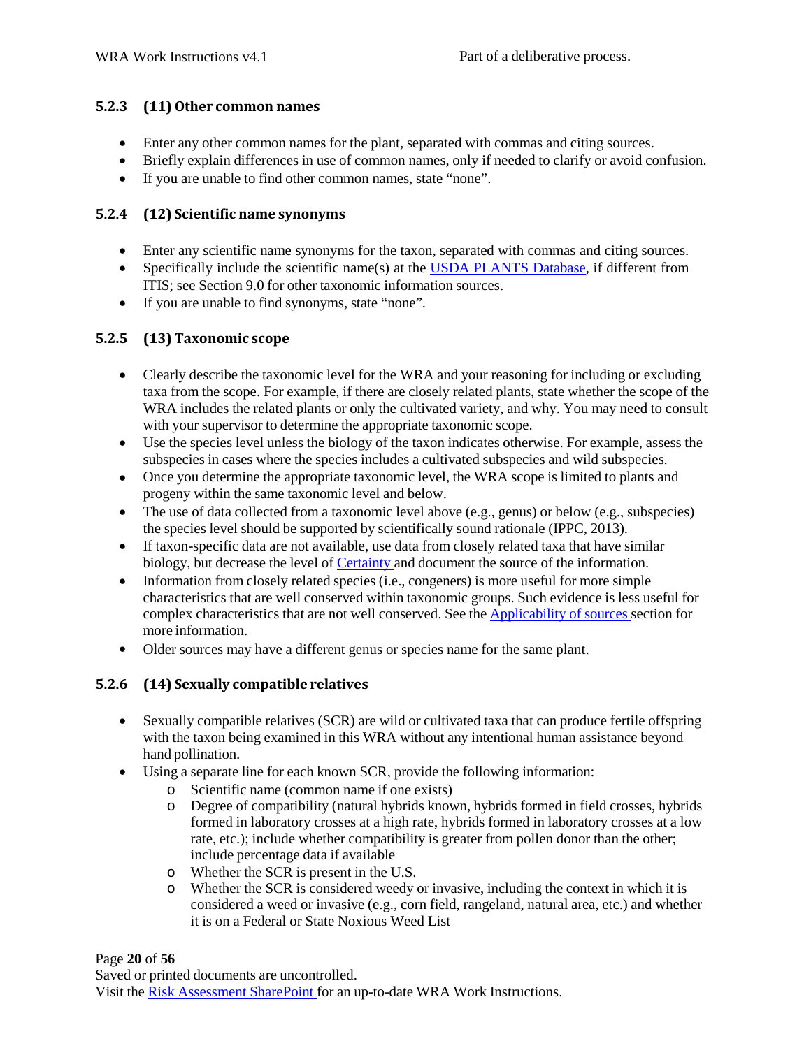### 5.2.3 (11) Other common names

- Enter any other common names for the plant, separated with commas and citing sources.
- Briefly explain differences in use of common names, only if needed to clarify or avoid confusion.
- If you are unable to find other common names, state "none".

### 5.2.4 (12) Scientific name synonyms

- Enter any scientific name synonyms for the taxon, separated with commas and citing sources.
- Specifically include the scientific name(s) at the USDA PLANTS Database, if different from ITIS; see Section 9.0 for other taxonomic information sources.
- If you are unable to find synonyms, state "none".

### 5.2.5 (13) Taxonomic scope

- Clearly describe the taxonomic level for the WRA and your reasoning for including or excluding taxa from the scope. For example, if there are closely related plants, state whether the scope of the WRA includes the related plants or only the cultivated variety, and why. You may need to consult with your supervisor to determine the appropriate taxonomic scope.
- Use the species level unless the biology of the taxon indicates otherwise. For example, assess the subspecies in cases where the species includes a cultivated subspecies and wild subspecies.
- Once you determine the appropriate taxonomic level, the WRA scope is limited to plants and progeny within the same taxonomic level and below.
- The use of data collected from a taxonomic level above (e.g., genus) or below (e.g., subspecies) the species level should be supported by scientifically sound rationale (IPPC, 2013).
- If taxon-specific data are not available, use data from closely related taxa that have similar biology, but decrease the level of Certainty and document the source of the information.
- Information from closely related species (i.e., congeners) is more useful for more simple characteristics that are well conserved within taxonomic groups. Such evidence is less useful for complex characteristics that are not well conserved. See the Applicability of sources section for more information.
- Older sources may have a different genus or species name for the same plant.

### 5.2.6 (14) Sexually compatible relatives

- Sexually compatible relatives (SCR) are wild or cultivated taxa that can produce fertile offspring with the taxon being examined in this WRA without any intentional human assistance beyond hand pollination.
- Using a separate line for each known SCR, provide the following information:
  - Scientific name (common name if one exists)
  - Degree of compatibility (natural hybrids known, hybrids formed in field crosses, hybrids formed in laboratory crosses at a high rate, hybrids formed in laboratory crosses at a low rate, etc.); include whether compatibility is greater from pollen donor than the other; include percentage data if available
  - Whether the SCR is present in the U.S.
  - Whether the SCR is considered weedy or invasive, including the context in which it is considered a weed or invasive (e.g., corn field, rangeland, natural area, etc.) and whether it is on a Federal or State Noxious Weed List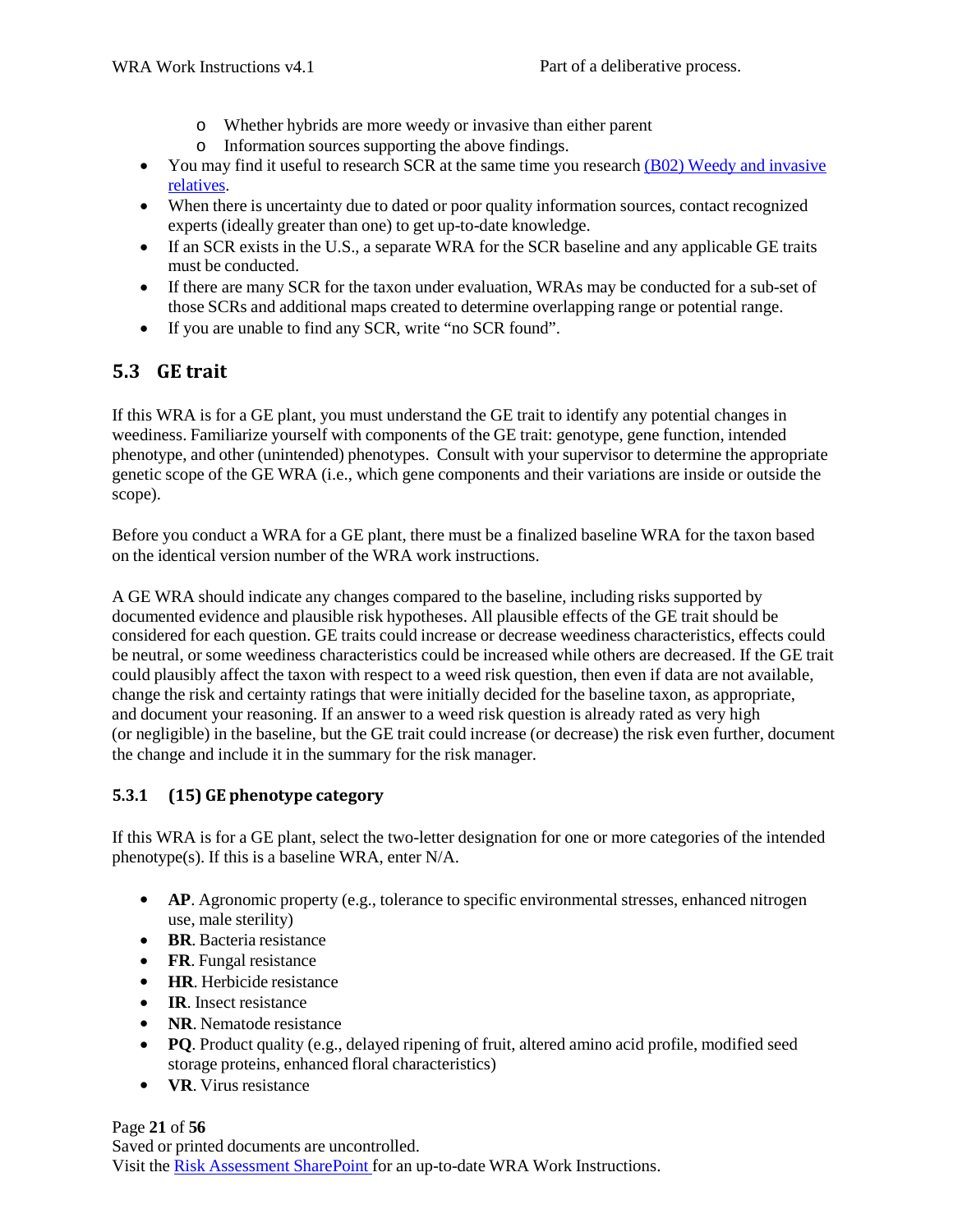- Whether hybrids are more weedy or invasive than either parent
  - Information sources supporting the above findings.
- You may find it useful to research SCR at the same time you research (B02) Weedy and invasive relatives.
- When there is uncertainty due to dated or poor quality information sources, contact recognized experts (ideally greater than one) to get up-to-date knowledge.
- If an SCR exists in the U.S., a separate WRA for the SCR baseline and any applicable GE traits must be conducted.
- If there are many SCR for the taxon under evaluation, WRAs may be conducted for a sub-set of those SCRs and additional maps created to determine overlapping range or potential range.
- If you are unable to find any SCR, write "no SCR found".

## 5.3 GE trait

If this WRA is for a GE plant, you must understand the GE trait to identify any potential changes in weediness. Familiarize yourself with components of the GE trait: genotype, gene function, intended phenotype, and other (unintended) phenotypes. Consult with your supervisor to determine the appropriate genetic scope of the GE WRA (i.e., which gene components and their variations are inside or outside the scope).

Before you conduct a WRA for a GE plant, there must be a finalized baseline WRA for the taxon based on the identical version number of the WRA work instructions.

A GE WRA should indicate any changes compared to the baseline, including risks supported by documented evidence and plausible risk hypotheses. All plausible effects of the GE trait should be considered for each question. GE traits could increase or decrease weediness characteristics, effects could be neutral, or some weediness characteristics could be increased while others are decreased. If the GE trait could plausibly affect the taxon with respect to a weed risk question, then even if data are not available, change the risk and certainty ratings that were initially decided for the baseline taxon, as appropriate, and document your reasoning. If an answer to a weed risk question is already rated as very high (or negligible) in the baseline, but the GE trait could increase (or decrease) the risk even further, document the change and include it in the summary for the risk manager.

### 5.3.1 (15) GE phenotype category

If this WRA is for a GE plant, select the two-letter designation for one or more categories of the intended phenotype(s). If this is a baseline WRA, enter N/A.

- **AP**. Agronomic property (e.g., tolerance to specific environmental stresses, enhanced nitrogen use, male sterility)
- **BR**. Bacteria resistance
- **FR**. Fungal resistance
- **HR**. Herbicide resistance
- **IR**. Insect resistance
- **NR**. Nematode resistance
- **PQ**. Product quality (e.g., delayed ripening of fruit, altered amino acid profile, modified seed storage proteins, enhanced floral characteristics)
- **VR**. Virus resistance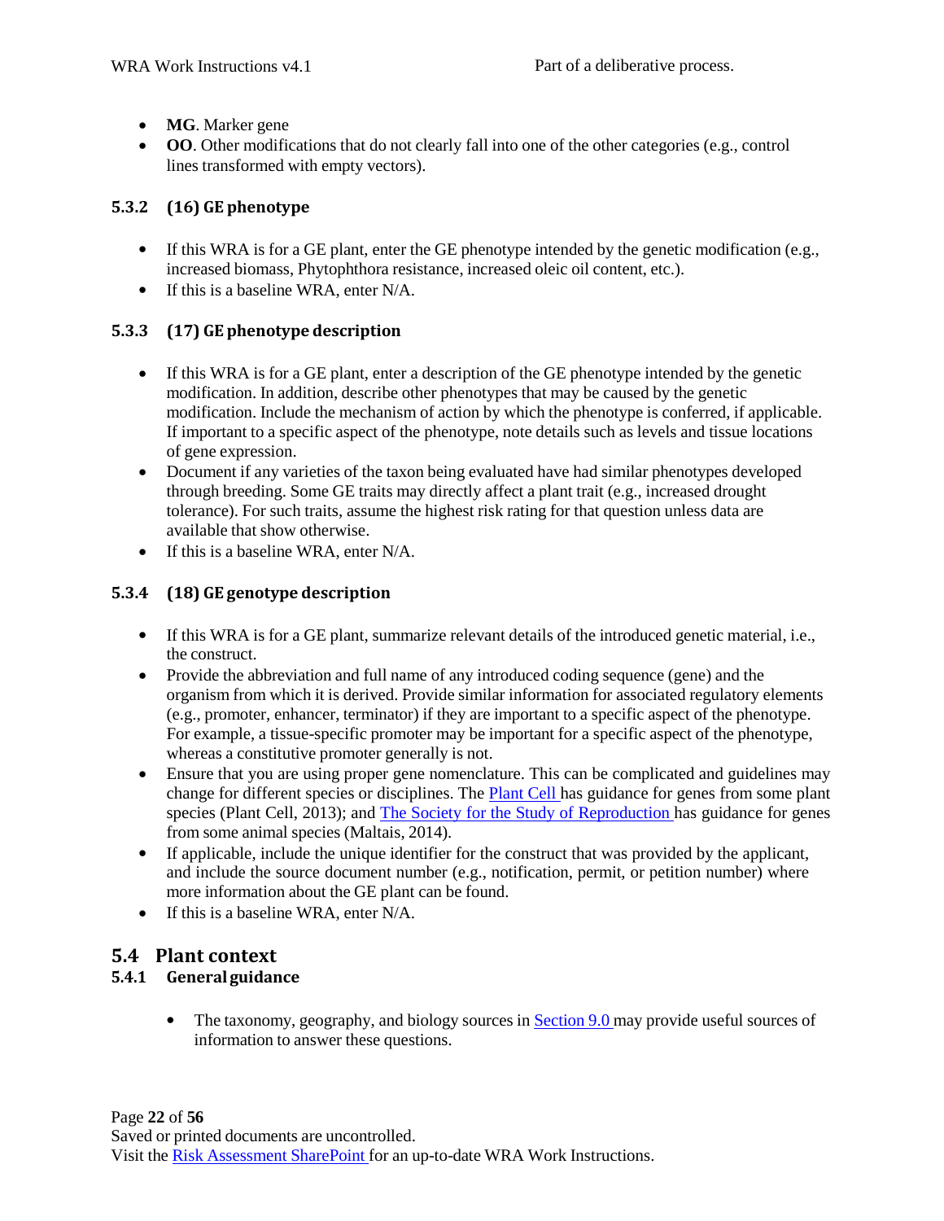- **MG**. Marker gene
- **OO**. Other modifications that do not clearly fall into one of the other categories (e.g., control lines transformed with empty vectors).

### 5.3.2 (16) GE phenotype

- If this WRA is for a GE plant, enter the GE phenotype intended by the genetic modification (e.g., increased biomass, Phytophthora resistance, increased oleic oil content, etc.).
- If this is a baseline WRA, enter N/A.

### 5.3.3 (17) GE phenotype description

- If this WRA is for a GE plant, enter a description of the GE phenotype intended by the genetic modification. In addition, describe other phenotypes that may be caused by the genetic modification. Include the mechanism of action by which the phenotype is conferred, if applicable. If important to a specific aspect of the phenotype, note details such as levels and tissue locations of gene expression.
- Document if any varieties of the taxon being evaluated have had similar phenotypes developed through breeding. Some GE traits may directly affect a plant trait (e.g., increased drought tolerance). For such traits, assume the highest risk rating for that question unless data are available that show otherwise.
- If this is a baseline WRA, enter N/A.

### 5.3.4 (18) GE genotype description

- If this WRA is for a GE plant, summarize relevant details of the introduced genetic material, i.e., the construct.
- Provide the abbreviation and full name of any introduced coding sequence (gene) and the organism from which it is derived. Provide similar information for associated regulatory elements (e.g., promoter, enhancer, terminator) if they are important to a specific aspect of the phenotype. For example, a tissue-specific promoter may be important for a specific aspect of the phenotype, whereas a constitutive promoter generally is not.
- Ensure that you are using proper gene nomenclature. This can be complicated and guidelines may change for different species or disciplines. The Plant Cell has guidance for genes from some plant species (Plant Cell, 2013); and The Society for the Study of Reproduction has guidance for genes from some animal species (Maltais, 2014).
- If applicable, include the unique identifier for the construct that was provided by the applicant, and include the source document number (e.g., notification, permit, or petition number) where more information about the GE plant can be found.
- If this is a baseline WRA, enter N/A.

## 5.4 Plant context

### 5.4.1 General guidance

- The taxonomy, geography, and biology sources in Section 9.0 may provide useful sources of information to answer these questions.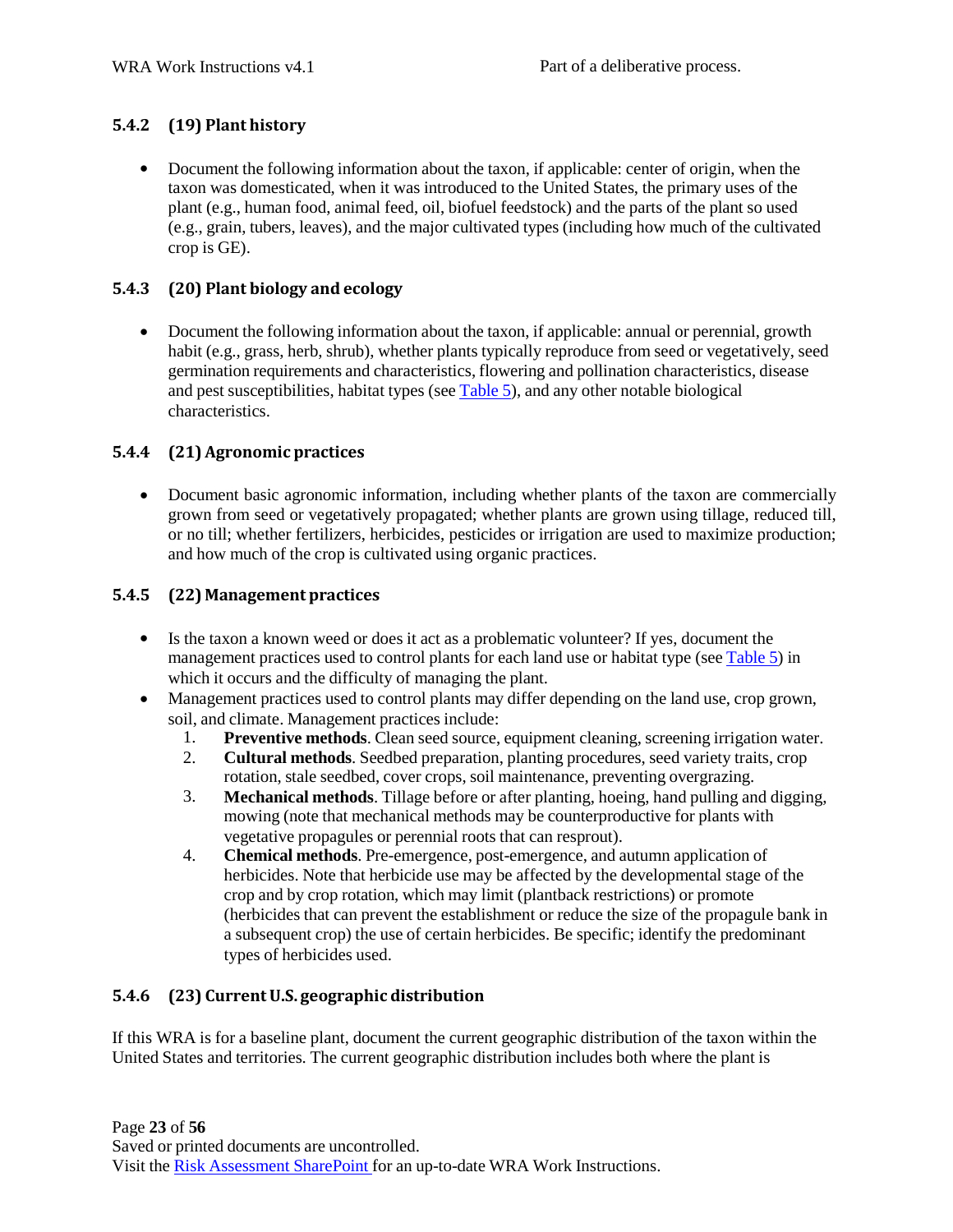### 5.4.2 (19) Plant history

- Document the following information about the taxon, if applicable: center of origin, when the taxon was domesticated, when it was introduced to the United States, the primary uses of the plant (e.g., human food, animal feed, oil, biofuel feedstock) and the parts of the plant so used (e.g., grain, tubers, leaves), and the major cultivated types (including how much of the cultivated crop is GE).

### 5.4.3 (20) Plant biology and ecology

- Document the following information about the taxon, if applicable: annual or perennial, growth habit (e.g., grass, herb, shrub), whether plants typically reproduce from seed or vegetatively, seed germination requirements and characteristics, flowering and pollination characteristics, disease and pest susceptibilities, habitat types (see Table 5), and any other notable biological characteristics.

### 5.4.4 (21) Agronomic practices

- Document basic agronomic information, including whether plants of the taxon are commercially grown from seed or vegetatively propagated; whether plants are grown using tillage, reduced till, or no till; whether fertilizers, herbicides, pesticides or irrigation are used to maximize production; and how much of the crop is cultivated using organic practices.

### 5.4.5 (22) Management practices

- Is the taxon a known weed or does it act as a problematic volunteer? If yes, document the management practices used to control plants for each land use or habitat type (see Table 5) in which it occurs and the difficulty of managing the plant.
- Management practices used to control plants may differ depending on the land use, crop grown, soil, and climate. Management practices include:
  1. **Preventive methods**. Clean seed source, equipment cleaning, screening irrigation water.
  2. **Cultural methods**. Seedbed preparation, planting procedures, seed variety traits, crop rotation, stale seedbed, cover crops, soil maintenance, preventing overgrazing.
  3. **Mechanical methods**. Tillage before or after planting, hoeing, hand pulling and digging, mowing (note that mechanical methods may be counterproductive for plants with vegetative propagules or perennial roots that can resprout).
  4. **Chemical methods**. Pre-emergence, post-emergence, and autumn application of herbicides. Note that herbicide use may be affected by the developmental stage of the crop and by crop rotation, which may limit (plantback restrictions) or promote (herbicides that can prevent the establishment or reduce the size of the propagule bank in a subsequent crop) the use of certain herbicides. Be specific; identify the predominant types of herbicides used.

### 5.4.6 (23) Current U.S. geographic distribution

If this WRA is for a baseline plant, document the current geographic distribution of the taxon within the United States and territories. The current geographic distribution includes both where the plant is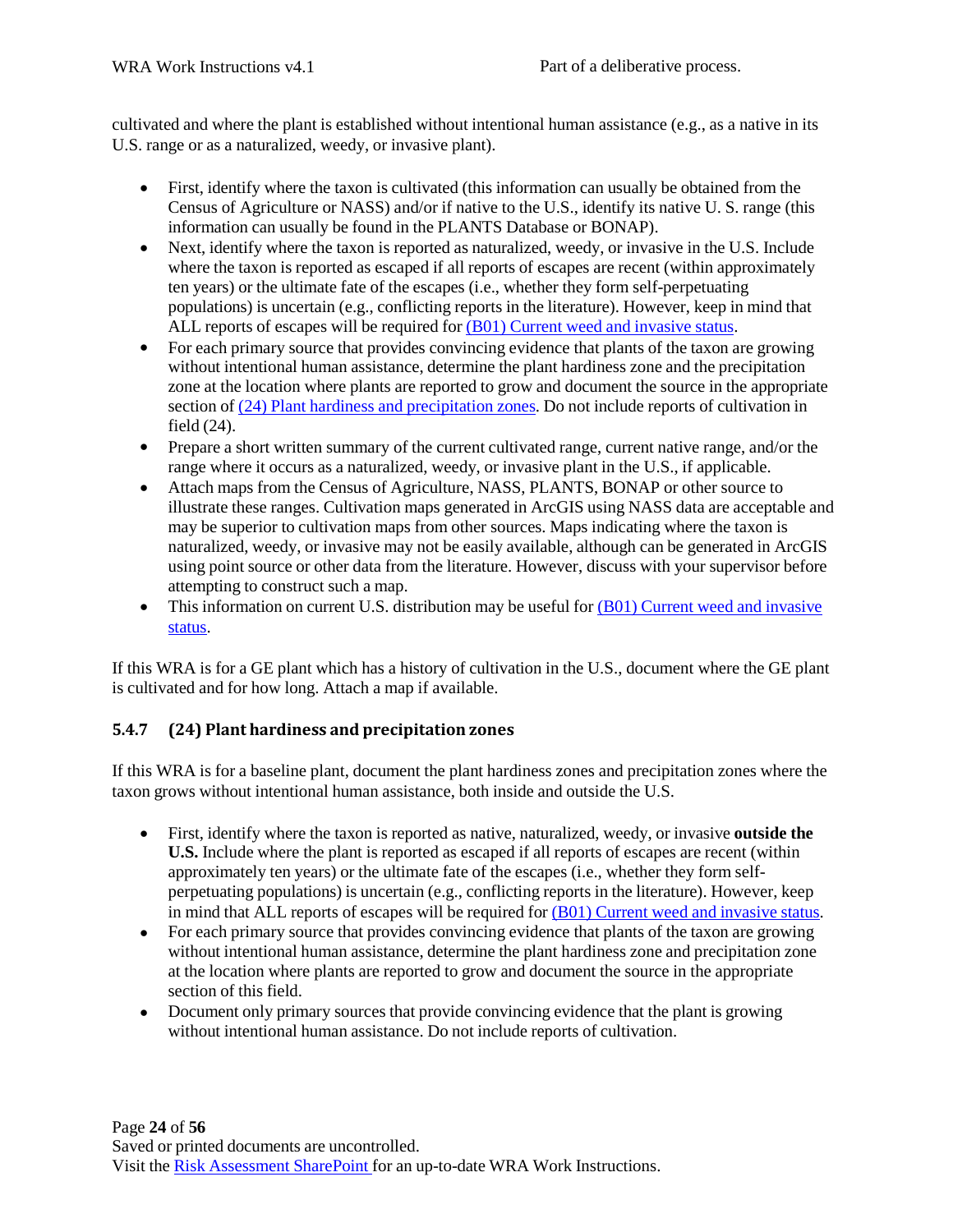cultivated and where the plant is established without intentional human assistance (e.g., as a native in its U.S. range or as a naturalized, weedy, or invasive plant).

- First, identify where the taxon is cultivated (this information can usually be obtained from the Census of Agriculture or NASS) and/or if native to the U.S., identify its native U. S. range (this information can usually be found in the PLANTS Database or BONAP).
- Next, identify where the taxon is reported as naturalized, weedy, or invasive in the U.S. Include where the taxon is reported as escaped if all reports of escapes are recent (within approximately ten years) or the ultimate fate of the escapes (i.e., whether they form self-perpetuating populations) is uncertain (e.g., conflicting reports in the literature). However, keep in mind that ALL reports of escapes will be required for (B01) Current weed and invasive status.
- For each primary source that provides convincing evidence that plants of the taxon are growing without intentional human assistance, determine the plant hardiness zone and the precipitation zone at the location where plants are reported to grow and document the source in the appropriate section of (24) Plant hardiness and precipitation zones. Do not include reports of cultivation in field (24).
- Prepare a short written summary of the current cultivated range, current native range, and/or the range where it occurs as a naturalized, weedy, or invasive plant in the U.S., if applicable.
- Attach maps from the Census of Agriculture, NASS, PLANTS, BONAP or other source to illustrate these ranges. Cultivation maps generated in ArcGIS using NASS data are acceptable and may be superior to cultivation maps from other sources. Maps indicating where the taxon is naturalized, weedy, or invasive may not be easily available, although can be generated in ArcGIS using point source or other data from the literature. However, discuss with your supervisor before attempting to construct such a map.
- This information on current U.S. distribution may be useful for (B01) Current weed and invasive status.

If this WRA is for a GE plant which has a history of cultivation in the U.S., document where the GE plant is cultivated and for how long. Attach a map if available.

### 5.4.7 (24) Plant hardiness and precipitation zones

If this WRA is for a baseline plant, document the plant hardiness zones and precipitation zones where the taxon grows without intentional human assistance, both inside and outside the U.S.

- First, identify where the taxon is reported as native, naturalized, weedy, or invasive **outside the U.S.** Include where the plant is reported as escaped if all reports of escapes are recent (within approximately ten years) or the ultimate fate of the escapes (i.e., whether they form self-perpetuating populations) is uncertain (e.g., conflicting reports in the literature). However, keep in mind that ALL reports of escapes will be required for (B01) Current weed and invasive status.
- For each primary source that provides convincing evidence that plants of the taxon are growing without intentional human assistance, determine the plant hardiness zone and precipitation zone at the location where plants are reported to grow and document the source in the appropriate section of this field.
- Document only primary sources that provide convincing evidence that the plant is growing without intentional human assistance. Do not include reports of cultivation.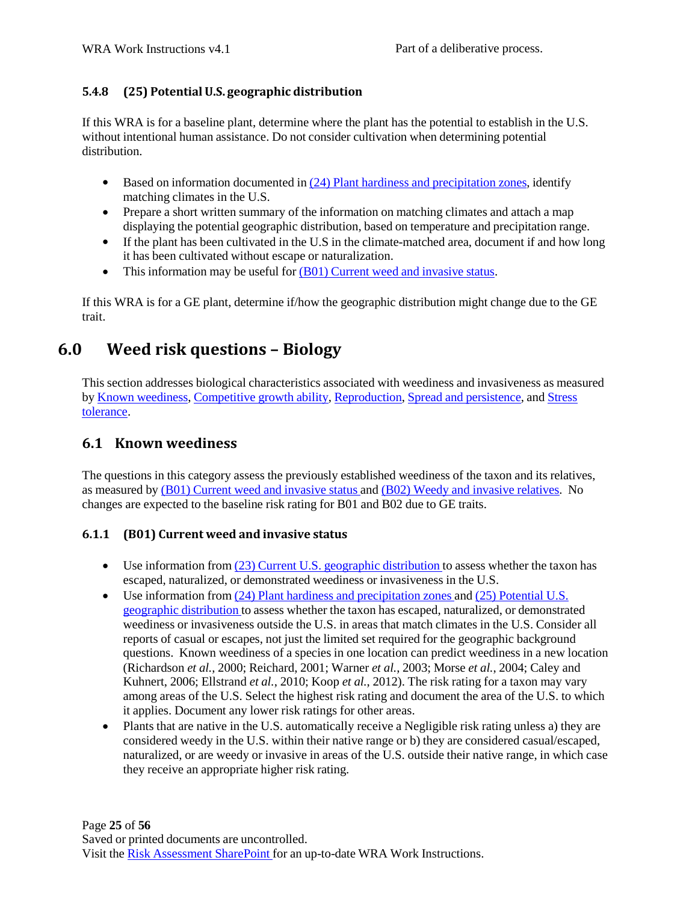### 5.4.8 (25) Potential U.S. geographic distribution

If this WRA is for a baseline plant, determine where the plant has the potential to establish in the U.S. without intentional human assistance. Do not consider cultivation when determining potential distribution.

- Based on information documented in (24) Plant hardiness and precipitation zones, identify matching climates in the U.S.
- Prepare a short written summary of the information on matching climates and attach a map displaying the potential geographic distribution, based on temperature and precipitation range.
- If the plant has been cultivated in the U.S in the climate-matched area, document if and how long it has been cultivated without escape or naturalization.
- This information may be useful for (B01) Current weed and invasive status.

If this WRA is for a GE plant, determine if/how the geographic distribution might change due to the GE trait.

# 6.0 Weed risk questions – Biology

This section addresses biological characteristics associated with weediness and invasiveness as measured by Known weediness, Competitive growth ability, Reproduction, Spread and persistence, and Stress tolerance.

## 6.1 Known weediness

The questions in this category assess the previously established weediness of the taxon and its relatives, as measured by (B01) Current weed and invasive status and (B02) Weedy and invasive relatives. No changes are expected to the baseline risk rating for B01 and B02 due to GE traits.

### 6.1.1 (B01) Current weed and invasive status

- Use information from (23) Current U.S. geographic distribution to assess whether the taxon has escaped, naturalized, or demonstrated weediness or invasiveness in the U.S.
- Use information from (24) Plant hardiness and precipitation zones and (25) Potential U.S. geographic distribution to assess whether the taxon has escaped, naturalized, or demonstrated weediness or invasiveness outside the U.S. in areas that match climates in the U.S. Consider all reports of casual or escapes, not just the limited set required for the geographic background questions. Known weediness of a species in one location can predict weediness in a new location (Richardson *et al.*, 2000; Reichard, 2001; Warner *et al.*, 2003; Morse *et al.*, 2004; Caley and Kuhnert, 2006; Ellstrand *et al.*, 2010; Koop *et al.*, 2012). The risk rating for a taxon may vary among areas of the U.S. Select the highest risk rating and document the area of the U.S. to which it applies. Document any lower risk ratings for other areas.
- Plants that are native in the U.S. automatically receive a Negligible risk rating unless a) they are considered weedy in the U.S. within their native range or b) they are considered casual/escaped, naturalized, or are weedy or invasive in areas of the U.S. outside their native range, in which case they receive an appropriate higher risk rating.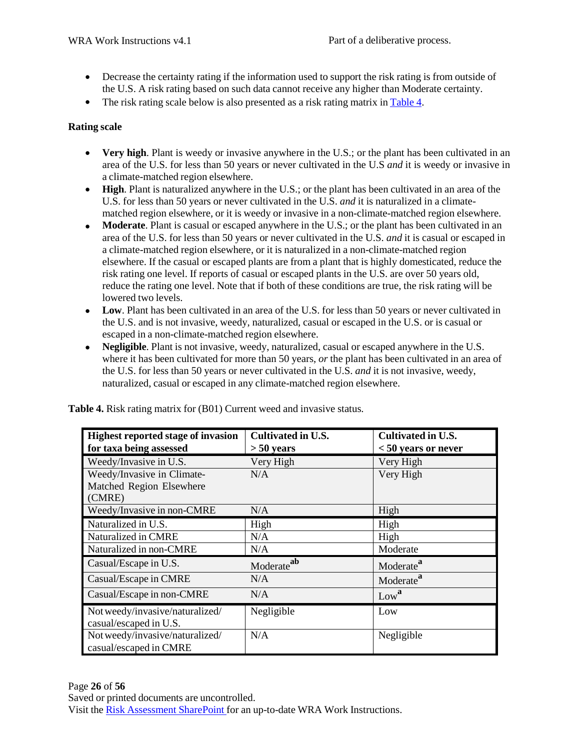- Decrease the certainty rating if the information used to support the risk rating is from outside of the U.S. A risk rating based on such data cannot receive any higher than Moderate certainty.
- The risk rating scale below is also presented as a risk rating matrix in Table 4.

**Rating scale**

- **Very high**. Plant is weedy or invasive anywhere in the U.S.; or the plant has been cultivated in an area of the U.S. for less than 50 years or never cultivated in the U.S *and* it is weedy or invasive in a climate-matched region elsewhere.
- **High**. Plant is naturalized anywhere in the U.S.; or the plant has been cultivated in an area of the U.S. for less than 50 years or never cultivated in the U.S. *and* it is naturalized in a climate-matched region elsewhere, or it is weedy or invasive in a non-climate-matched region elsewhere.
- **Moderate**. Plant is casual or escaped anywhere in the U.S.; or the plant has been cultivated in an area of the U.S. for less than 50 years or never cultivated in the U.S. *and* it is casual or escaped in a climate-matched region elsewhere, or it is naturalized in a non-climate-matched region elsewhere. If the casual or escaped plants are from a plant that is highly domesticated, reduce the risk rating one level. If reports of casual or escaped plants in the U.S. are over 50 years old, reduce the rating one level. Note that if both of these conditions are true, the risk rating will be lowered two levels.
- **Low**. Plant has been cultivated in an area of the U.S. for less than 50 years or never cultivated in the U.S. and is not invasive, weedy, naturalized, casual or escaped in the U.S. or is casual or escaped in a non-climate-matched region elsewhere.
- **Negligible**. Plant is not invasive, weedy, naturalized, casual or escaped anywhere in the U.S. where it has been cultivated for more than 50 years, *or* the plant has been cultivated in an area of the U.S. for less than 50 years or never cultivated in the U.S. *and* it is not invasive, weedy, naturalized, casual or escaped in any climate-matched region elsewhere.

**Table 4.** Risk rating matrix for (B01) Current weed and invasive status.

| Highest reported stage of invasion for taxa being assessed | Cultivated in U.S. > 50 years | Cultivated in U.S. < 50 years or never |
|---|---|---|
| Weedy/Invasive in U.S. | Very High | Very High |
| Weedy/Invasive in Climate-Matched Region Elsewhere (CMRE) | N/A | Very High |
| Weedy/Invasive in non-CMRE | N/A | High |
| Naturalized in U.S. | High | High |
| Naturalized in CMRE | N/A | High |
| Naturalized in non-CMRE | N/A | Moderate |
| Casual/Escape in U.S. | Moderate[ab] | Moderate[a] |
| Casual/Escape in CMRE | N/A | Moderate[a] |
| Casual/Escape in non-CMRE | N/A | Low[a] |
| Not weedy/invasive/naturalized/ casual/escaped in U.S. | Negligible | Low |
| Not weedy/invasive/naturalized/ casual/escaped in CMRE | N/A | Negligible |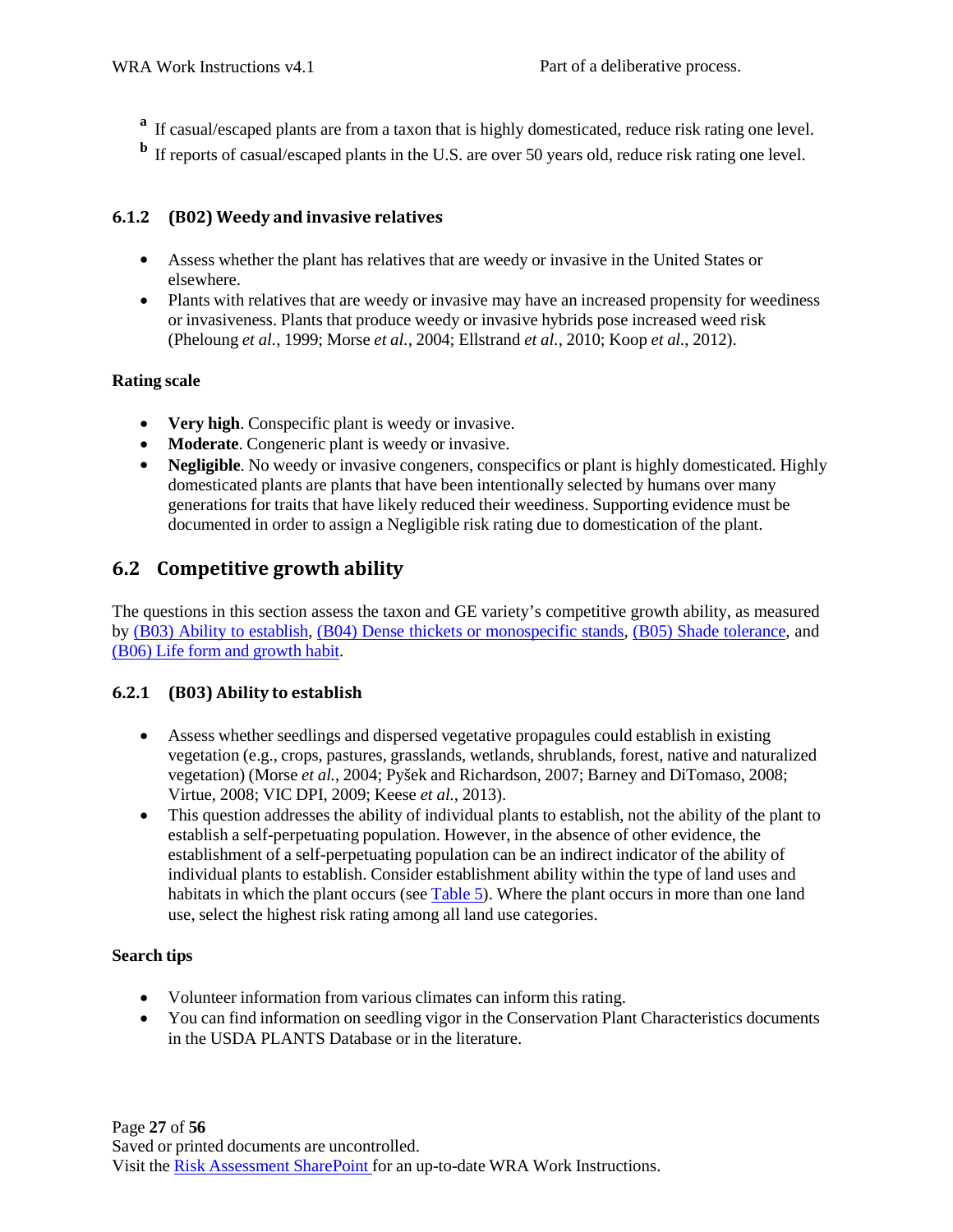[a] If casual/escaped plants are from a taxon that is highly domesticated, reduce risk rating one level.

[b] If reports of casual/escaped plants in the U.S. are over 50 years old, reduce risk rating one level.

### 6.1.2 (B02) Weedy and invasive relatives

- Assess whether the plant has relatives that are weedy or invasive in the United States or elsewhere.
- Plants with relatives that are weedy or invasive may have an increased propensity for weediness or invasiveness. Plants that produce weedy or invasive hybrids pose increased weed risk (Pheloung *et al.*, 1999; Morse *et al.*, 2004; Ellstrand *et al.*, 2010; Koop *et al.*, 2012).

**Rating scale**

- **Very high**. Conspecific plant is weedy or invasive.
- **Moderate**. Congeneric plant is weedy or invasive.
- **Negligible**. No weedy or invasive congeners, conspecifics or plant is highly domesticated. Highly domesticated plants are plants that have been intentionally selected by humans over many generations for traits that have likely reduced their weediness. Supporting evidence must be documented in order to assign a Negligible risk rating due to domestication of the plant.

## 6.2 Competitive growth ability

The questions in this section assess the taxon and GE variety's competitive growth ability, as measured by (B03) Ability to establish, (B04) Dense thickets or monospecific stands, (B05) Shade tolerance, and (B06) Life form and growth habit.

### 6.2.1 (B03) Ability to establish

- Assess whether seedlings and dispersed vegetative propagules could establish in existing vegetation (e.g., crops, pastures, grasslands, wetlands, shrublands, forest, native and naturalized vegetation) (Morse *et al.*, 2004; Pyšek and Richardson, 2007; Barney and DiTomaso, 2008; Virtue, 2008; VIC DPI, 2009; Keese *et al.*, 2013).
- This question addresses the ability of individual plants to establish, not the ability of the plant to establish a self-perpetuating population. However, in the absence of other evidence, the establishment of a self-perpetuating population can be an indirect indicator of the ability of individual plants to establish. Consider establishment ability within the type of land uses and habitats in which the plant occurs (see Table 5). Where the plant occurs in more than one land use, select the highest risk rating among all land use categories.

**Search tips**

- Volunteer information from various climates can inform this rating.
- You can find information on seedling vigor in the Conservation Plant Characteristics documents in the USDA PLANTS Database or in the literature.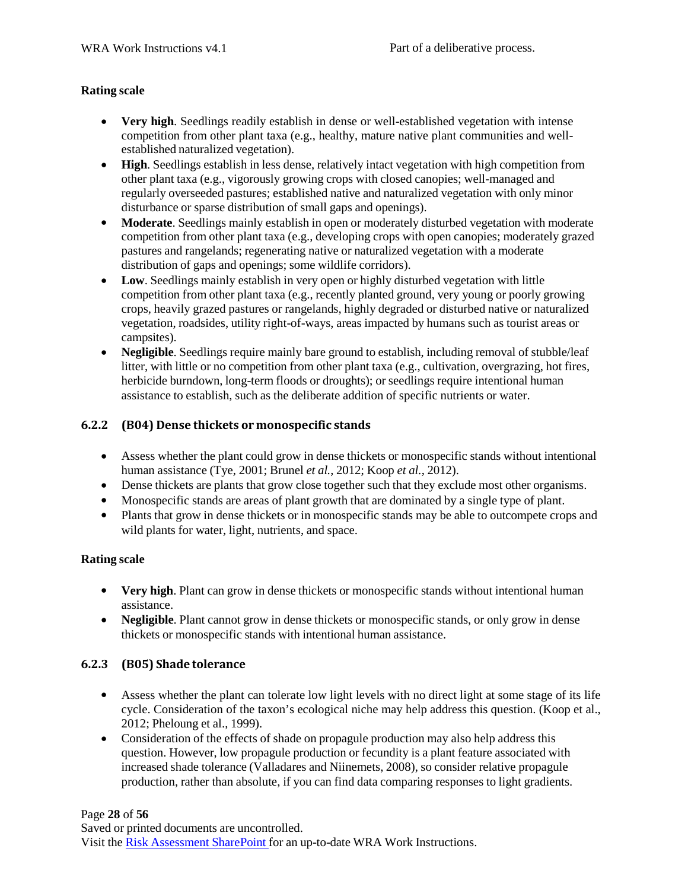**Rating scale**

- **Very high**. Seedlings readily establish in dense or well-established vegetation with intense competition from other plant taxa (e.g., healthy, mature native plant communities and well-established naturalized vegetation).
- **High**. Seedlings establish in less dense, relatively intact vegetation with high competition from other plant taxa (e.g., vigorously growing crops with closed canopies; well-managed and regularly overseeded pastures; established native and naturalized vegetation with only minor disturbance or sparse distribution of small gaps and openings).
- **Moderate**. Seedlings mainly establish in open or moderately disturbed vegetation with moderate competition from other plant taxa (e.g., developing crops with open canopies; moderately grazed pastures and rangelands; regenerating native or naturalized vegetation with a moderate distribution of gaps and openings; some wildlife corridors).
- **Low**. Seedlings mainly establish in very open or highly disturbed vegetation with little competition from other plant taxa (e.g., recently planted ground, very young or poorly growing crops, heavily grazed pastures or rangelands, highly degraded or disturbed native or naturalized vegetation, roadsides, utility right-of-ways, areas impacted by humans such as tourist areas or campsites).
- **Negligible**. Seedlings require mainly bare ground to establish, including removal of stubble/leaf litter, with little or no competition from other plant taxa (e.g., cultivation, overgrazing, hot fires, herbicide burndown, long-term floods or droughts); or seedlings require intentional human assistance to establish, such as the deliberate addition of specific nutrients or water.

### 6.2.2 (B04) Dense thickets or monospecific stands

- Assess whether the plant could grow in dense thickets or monospecific stands without intentional human assistance (Tye, 2001; Brunel *et al.*, 2012; Koop *et al.*, 2012).
- Dense thickets are plants that grow close together such that they exclude most other organisms.
- Monospecific stands are areas of plant growth that are dominated by a single type of plant.
- Plants that grow in dense thickets or in monospecific stands may be able to outcompete crops and wild plants for water, light, nutrients, and space.

**Rating scale**

- **Very high**. Plant can grow in dense thickets or monospecific stands without intentional human assistance.
- **Negligible**. Plant cannot grow in dense thickets or monospecific stands, or only grow in dense thickets or monospecific stands with intentional human assistance.

### 6.2.3 (B05) Shade tolerance

- Assess whether the plant can tolerate low light levels with no direct light at some stage of its life cycle. Consideration of the taxon's ecological niche may help address this question. (Koop et al., 2012; Pheloung et al., 1999).
- Consideration of the effects of shade on propagule production may also help address this question. However, low propagule production or fecundity is a plant feature associated with increased shade tolerance (Valladares and Niinemets, 2008), so consider relative propagule production, rather than absolute, if you can find data comparing responses to light gradients.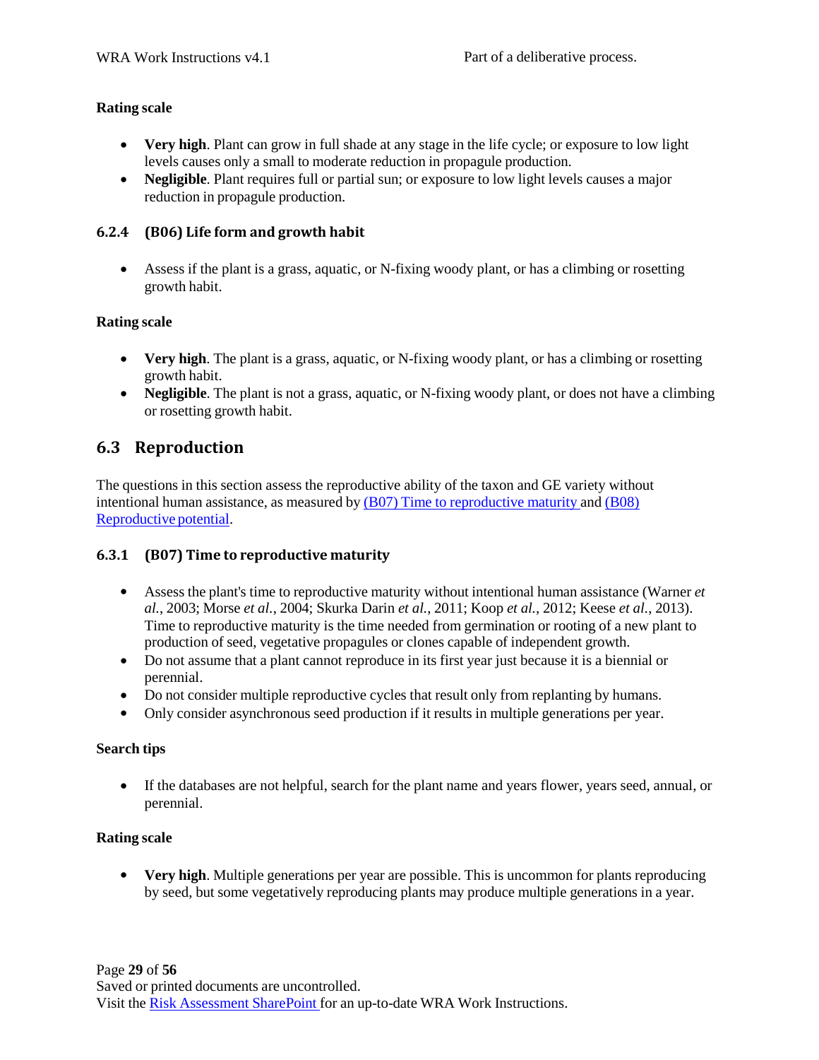**Rating scale**

- **Very high**. Plant can grow in full shade at any stage in the life cycle; or exposure to low light levels causes only a small to moderate reduction in propagule production.
- **Negligible**. Plant requires full or partial sun; or exposure to low light levels causes a major reduction in propagule production.

### 6.2.4 (B06) Life form and growth habit

- Assess if the plant is a grass, aquatic, or N-fixing woody plant, or has a climbing or rosetting growth habit.

**Rating scale**

- **Very high**. The plant is a grass, aquatic, or N-fixing woody plant, or has a climbing or rosetting growth habit.
- **Negligible**. The plant is not a grass, aquatic, or N-fixing woody plant, or does not have a climbing or rosetting growth habit.

## 6.3 Reproduction

The questions in this section assess the reproductive ability of the taxon and GE variety without intentional human assistance, as measured by (B07) Time to reproductive maturity and (B08) Reproductive potential.

### 6.3.1 (B07) Time to reproductive maturity

- Assess the plant's time to reproductive maturity without intentional human assistance (Warner *et al.*, 2003; Morse *et al.*, 2004; Skurka Darin *et al.*, 2011; Koop *et al.*, 2012; Keese *et al.*, 2013). Time to reproductive maturity is the time needed from germination or rooting of a new plant to production of seed, vegetative propagules or clones capable of independent growth.
- Do not assume that a plant cannot reproduce in its first year just because it is a biennial or perennial.
- Do not consider multiple reproductive cycles that result only from replanting by humans.
- Only consider asynchronous seed production if it results in multiple generations per year.

**Search tips**

- If the databases are not helpful, search for the plant name and years flower, years seed, annual, or perennial.

**Rating scale**

- **Very high**. Multiple generations per year are possible. This is uncommon for plants reproducing by seed, but some vegetatively reproducing plants may produce multiple generations in a year.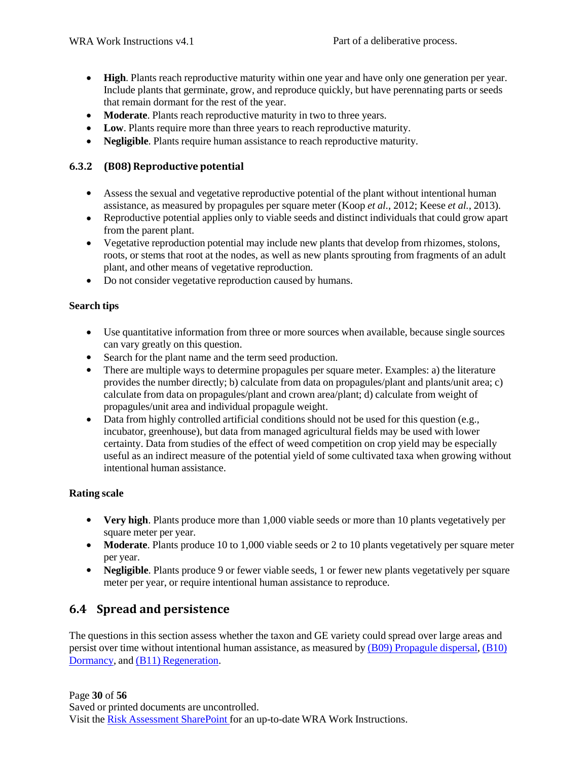- **High**. Plants reach reproductive maturity within one year and have only one generation per year. Include plants that germinate, grow, and reproduce quickly, but have perennating parts or seeds that remain dormant for the rest of the year.
- **Moderate**. Plants reach reproductive maturity in two to three years.
- **Low**. Plants require more than three years to reach reproductive maturity.
- **Negligible**. Plants require human assistance to reach reproductive maturity.

### 6.3.2 (B08) Reproductive potential

- Assess the sexual and vegetative reproductive potential of the plant without intentional human assistance, as measured by propagules per square meter (Koop *et al.*, 2012; Keese *et al.*, 2013).
- Reproductive potential applies only to viable seeds and distinct individuals that could grow apart from the parent plant.
- Vegetative reproduction potential may include new plants that develop from rhizomes, stolons, roots, or stems that root at the nodes, as well as new plants sprouting from fragments of an adult plant, and other means of vegetative reproduction.
- Do not consider vegetative reproduction caused by humans.

**Search tips**

- Use quantitative information from three or more sources when available, because single sources can vary greatly on this question.
- Search for the plant name and the term seed production.
- There are multiple ways to determine propagules per square meter. Examples: a) the literature provides the number directly; b) calculate from data on propagules/plant and plants/unit area; c) calculate from data on propagules/plant and crown area/plant; d) calculate from weight of propagules/unit area and individual propagule weight.
- Data from highly controlled artificial conditions should not be used for this question (e.g., incubator, greenhouse), but data from managed agricultural fields may be used with lower certainty. Data from studies of the effect of weed competition on crop yield may be especially useful as an indirect measure of the potential yield of some cultivated taxa when growing without intentional human assistance.

**Rating scale**

- **Very high**. Plants produce more than 1,000 viable seeds or more than 10 plants vegetatively per square meter per year.
- **Moderate**. Plants produce 10 to 1,000 viable seeds or 2 to 10 plants vegetatively per square meter per year.
- **Negligible**. Plants produce 9 or fewer viable seeds, 1 or fewer new plants vegetatively per square meter per year, or require intentional human assistance to reproduce.

## 6.4 Spread and persistence

The questions in this section assess whether the taxon and GE variety could spread over large areas and persist over time without intentional human assistance, as measured by (B09) Propagule dispersal, (B10) Dormancy, and (B11) Regeneration.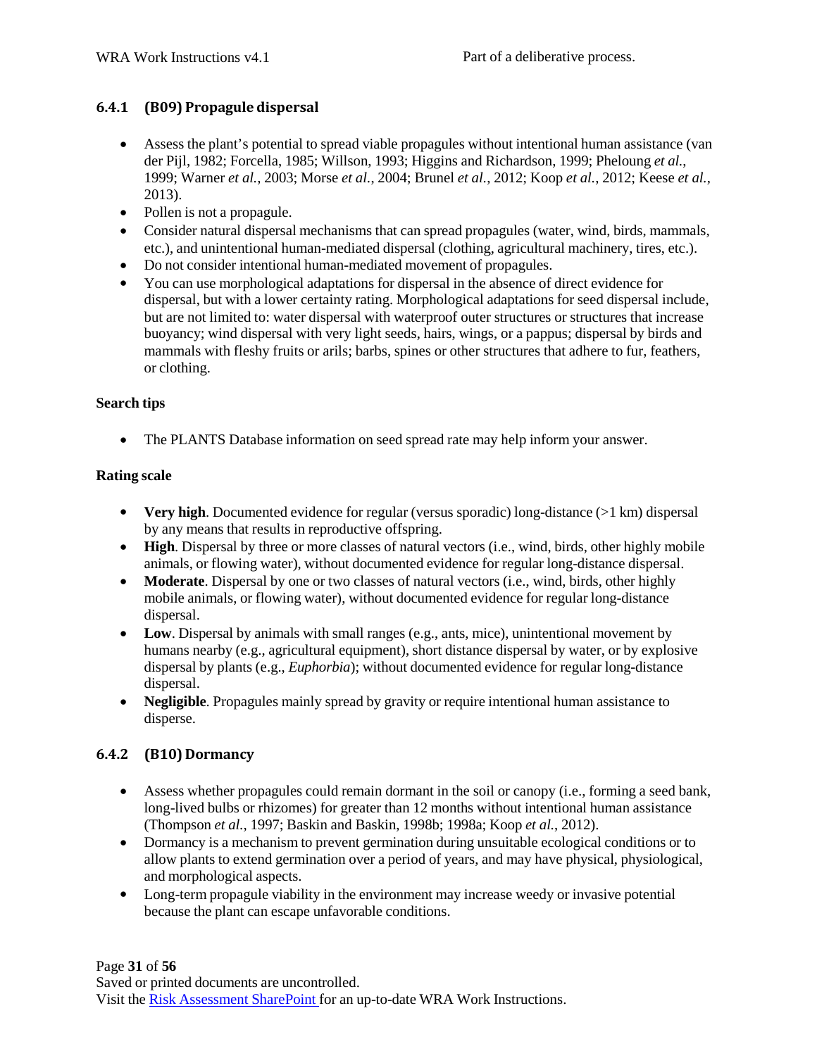### 6.4.1 (B09) Propagule dispersal

- Assess the plant's potential to spread viable propagules without intentional human assistance (van der Pijl, 1982; Forcella, 1985; Willson, 1993; Higgins and Richardson, 1999; Pheloung *et al.*, 1999; Warner *et al.*, 2003; Morse *et al.*, 2004; Brunel *et al.*, 2012; Koop *et al.*, 2012; Keese *et al.*, 2013).
- Pollen is not a propagule.
- Consider natural dispersal mechanisms that can spread propagules (water, wind, birds, mammals, etc.), and unintentional human-mediated dispersal (clothing, agricultural machinery, tires, etc.).
- Do not consider intentional human-mediated movement of propagules.
- You can use morphological adaptations for dispersal in the absence of direct evidence for dispersal, but with a lower certainty rating. Morphological adaptations for seed dispersal include, but are not limited to: water dispersal with waterproof outer structures or structures that increase buoyancy; wind dispersal with very light seeds, hairs, wings, or a pappus; dispersal by birds and mammals with fleshy fruits or arils; barbs, spines or other structures that adhere to fur, feathers, or clothing.

**Search tips**

- The PLANTS Database information on seed spread rate may help inform your answer.

**Rating scale**

- **Very high**. Documented evidence for regular (versus sporadic) long-distance (>1 km) dispersal by any means that results in reproductive offspring.
- **High**. Dispersal by three or more classes of natural vectors (i.e., wind, birds, other highly mobile animals, or flowing water), without documented evidence for regular long-distance dispersal.
- **Moderate**. Dispersal by one or two classes of natural vectors (i.e., wind, birds, other highly mobile animals, or flowing water), without documented evidence for regular long-distance dispersal.
- **Low**. Dispersal by animals with small ranges (e.g., ants, mice), unintentional movement by humans nearby (e.g., agricultural equipment), short distance dispersal by water, or by explosive dispersal by plants (e.g., *Euphorbia*); without documented evidence for regular long-distance dispersal.
- **Negligible**. Propagules mainly spread by gravity or require intentional human assistance to disperse.

### 6.4.2 (B10) Dormancy

- Assess whether propagules could remain dormant in the soil or canopy (i.e., forming a seed bank, long-lived bulbs or rhizomes) for greater than 12 months without intentional human assistance (Thompson *et al.*, 1997; Baskin and Baskin, 1998b; 1998a; Koop *et al.*, 2012).
- Dormancy is a mechanism to prevent germination during unsuitable ecological conditions or to allow plants to extend germination over a period of years, and may have physical, physiological, and morphological aspects.
- Long-term propagule viability in the environment may increase weedy or invasive potential because the plant can escape unfavorable conditions.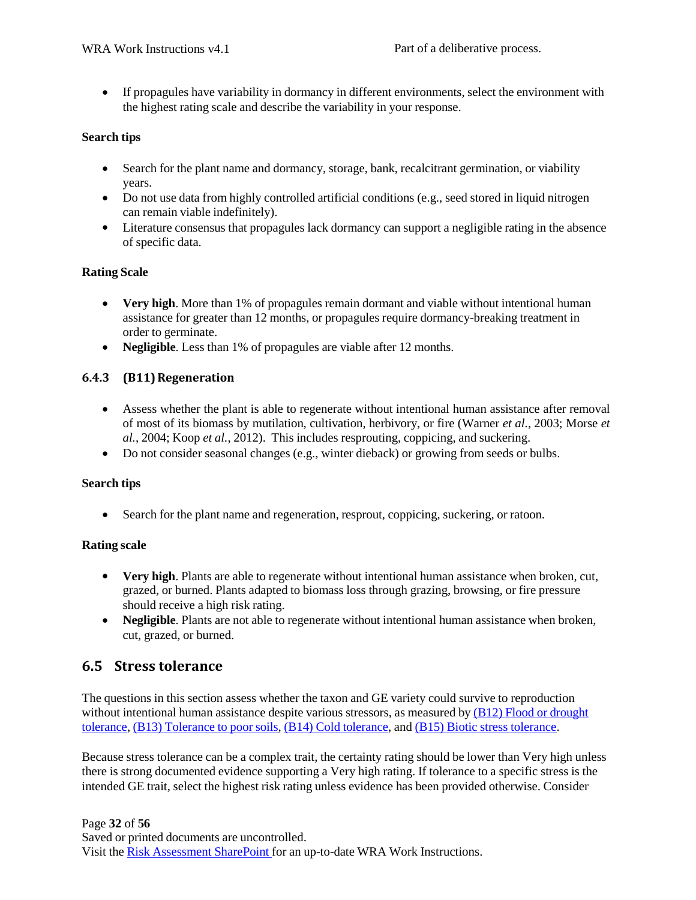- If propagules have variability in dormancy in different environments, select the environment with the highest rating scale and describe the variability in your response.

**Search tips**

- Search for the plant name and dormancy, storage, bank, recalcitrant germination, or viability years.
- Do not use data from highly controlled artificial conditions (e.g., seed stored in liquid nitrogen can remain viable indefinitely).
- Literature consensus that propagules lack dormancy can support a negligible rating in the absence of specific data.

**Rating Scale**

- **Very high**. More than 1% of propagules remain dormant and viable without intentional human assistance for greater than 12 months, or propagules require dormancy-breaking treatment in order to germinate.
- **Negligible**. Less than 1% of propagules are viable after 12 months.

### 6.4.3 (B11) Regeneration

- Assess whether the plant is able to regenerate without intentional human assistance after removal of most of its biomass by mutilation, cultivation, herbivory, or fire (Warner *et al.*, 2003; Morse *et al.*, 2004; Koop *et al.*, 2012). This includes resprouting, coppicing, and suckering.
- Do not consider seasonal changes (e.g., winter dieback) or growing from seeds or bulbs.

**Search tips**

- Search for the plant name and regeneration, resprout, coppicing, suckering, or ratoon.

**Rating scale**

- **Very high**. Plants are able to regenerate without intentional human assistance when broken, cut, grazed, or burned. Plants adapted to biomass loss through grazing, browsing, or fire pressure should receive a high risk rating.
- **Negligible**. Plants are not able to regenerate without intentional human assistance when broken, cut, grazed, or burned.

## 6.5 Stress tolerance

The questions in this section assess whether the taxon and GE variety could survive to reproduction without intentional human assistance despite various stressors, as measured by (B12) Flood or drought tolerance, (B13) Tolerance to poor soils, (B14) Cold tolerance, and (B15) Biotic stress tolerance.

Because stress tolerance can be a complex trait, the certainty rating should be lower than Very high unless there is strong documented evidence supporting a Very high rating. If tolerance to a specific stress is the intended GE trait, select the highest risk rating unless evidence has been provided otherwise. Consider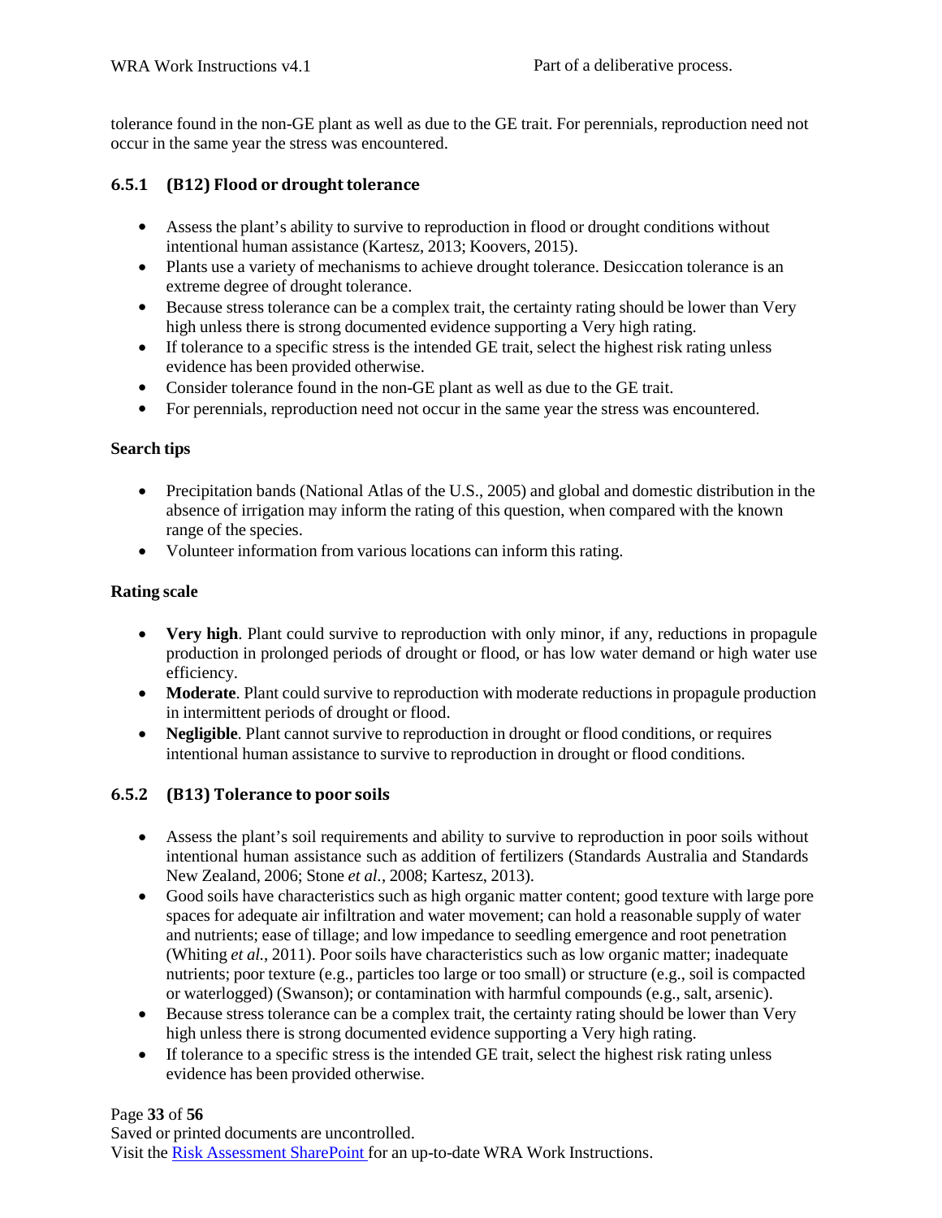tolerance found in the non-GE plant as well as due to the GE trait. For perennials, reproduction need not occur in the same year the stress was encountered.

### 6.5.1 (B12) Flood or drought tolerance

- Assess the plant's ability to survive to reproduction in flood or drought conditions without intentional human assistance (Kartesz, 2013; Koovers, 2015).
- Plants use a variety of mechanisms to achieve drought tolerance. Desiccation tolerance is an extreme degree of drought tolerance.
- Because stress tolerance can be a complex trait, the certainty rating should be lower than Very high unless there is strong documented evidence supporting a Very high rating.
- If tolerance to a specific stress is the intended GE trait, select the highest risk rating unless evidence has been provided otherwise.
- Consider tolerance found in the non-GE plant as well as due to the GE trait.
- For perennials, reproduction need not occur in the same year the stress was encountered.

**Search tips**

- Precipitation bands (National Atlas of the U.S., 2005) and global and domestic distribution in the absence of irrigation may inform the rating of this question, when compared with the known range of the species.
- Volunteer information from various locations can inform this rating.

**Rating scale**

- **Very high**. Plant could survive to reproduction with only minor, if any, reductions in propagule production in prolonged periods of drought or flood, or has low water demand or high water use efficiency.
- **Moderate**. Plant could survive to reproduction with moderate reductions in propagule production in intermittent periods of drought or flood.
- **Negligible**. Plant cannot survive to reproduction in drought or flood conditions, or requires intentional human assistance to survive to reproduction in drought or flood conditions.

### 6.5.2 (B13) Tolerance to poor soils

- Assess the plant's soil requirements and ability to survive to reproduction in poor soils without intentional human assistance such as addition of fertilizers (Standards Australia and Standards New Zealand, 2006; Stone *et al.*, 2008; Kartesz, 2013).
- Good soils have characteristics such as high organic matter content; good texture with large pore spaces for adequate air infiltration and water movement; can hold a reasonable supply of water and nutrients; ease of tillage; and low impedance to seedling emergence and root penetration (Whiting *et al.*, 2011). Poor soils have characteristics such as low organic matter; inadequate nutrients; poor texture (e.g., particles too large or too small) or structure (e.g., soil is compacted or waterlogged) (Swanson); or contamination with harmful compounds (e.g., salt, arsenic).
- Because stress tolerance can be a complex trait, the certainty rating should be lower than Very high unless there is strong documented evidence supporting a Very high rating.
- If tolerance to a specific stress is the intended GE trait, select the highest risk rating unless evidence has been provided otherwise.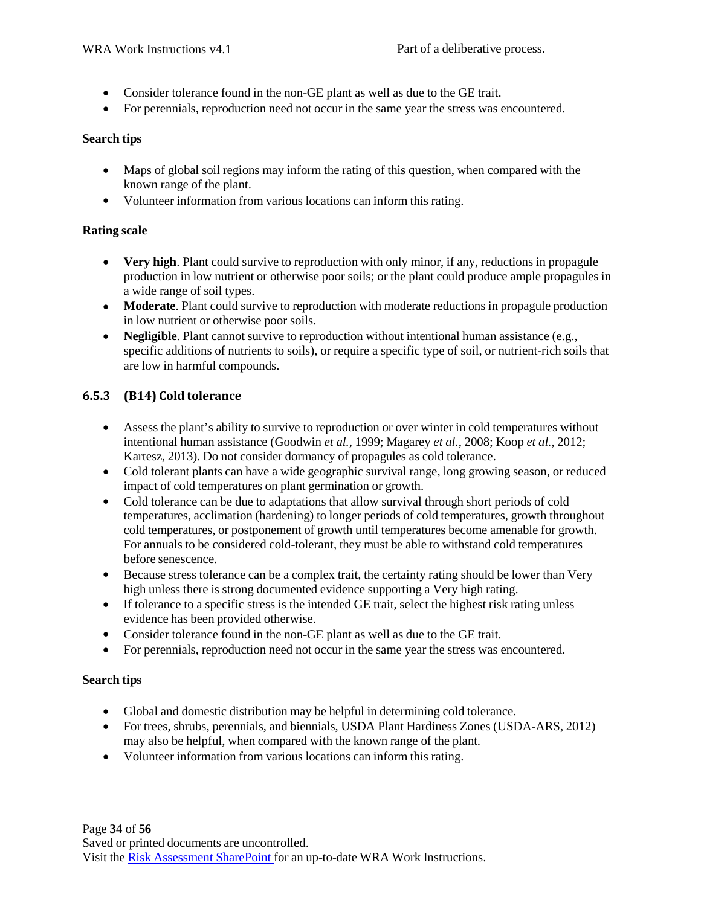- Consider tolerance found in the non-GE plant as well as due to the GE trait.
- For perennials, reproduction need not occur in the same year the stress was encountered.

**Search tips**

- Maps of global soil regions may inform the rating of this question, when compared with the known range of the plant.
- Volunteer information from various locations can inform this rating.

**Rating scale**

- **Very high**. Plant could survive to reproduction with only minor, if any, reductions in propagule production in low nutrient or otherwise poor soils; or the plant could produce ample propagules in a wide range of soil types.
- **Moderate**. Plant could survive to reproduction with moderate reductions in propagule production in low nutrient or otherwise poor soils.
- **Negligible**. Plant cannot survive to reproduction without intentional human assistance (e.g., specific additions of nutrients to soils), or require a specific type of soil, or nutrient-rich soils that are low in harmful compounds.

### 6.5.3 (B14) Cold tolerance

- Assess the plant's ability to survive to reproduction or over winter in cold temperatures without intentional human assistance (Goodwin *et al.*, 1999; Magarey *et al.*, 2008; Koop *et al.*, 2012; Kartesz, 2013). Do not consider dormancy of propagules as cold tolerance.
- Cold tolerant plants can have a wide geographic survival range, long growing season, or reduced impact of cold temperatures on plant germination or growth.
- Cold tolerance can be due to adaptations that allow survival through short periods of cold temperatures, acclimation (hardening) to longer periods of cold temperatures, growth throughout cold temperatures, or postponement of growth until temperatures become amenable for growth. For annuals to be considered cold-tolerant, they must be able to withstand cold temperatures before senescence.
- Because stress tolerance can be a complex trait, the certainty rating should be lower than Very high unless there is strong documented evidence supporting a Very high rating.
- If tolerance to a specific stress is the intended GE trait, select the highest risk rating unless evidence has been provided otherwise.
- Consider tolerance found in the non-GE plant as well as due to the GE trait.
- For perennials, reproduction need not occur in the same year the stress was encountered.

**Search tips**

- Global and domestic distribution may be helpful in determining cold tolerance.
- For trees, shrubs, perennials, and biennials, USDA Plant Hardiness Zones (USDA-ARS, 2012) may also be helpful, when compared with the known range of the plant.
- Volunteer information from various locations can inform this rating.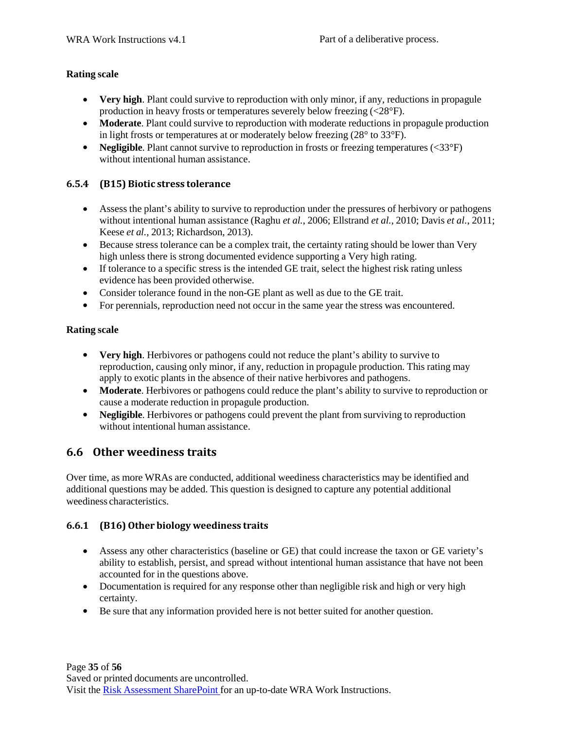**Rating scale**

- **Very high**. Plant could survive to reproduction with only minor, if any, reductions in propagule production in heavy frosts or temperatures severely below freezing (<28°F).
- **Moderate**. Plant could survive to reproduction with moderate reductions in propagule production in light frosts or temperatures at or moderately below freezing (28° to 33°F).
- **Negligible**. Plant cannot survive to reproduction in frosts or freezing temperatures (<33°F) without intentional human assistance.

### 6.5.4 (B15) Biotic stress tolerance

- Assess the plant's ability to survive to reproduction under the pressures of herbivory or pathogens without intentional human assistance (Raghu *et al.*, 2006; Ellstrand *et al.*, 2010; Davis *et al.*, 2011; Keese *et al.*, 2013; Richardson, 2013).
- Because stress tolerance can be a complex trait, the certainty rating should be lower than Very high unless there is strong documented evidence supporting a Very high rating.
- If tolerance to a specific stress is the intended GE trait, select the highest risk rating unless evidence has been provided otherwise.
- Consider tolerance found in the non-GE plant as well as due to the GE trait.
- For perennials, reproduction need not occur in the same year the stress was encountered.

**Rating scale**

- **Very high**. Herbivores or pathogens could not reduce the plant's ability to survive to reproduction, causing only minor, if any, reduction in propagule production. This rating may apply to exotic plants in the absence of their native herbivores and pathogens.
- **Moderate**. Herbivores or pathogens could reduce the plant's ability to survive to reproduction or cause a moderate reduction in propagule production.
- **Negligible**. Herbivores or pathogens could prevent the plant from surviving to reproduction without intentional human assistance.

## 6.6 Other weediness traits

Over time, as more WRAs are conducted, additional weediness characteristics may be identified and additional questions may be added. This question is designed to capture any potential additional weediness characteristics.

### 6.6.1 (B16) Other biology weediness traits

- Assess any other characteristics (baseline or GE) that could increase the taxon or GE variety's ability to establish, persist, and spread without intentional human assistance that have not been accounted for in the questions above.
- Documentation is required for any response other than negligible risk and high or very high certainty.
- Be sure that any information provided here is not better suited for another question.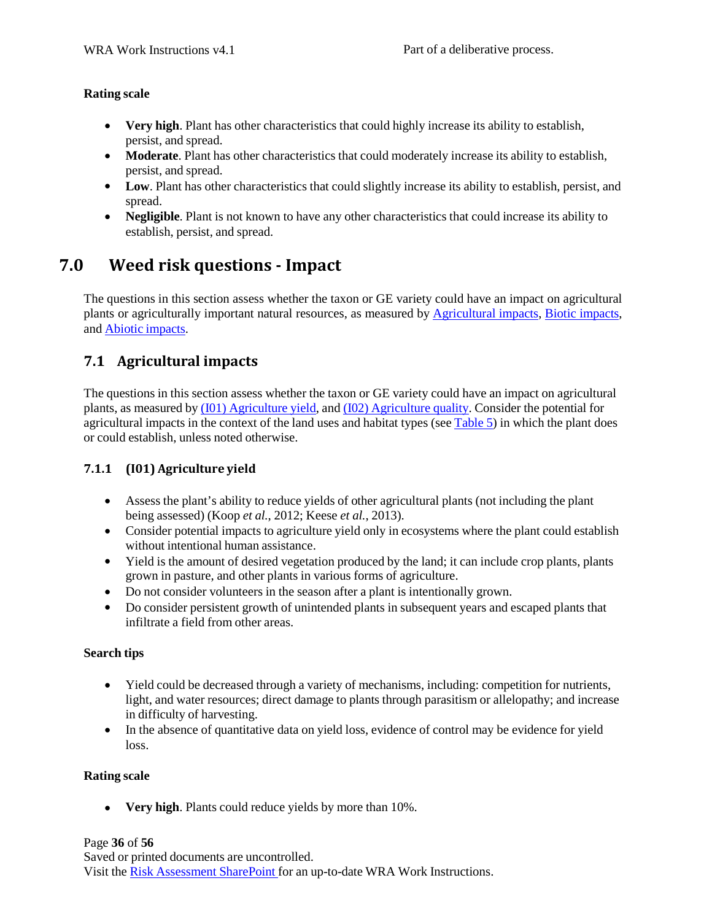**Rating scale**

- **Very high**. Plant has other characteristics that could highly increase its ability to establish, persist, and spread.
- **Moderate**. Plant has other characteristics that could moderately increase its ability to establish, persist, and spread.
- **Low**. Plant has other characteristics that could slightly increase its ability to establish, persist, and spread.
- **Negligible**. Plant is not known to have any other characteristics that could increase its ability to establish, persist, and spread.

# 7.0 Weed risk questions - Impact

The questions in this section assess whether the taxon or GE variety could have an impact on agricultural plants or agriculturally important natural resources, as measured by Agricultural impacts, Biotic impacts, and Abiotic impacts.

## 7.1 Agricultural impacts

The questions in this section assess whether the taxon or GE variety could have an impact on agricultural plants, as measured by (I01) Agriculture yield, and (I02) Agriculture quality. Consider the potential for agricultural impacts in the context of the land uses and habitat types (see Table 5) in which the plant does or could establish, unless noted otherwise.

### 7.1.1 (I01) Agriculture yield

- Assess the plant's ability to reduce yields of other agricultural plants (not including the plant being assessed) (Koop *et al.*, 2012; Keese *et al.*, 2013).
- Consider potential impacts to agriculture yield only in ecosystems where the plant could establish without intentional human assistance.
- Yield is the amount of desired vegetation produced by the land; it can include crop plants, plants grown in pasture, and other plants in various forms of agriculture.
- Do not consider volunteers in the season after a plant is intentionally grown.
- Do consider persistent growth of unintended plants in subsequent years and escaped plants that infiltrate a field from other areas.

**Search tips**

- Yield could be decreased through a variety of mechanisms, including: competition for nutrients, light, and water resources; direct damage to plants through parasitism or allelopathy; and increase in difficulty of harvesting.
- In the absence of quantitative data on yield loss, evidence of control may be evidence for yield loss.

**Rating scale**

- **Very high**. Plants could reduce yields by more than 10%.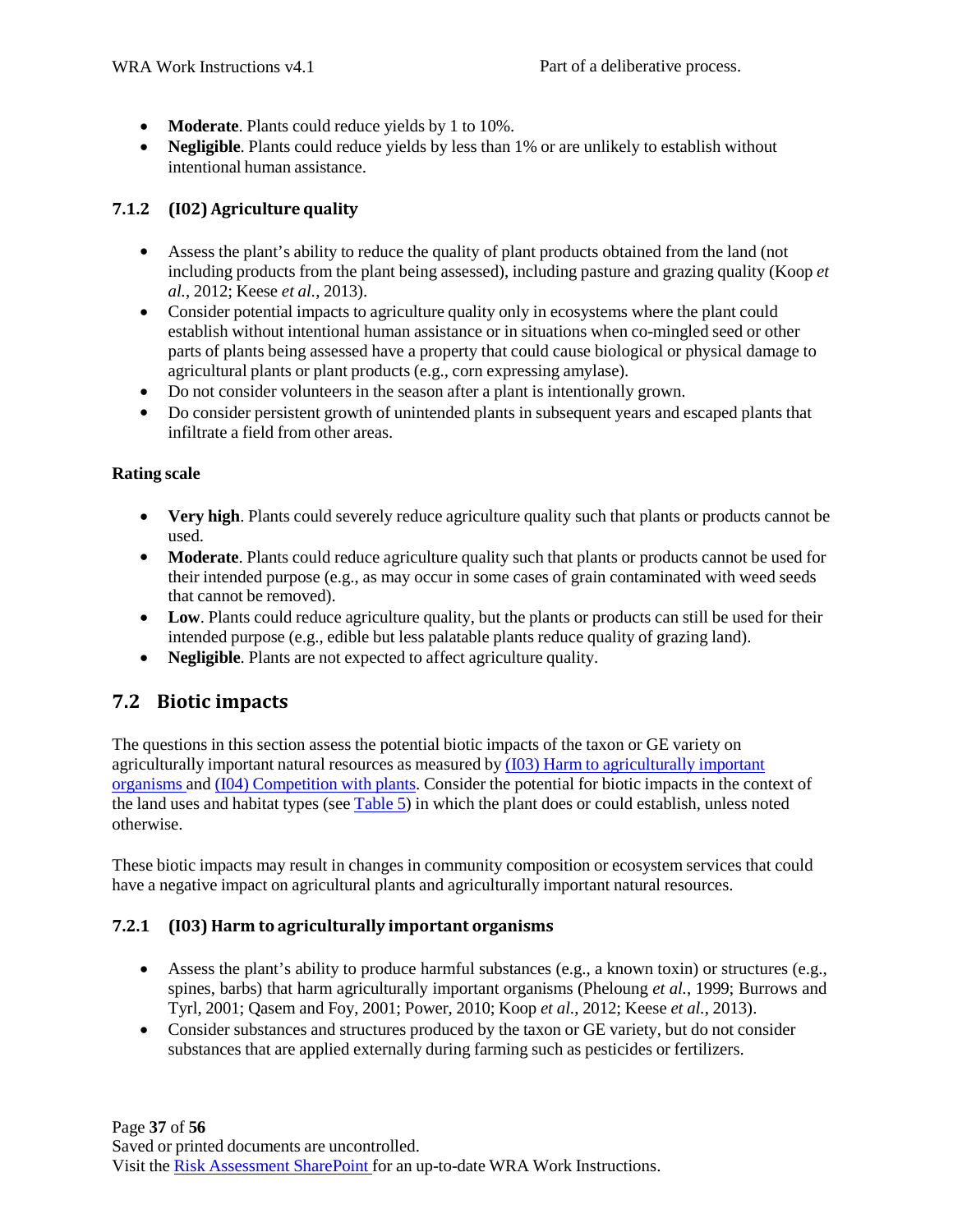- **Moderate**. Plants could reduce yields by 1 to 10%.
- **Negligible**. Plants could reduce yields by less than 1% or are unlikely to establish without intentional human assistance.

### 7.1.2 (I02) Agriculture quality

- Assess the plant's ability to reduce the quality of plant products obtained from the land (not including products from the plant being assessed), including pasture and grazing quality (Koop *et al.*, 2012; Keese *et al.*, 2013).
- Consider potential impacts to agriculture quality only in ecosystems where the plant could establish without intentional human assistance or in situations when co-mingled seed or other parts of plants being assessed have a property that could cause biological or physical damage to agricultural plants or plant products (e.g., corn expressing amylase).
- Do not consider volunteers in the season after a plant is intentionally grown.
- Do consider persistent growth of unintended plants in subsequent years and escaped plants that infiltrate a field from other areas.

**Rating scale**

- **Very high**. Plants could severely reduce agriculture quality such that plants or products cannot be used.
- **Moderate**. Plants could reduce agriculture quality such that plants or products cannot be used for their intended purpose (e.g., as may occur in some cases of grain contaminated with weed seeds that cannot be removed).
- **Low**. Plants could reduce agriculture quality, but the plants or products can still be used for their intended purpose (e.g., edible but less palatable plants reduce quality of grazing land).
- **Negligible**. Plants are not expected to affect agriculture quality.

## 7.2 Biotic impacts

The questions in this section assess the potential biotic impacts of the taxon or GE variety on agriculturally important natural resources as measured by (I03) Harm to agriculturally important organisms and (I04) Competition with plants. Consider the potential for biotic impacts in the context of the land uses and habitat types (see Table 5) in which the plant does or could establish, unless noted otherwise.

These biotic impacts may result in changes in community composition or ecosystem services that could have a negative impact on agricultural plants and agriculturally important natural resources.

### 7.2.1 (I03) Harm to agriculturally important organisms

- Assess the plant's ability to produce harmful substances (e.g., a known toxin) or structures (e.g., spines, barbs) that harm agriculturally important organisms (Pheloung *et al.*, 1999; Burrows and Tyrl, 2001; Qasem and Foy, 2001; Power, 2010; Koop *et al.*, 2012; Keese *et al.*, 2013).
- Consider substances and structures produced by the taxon or GE variety, but do not consider substances that are applied externally during farming such as pesticides or fertilizers.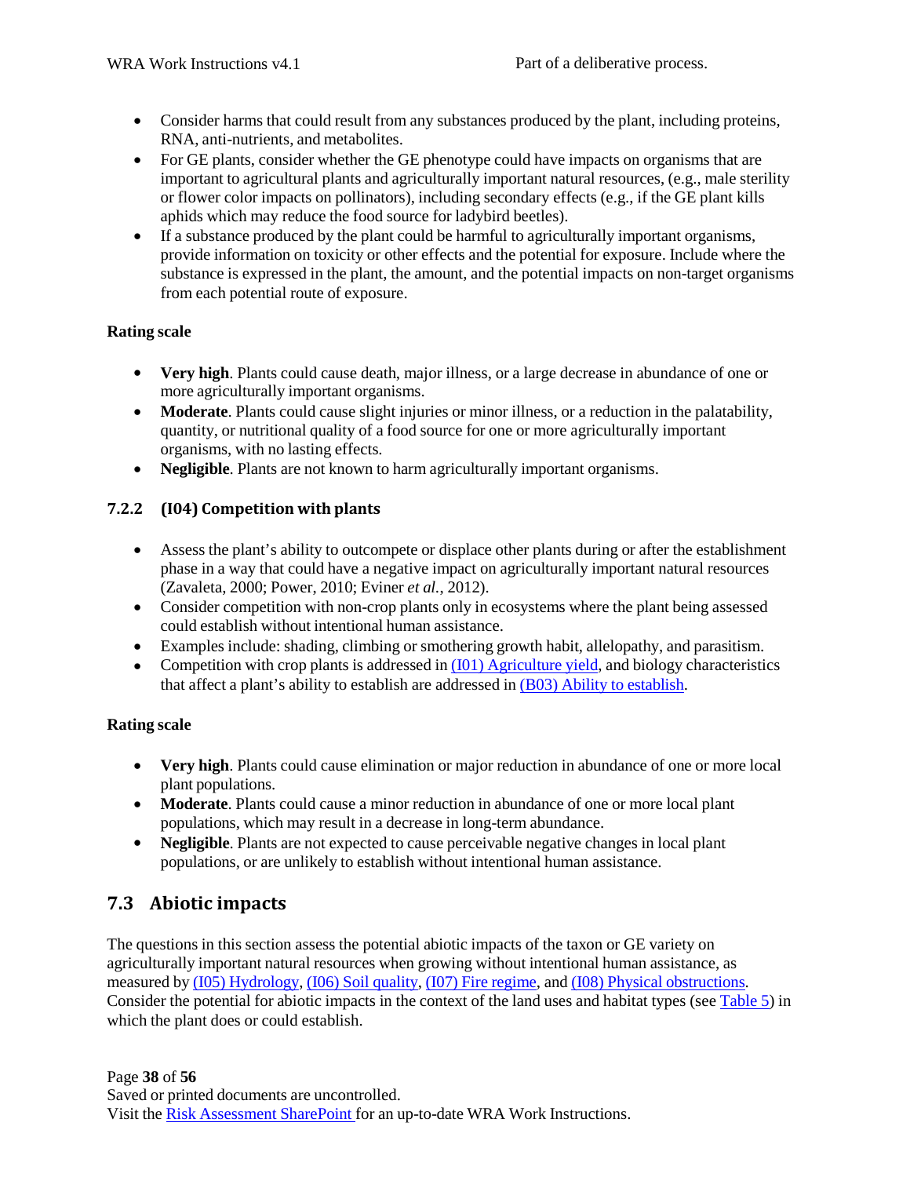- Consider harms that could result from any substances produced by the plant, including proteins, RNA, anti-nutrients, and metabolites.
- For GE plants, consider whether the GE phenotype could have impacts on organisms that are important to agricultural plants and agriculturally important natural resources, (e.g., male sterility or flower color impacts on pollinators), including secondary effects (e.g., if the GE plant kills aphids which may reduce the food source for ladybird beetles).
- If a substance produced by the plant could be harmful to agriculturally important organisms, provide information on toxicity or other effects and the potential for exposure. Include where the substance is expressed in the plant, the amount, and the potential impacts on non-target organisms from each potential route of exposure.

**Rating scale**

- **Very high**. Plants could cause death, major illness, or a large decrease in abundance of one or more agriculturally important organisms.
- **Moderate**. Plants could cause slight injuries or minor illness, or a reduction in the palatability, quantity, or nutritional quality of a food source for one or more agriculturally important organisms, with no lasting effects.
- **Negligible**. Plants are not known to harm agriculturally important organisms.

### 7.2.2 (I04) Competition with plants

- Assess the plant's ability to outcompete or displace other plants during or after the establishment phase in a way that could have a negative impact on agriculturally important natural resources (Zavaleta, 2000; Power, 2010; Eviner *et al.*, 2012).
- Consider competition with non-crop plants only in ecosystems where the plant being assessed could establish without intentional human assistance.
- Examples include: shading, climbing or smothering growth habit, allelopathy, and parasitism.
- Competition with crop plants is addressed in (I01) Agriculture yield, and biology characteristics that affect a plant's ability to establish are addressed in (B03) Ability to establish.

**Rating scale**

- **Very high**. Plants could cause elimination or major reduction in abundance of one or more local plant populations.
- **Moderate**. Plants could cause a minor reduction in abundance of one or more local plant populations, which may result in a decrease in long-term abundance.
- **Negligible**. Plants are not expected to cause perceivable negative changes in local plant populations, or are unlikely to establish without intentional human assistance.

## 7.3 Abiotic impacts

The questions in this section assess the potential abiotic impacts of the taxon or GE variety on agriculturally important natural resources when growing without intentional human assistance, as measured by (I05) Hydrology, (I06) Soil quality, (I07) Fire regime, and (I08) Physical obstructions. Consider the potential for abiotic impacts in the context of the land uses and habitat types (see Table 5) in which the plant does or could establish.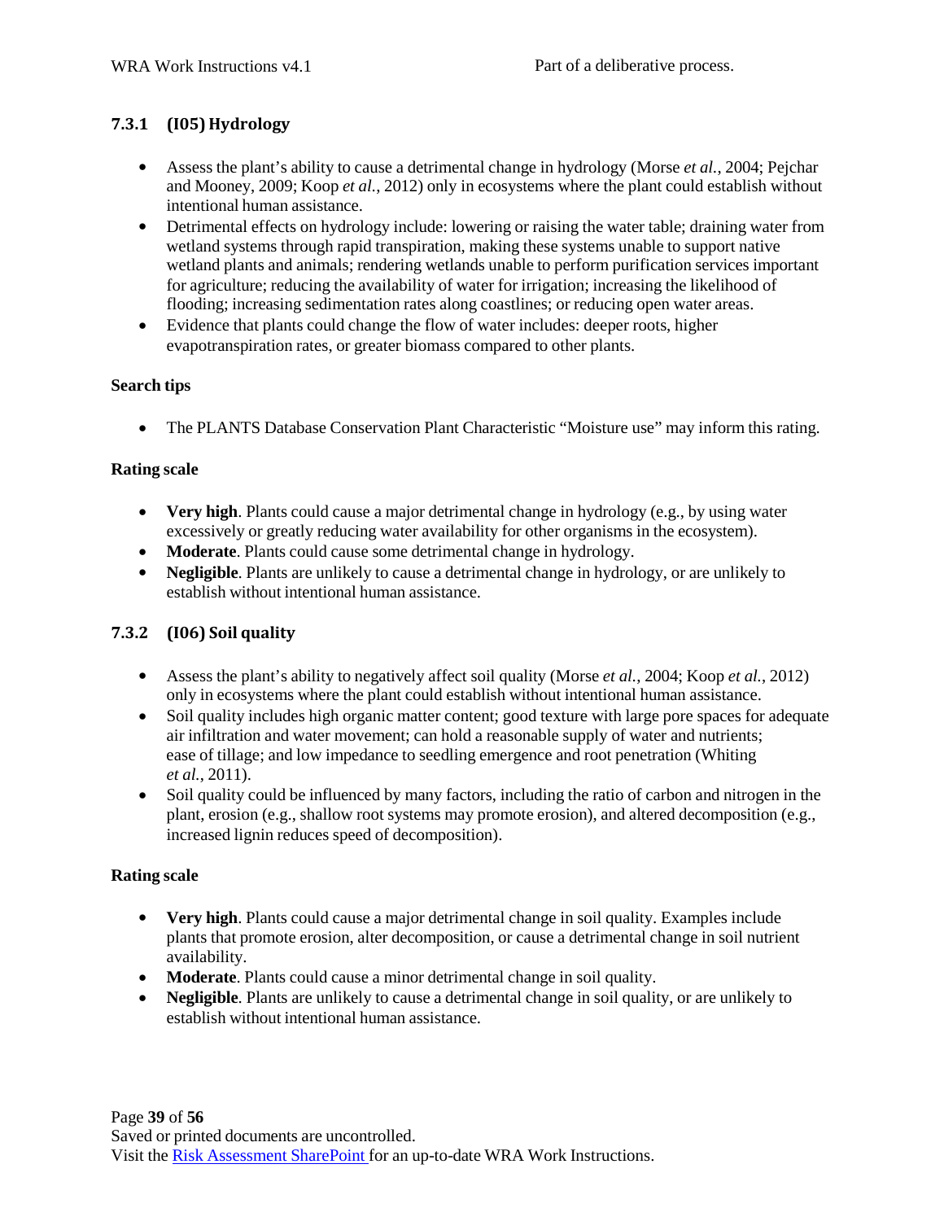### 7.3.1 (I05) Hydrology

- Assess the plant's ability to cause a detrimental change in hydrology (Morse *et al.*, 2004; Pejchar and Mooney, 2009; Koop *et al.*, 2012) only in ecosystems where the plant could establish without intentional human assistance.
- Detrimental effects on hydrology include: lowering or raising the water table; draining water from wetland systems through rapid transpiration, making these systems unable to support native wetland plants and animals; rendering wetlands unable to perform purification services important for agriculture; reducing the availability of water for irrigation; increasing the likelihood of flooding; increasing sedimentation rates along coastlines; or reducing open water areas.
- Evidence that plants could change the flow of water includes: deeper roots, higher evapotranspiration rates, or greater biomass compared to other plants.

**Search tips**

- The PLANTS Database Conservation Plant Characteristic "Moisture use" may inform this rating.

**Rating scale**

- **Very high**. Plants could cause a major detrimental change in hydrology (e.g., by using water excessively or greatly reducing water availability for other organisms in the ecosystem).
- **Moderate**. Plants could cause some detrimental change in hydrology.
- **Negligible**. Plants are unlikely to cause a detrimental change in hydrology, or are unlikely to establish without intentional human assistance.

### 7.3.2 (I06) Soil quality

- Assess the plant's ability to negatively affect soil quality (Morse *et al.*, 2004; Koop *et al.*, 2012) only in ecosystems where the plant could establish without intentional human assistance.
- Soil quality includes high organic matter content; good texture with large pore spaces for adequate air infiltration and water movement; can hold a reasonable supply of water and nutrients; ease of tillage; and low impedance to seedling emergence and root penetration (Whiting *et al.*, 2011).
- Soil quality could be influenced by many factors, including the ratio of carbon and nitrogen in the plant, erosion (e.g., shallow root systems may promote erosion), and altered decomposition (e.g., increased lignin reduces speed of decomposition).

**Rating scale**

- **Very high**. Plants could cause a major detrimental change in soil quality. Examples include plants that promote erosion, alter decomposition, or cause a detrimental change in soil nutrient availability.
- **Moderate**. Plants could cause a minor detrimental change in soil quality.
- **Negligible**. Plants are unlikely to cause a detrimental change in soil quality, or are unlikely to establish without intentional human assistance.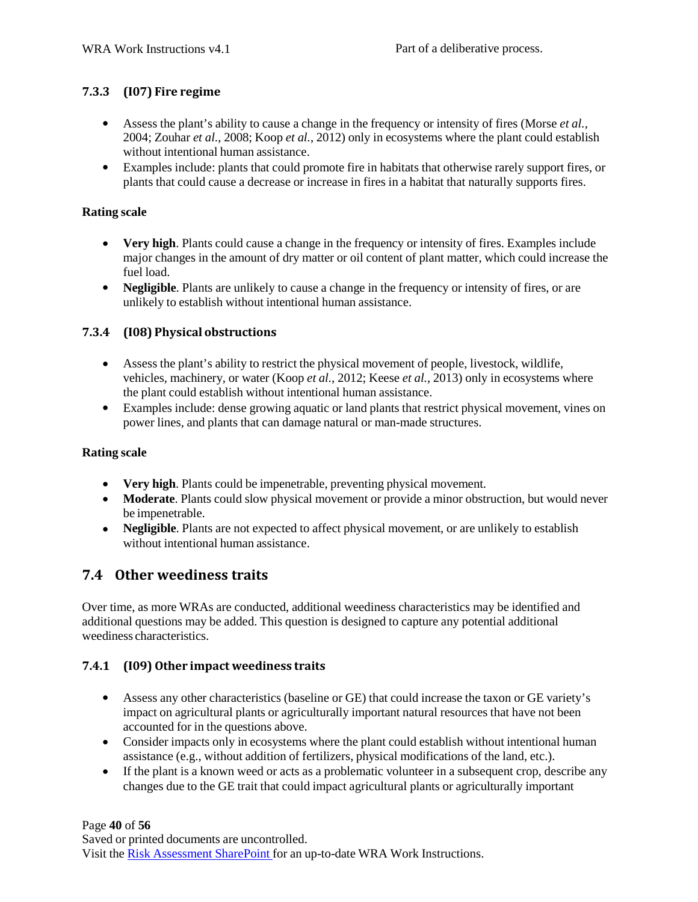### 7.3.3 (I07) Fire regime

- Assess the plant's ability to cause a change in the frequency or intensity of fires (Morse *et al.*, 2004; Zouhar *et al.*, 2008; Koop *et al.*, 2012) only in ecosystems where the plant could establish without intentional human assistance.
- Examples include: plants that could promote fire in habitats that otherwise rarely support fires, or plants that could cause a decrease or increase in fires in a habitat that naturally supports fires.

**Rating scale**

- **Very high**. Plants could cause a change in the frequency or intensity of fires. Examples include major changes in the amount of dry matter or oil content of plant matter, which could increase the fuel load.
- **Negligible**. Plants are unlikely to cause a change in the frequency or intensity of fires, or are unlikely to establish without intentional human assistance.

### 7.3.4 (I08) Physical obstructions

- Assess the plant's ability to restrict the physical movement of people, livestock, wildlife, vehicles, machinery, or water (Koop *et al.*, 2012; Keese *et al.*, 2013) only in ecosystems where the plant could establish without intentional human assistance.
- Examples include: dense growing aquatic or land plants that restrict physical movement, vines on power lines, and plants that can damage natural or man-made structures.

**Rating scale**

- **Very high**. Plants could be impenetrable, preventing physical movement.
- **Moderate**. Plants could slow physical movement or provide a minor obstruction, but would never be impenetrable.
- **Negligible**. Plants are not expected to affect physical movement, or are unlikely to establish without intentional human assistance.

## 7.4 Other weediness traits

Over time, as more WRAs are conducted, additional weediness characteristics may be identified and additional questions may be added. This question is designed to capture any potential additional weediness characteristics.

### 7.4.1 (I09) Other impact weediness traits

- Assess any other characteristics (baseline or GE) that could increase the taxon or GE variety's impact on agricultural plants or agriculturally important natural resources that have not been accounted for in the questions above.
- Consider impacts only in ecosystems where the plant could establish without intentional human assistance (e.g., without addition of fertilizers, physical modifications of the land, etc.).
- If the plant is a known weed or acts as a problematic volunteer in a subsequent crop, describe any changes due to the GE trait that could impact agricultural plants or agriculturally important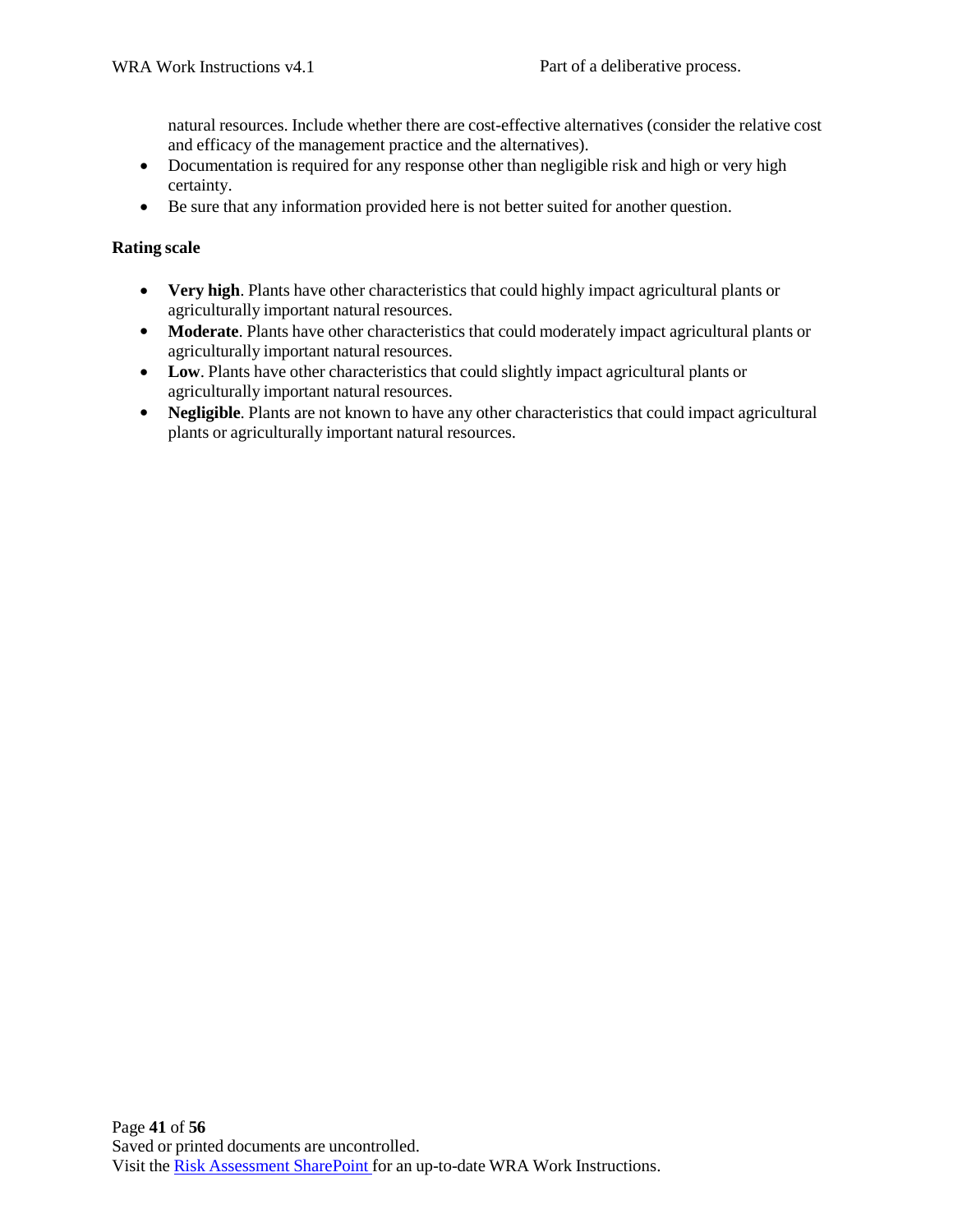natural resources. Include whether there are cost-effective alternatives (consider the relative cost and efficacy of the management practice and the alternatives).

- Documentation is required for any response other than negligible risk and high or very high certainty.
- Be sure that any information provided here is not better suited for another question.

**Rating scale**

- **Very high**. Plants have other characteristics that could highly impact agricultural plants or agriculturally important natural resources.
- **Moderate**. Plants have other characteristics that could moderately impact agricultural plants or agriculturally important natural resources.
- **Low**. Plants have other characteristics that could slightly impact agricultural plants or agriculturally important natural resources.
- **Negligible**. Plants are not known to have any other characteristics that could impact agricultural plants or agriculturally important natural resources.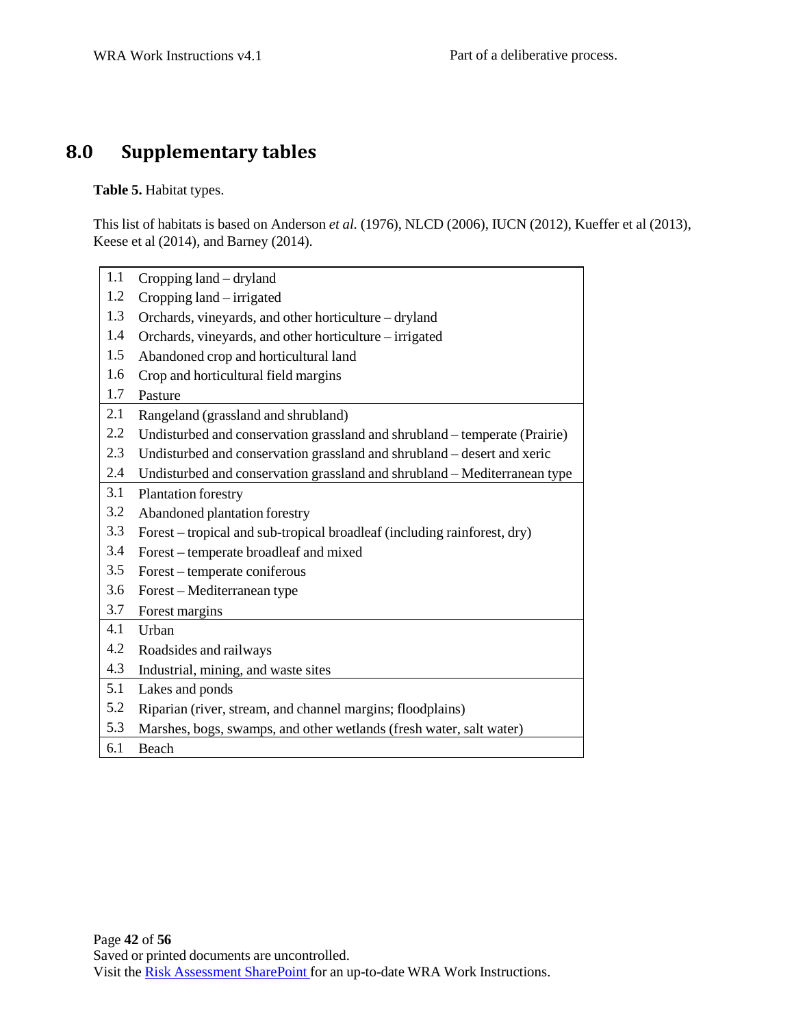# 8.0 Supplementary tables

**Table 5.** Habitat types.

This list of habitats is based on Anderson *et al.* (1976), NLCD (2006), IUCN (2012), Kueffer et al (2013), Keese et al (2014), and Barney (2014).

| | |
|---|---|
| 1.1 | Cropping land – dryland |
| 1.2 | Cropping land – irrigated |
| 1.3 | Orchards, vineyards, and other horticulture – dryland |
| 1.4 | Orchards, vineyards, and other horticulture – irrigated |
| 1.5 | Abandoned crop and horticultural land |
| 1.6 | Crop and horticultural field margins |
| 1.7 | Pasture |
| 2.1 | Rangeland (grassland and shrubland) |
| 2.2 | Undisturbed and conservation grassland and shrubland – temperate (Prairie) |
| 2.3 | Undisturbed and conservation grassland and shrubland – desert and xeric |
| 2.4 | Undisturbed and conservation grassland and shrubland – Mediterranean type |
| 3.1 | Plantation forestry |
| 3.2 | Abandoned plantation forestry |
| 3.3 | Forest – tropical and sub-tropical broadleaf (including rainforest, dry) |
| 3.4 | Forest – temperate broadleaf and mixed |
| 3.5 | Forest – temperate coniferous |
| 3.6 | Forest – Mediterranean type |
| 3.7 | Forest margins |
| 4.1 | Urban |
| 4.2 | Roadsides and railways |
| 4.3 | Industrial, mining, and waste sites |
| 5.1 | Lakes and ponds |
| 5.2 | Riparian (river, stream, and channel margins; floodplains) |
| 5.3 | Marshes, bogs, swamps, and other wetlands (fresh water, salt water) |
| 6.1 | Beach |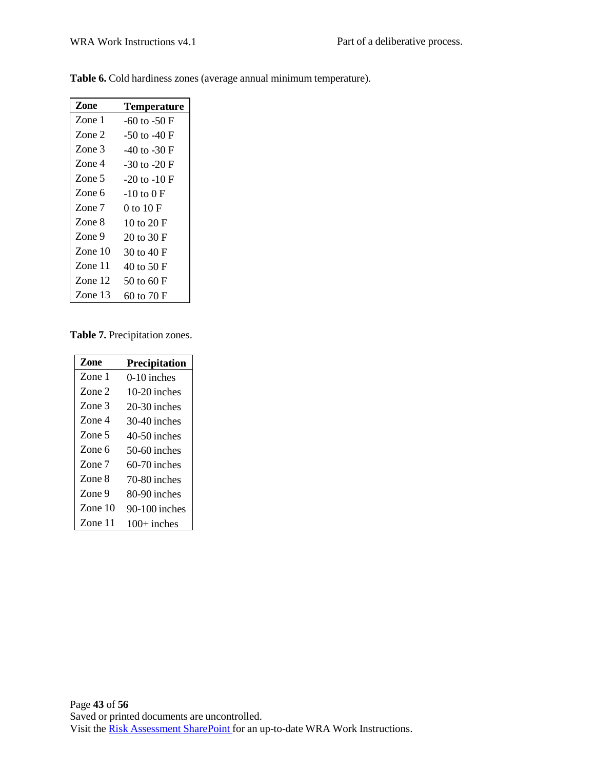**Table 6.** Cold hardiness zones (average annual minimum temperature).

| Zone | Temperature |
|---|---|
| Zone 1 | -60 to -50 F |
| Zone 2 | -50 to -40 F |
| Zone 3 | -40 to -30 F |
| Zone 4 | -30 to -20 F |
| Zone 5 | -20 to -10 F |
| Zone 6 | -10 to 0 F |
| Zone 7 | 0 to 10 F |
| Zone 8 | 10 to 20 F |
| Zone 9 | 20 to 30 F |
| Zone 10 | 30 to 40 F |
| Zone 11 | 40 to 50 F |
| Zone 12 | 50 to 60 F |
| Zone 13 | 60 to 70 F |

**Table 7.** Precipitation zones.

| Zone | Precipitation |
|---|---|
| Zone 1 | 0-10 inches |
| Zone 2 | 10-20 inches |
| Zone 3 | 20-30 inches |
| Zone 4 | 30-40 inches |
| Zone 5 | 40-50 inches |
| Zone 6 | 50-60 inches |
| Zone 7 | 60-70 inches |
| Zone 8 | 70-80 inches |
| Zone 9 | 80-90 inches |
| Zone 10 | 90-100 inches |
| Zone 11 | 100+ inches |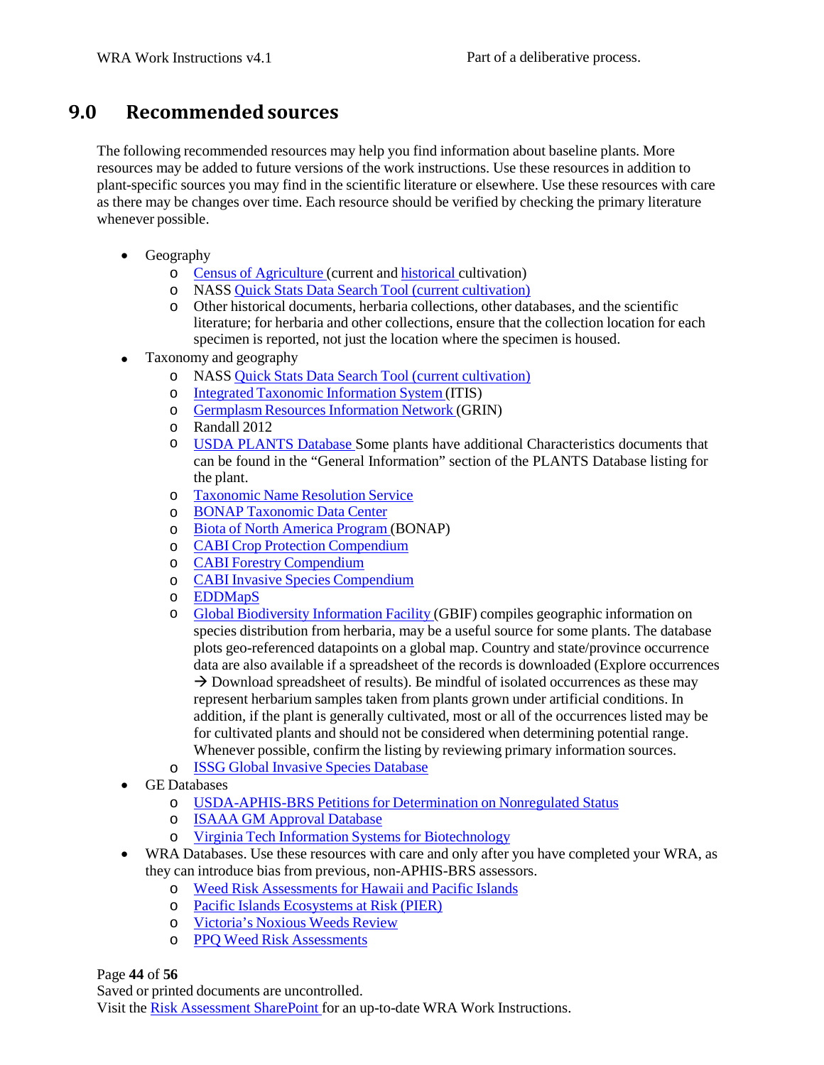## 9.0 Recommended sources

The following recommended resources may help you find information about baseline plants. More resources may be added to future versions of the work instructions. Use these resources in addition to plant-specific sources you may find in the scientific literature or elsewhere. Use these resources with care as there may be changes over time. Each resource should be verified by checking the primary literature whenever possible.

- Geography
  - Census of Agriculture (current and historical cultivation)
  - NASS Quick Stats Data Search Tool (current cultivation)
  - Other historical documents, herbaria collections, other databases, and the scientific literature; for herbaria and other collections, ensure that the collection location for each specimen is reported, not just the location where the specimen is housed.
- Taxonomy and geography
  - NASS Quick Stats Data Search Tool (current cultivation)
  - Integrated Taxonomic Information System (ITIS)
  - Germplasm Resources Information Network (GRIN)
  - Randall 2012
  - USDA PLANTS Database Some plants have additional Characteristics documents that can be found in the "General Information" section of the PLANTS Database listing for the plant.
  - Taxonomic Name Resolution Service
  - BONAP Taxonomic Data Center
  - Biota of North America Program (BONAP)
  - CABI Crop Protection Compendium
  - CABI Forestry Compendium
  - CABI Invasive Species Compendium
  - EDDMapS
  - Global Biodiversity Information Facility (GBIF) compiles geographic information on species distribution from herbaria, may be a useful source for some plants. The database plots geo-referenced datapoints on a global map. Country and state/province occurrence data are also available if a spreadsheet of the records is downloaded (Explore occurrences → Download spreadsheet of results). Be mindful of isolated occurrences as these may represent herbarium samples taken from plants grown under artificial conditions. In addition, if the plant is generally cultivated, most or all of the occurrences listed may be for cultivated plants and should not be considered when determining potential range. Whenever possible, confirm the listing by reviewing primary information sources.
  - ISSG Global Invasive Species Database
- GE Databases
  - USDA-APHIS-BRS Petitions for Determination on Nonregulated Status
  - ISAAA GM Approval Database
  - Virginia Tech Information Systems for Biotechnology
- WRA Databases. Use these resources with care and only after you have completed your WRA, as they can introduce bias from previous, non-APHIS-BRS assessors.
  - Weed Risk Assessments for Hawaii and Pacific Islands
  - Pacific Islands Ecosystems at Risk (PIER)
  - Victoria's Noxious Weeds Review
  - PPQ Weed Risk Assessments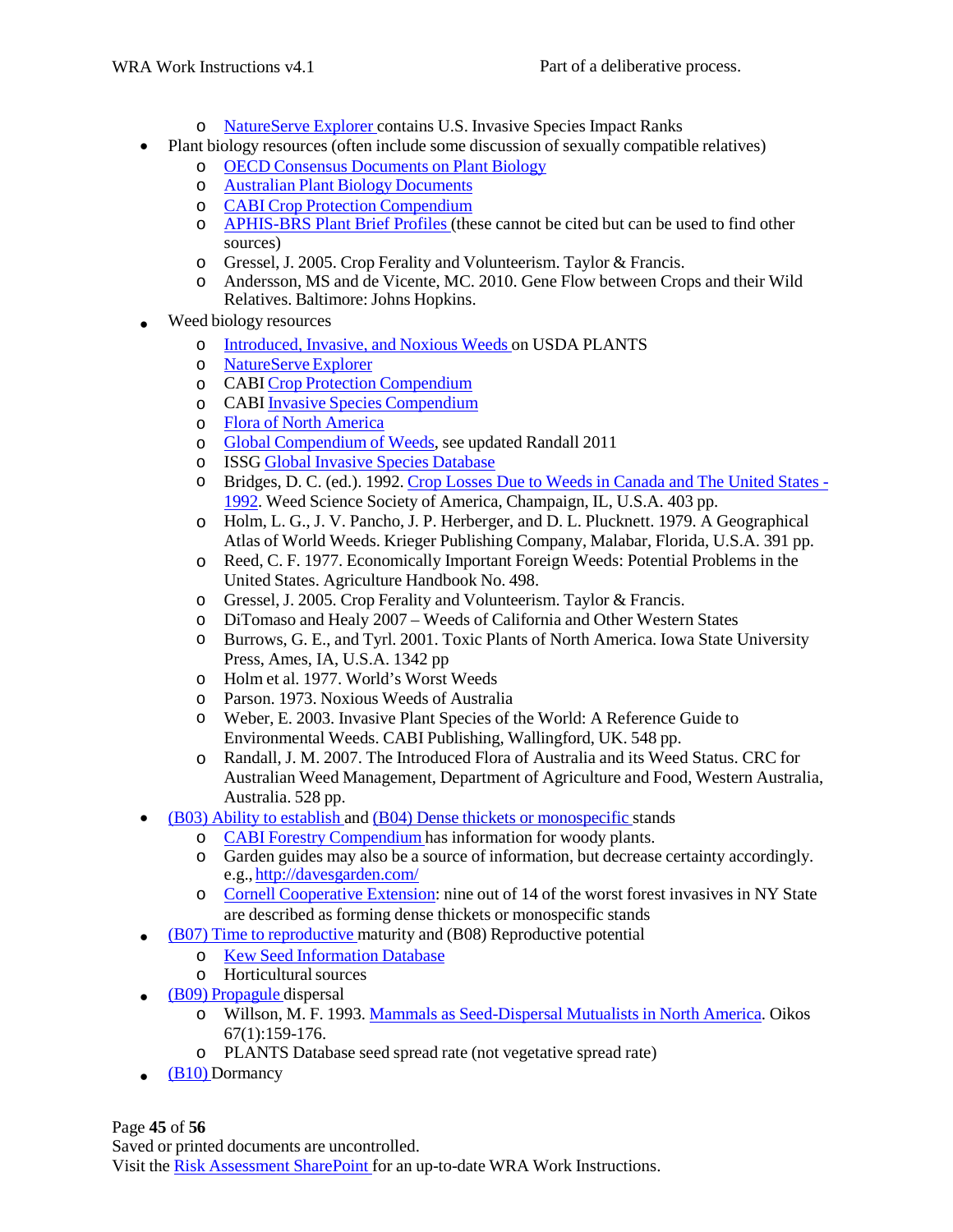- NatureServe Explorer contains U.S. Invasive Species Impact Ranks
- Plant biology resources (often include some discussion of sexually compatible relatives)
  - OECD Consensus Documents on Plant Biology
  - Australian Plant Biology Documents
  - CABI Crop Protection Compendium
  - APHIS-BRS Plant Brief Profiles (these cannot be cited but can be used to find other sources)
  - Gressel, J. 2005. Crop Ferality and Volunteerism. Taylor & Francis.
  - Andersson, MS and de Vicente, MC. 2010. Gene Flow between Crops and their Wild Relatives. Baltimore: Johns Hopkins.
- Weed biology resources
  - Introduced, Invasive, and Noxious Weeds on USDA PLANTS
  - NatureServe Explorer
  - CABI Crop Protection Compendium
  - CABI Invasive Species Compendium
  - Flora of North America
  - Global Compendium of Weeds, see updated Randall 2011
  - ISSG Global Invasive Species Database
  - Bridges, D. C. (ed.). 1992. Crop Losses Due to Weeds in Canada and The United States - 1992. Weed Science Society of America, Champaign, IL, U.S.A. 403 pp.
  - Holm, L. G., J. V. Pancho, J. P. Herberger, and D. L. Plucknett. 1979. A Geographical Atlas of World Weeds. Krieger Publishing Company, Malabar, Florida, U.S.A. 391 pp.
  - Reed, C. F. 1977. Economically Important Foreign Weeds: Potential Problems in the United States. Agriculture Handbook No. 498.
  - Gressel, J. 2005. Crop Ferality and Volunteerism. Taylor & Francis.
  - DiTomaso and Healy 2007 – Weeds of California and Other Western States
  - Burrows, G. E., and Tyrl. 2001. Toxic Plants of North America. Iowa State University Press, Ames, IA, U.S.A. 1342 pp
  - Holm et al. 1977. World's Worst Weeds
  - Parson. 1973. Noxious Weeds of Australia
  - Weber, E. 2003. Invasive Plant Species of the World: A Reference Guide to Environmental Weeds. CABI Publishing, Wallingford, UK. 548 pp.
  - Randall, J. M. 2007. The Introduced Flora of Australia and its Weed Status. CRC for Australian Weed Management, Department of Agriculture and Food, Western Australia, Australia. 528 pp.
- (B03) Ability to establish and (B04) Dense thickets or monospecific stands
  - CABI Forestry Compendium has information for woody plants.
  - Garden guides may also be a source of information, but decrease certainty accordingly. e.g., http://davesgarden.com/
  - Cornell Cooperative Extension: nine out of 14 of the worst forest invasives in NY State are described as forming dense thickets or monospecific stands
- (B07) Time to reproductive maturity and (B08) Reproductive potential
  - Kew Seed Information Database
  - Horticultural sources
- (B09) Propagule dispersal
  - Willson, M. F. 1993. Mammals as Seed-Dispersal Mutualists in North America. Oikos 67(1):159-176.
  - PLANTS Database seed spread rate (not vegetative spread rate)
- (B10) Dormancy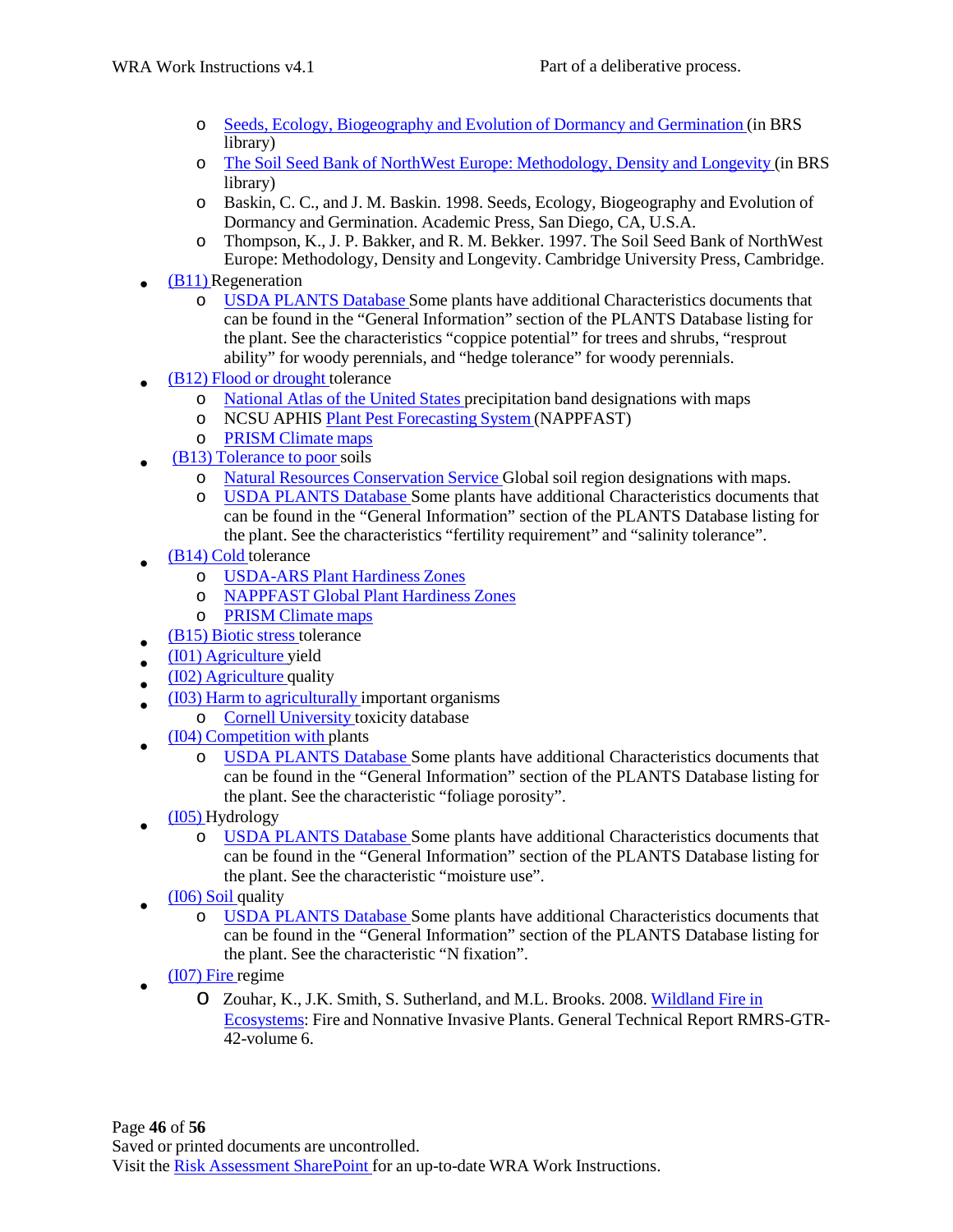- Seeds, Ecology, Biogeography and Evolution of Dormancy and Germination (in BRS library)
  - The Soil Seed Bank of NorthWest Europe: Methodology, Density and Longevity (in BRS library)
  - Baskin, C. C., and J. M. Baskin. 1998. Seeds, Ecology, Biogeography and Evolution of Dormancy and Germination. Academic Press, San Diego, CA, U.S.A.
  - Thompson, K., J. P. Bakker, and R. M. Bekker. 1997. The Soil Seed Bank of NorthWest Europe: Methodology, Density and Longevity. Cambridge University Press, Cambridge.
- (B11) Regeneration
  - USDA PLANTS Database Some plants have additional Characteristics documents that can be found in the "General Information" section of the PLANTS Database listing for the plant. See the characteristics "coppice potential" for trees and shrubs, "resprout ability" for woody perennials, and "hedge tolerance" for woody perennials.
- (B12) Flood or drought tolerance
  - National Atlas of the United States precipitation band designations with maps
  - NCSU APHIS Plant Pest Forecasting System (NAPPFAST)
  - PRISM Climate maps
- (B13) Tolerance to poor soils
  - Natural Resources Conservation Service Global soil region designations with maps.
  - USDA PLANTS Database Some plants have additional Characteristics documents that can be found in the "General Information" section of the PLANTS Database listing for the plant. See the characteristics "fertility requirement" and "salinity tolerance".
- (B14) Cold tolerance
  - USDA-ARS Plant Hardiness Zones
  - NAPPFAST Global Plant Hardiness Zones
  - PRISM Climate maps
- (B15) Biotic stress tolerance
- (I01) Agriculture yield
- (I02) Agriculture quality
- (I03) Harm to agriculturally important organisms
  - Cornell University toxicity database
- (I04) Competition with plants
  - USDA PLANTS Database Some plants have additional Characteristics documents that can be found in the "General Information" section of the PLANTS Database listing for the plant. See the characteristic "foliage porosity".
- (I05) Hydrology
  - USDA PLANTS Database Some plants have additional Characteristics documents that can be found in the "General Information" section of the PLANTS Database listing for the plant. See the characteristic "moisture use".
- (I06) Soil quality
  - USDA PLANTS Database Some plants have additional Characteristics documents that can be found in the "General Information" section of the PLANTS Database listing for the plant. See the characteristic "N fixation".
- (I07) Fire regime
  - Zouhar, K., J.K. Smith, S. Sutherland, and M.L. Brooks. 2008. Wildland Fire in Ecosystems: Fire and Nonnative Invasive Plants. General Technical Report RMRS-GTR-42-volume 6.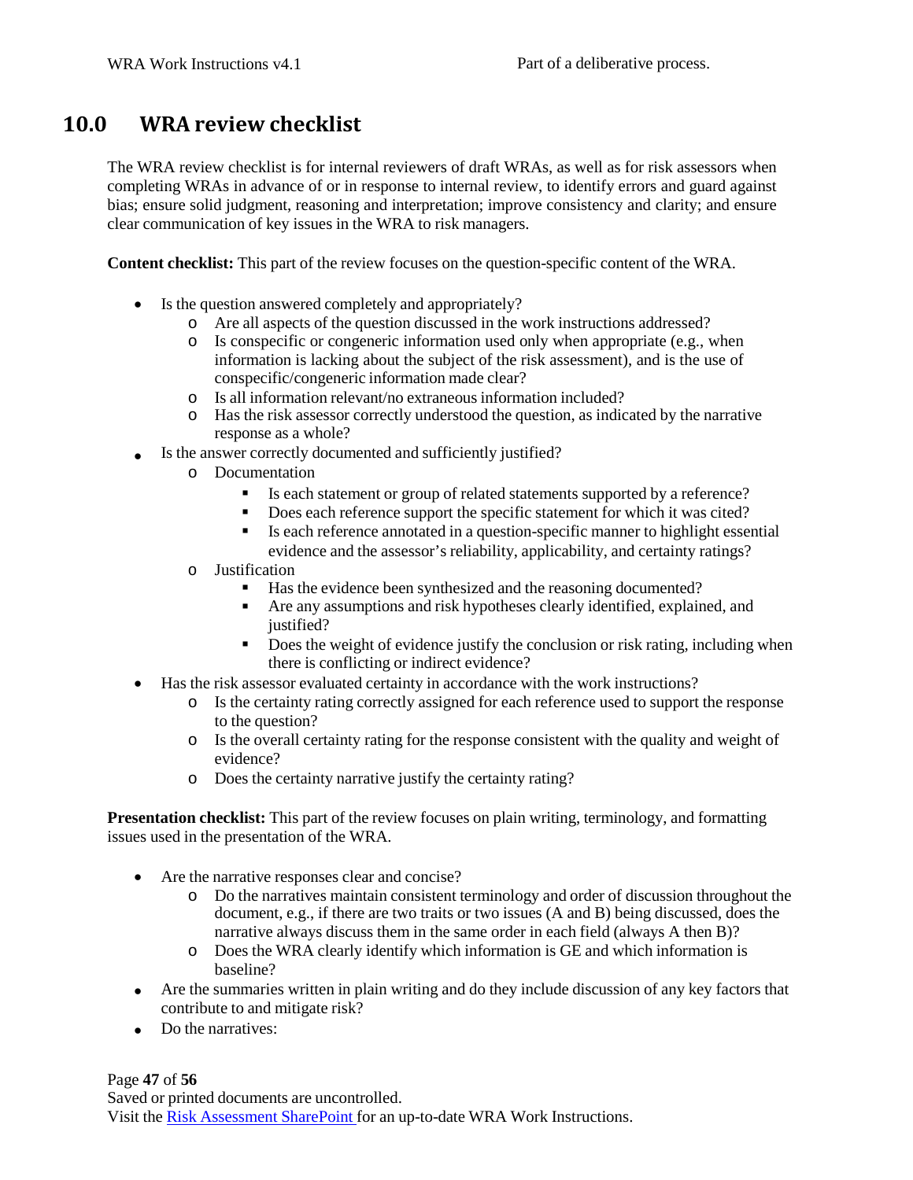# 10.0 WRA review checklist

The WRA review checklist is for internal reviewers of draft WRAs, as well as for risk assessors when completing WRAs in advance of or in response to internal review, to identify errors and guard against bias; ensure solid judgment, reasoning and interpretation; improve consistency and clarity; and ensure clear communication of key issues in the WRA to risk managers.

**Content checklist:** This part of the review focuses on the question-specific content of the WRA.

- Is the question answered completely and appropriately?
  - Are all aspects of the question discussed in the work instructions addressed?
  - Is conspecific or congeneric information used only when appropriate (e.g., when information is lacking about the subject of the risk assessment), and is the use of conspecific/congeneric information made clear?
  - Is all information relevant/no extraneous information included?
  - Has the risk assessor correctly understood the question, as indicated by the narrative response as a whole?
- Is the answer correctly documented and sufficiently justified?
  - Documentation
    - Is each statement or group of related statements supported by a reference?
    - Does each reference support the specific statement for which it was cited?
    - Is each reference annotated in a question-specific manner to highlight essential evidence and the assessor's reliability, applicability, and certainty ratings?
  - Justification
    - Has the evidence been synthesized and the reasoning documented?
    - Are any assumptions and risk hypotheses clearly identified, explained, and justified?
    - Does the weight of evidence justify the conclusion or risk rating, including when there is conflicting or indirect evidence?
- Has the risk assessor evaluated certainty in accordance with the work instructions?
  - Is the certainty rating correctly assigned for each reference used to support the response to the question?
  - Is the overall certainty rating for the response consistent with the quality and weight of evidence?
  - Does the certainty narrative justify the certainty rating?

**Presentation checklist:** This part of the review focuses on plain writing, terminology, and formatting issues used in the presentation of the WRA.

- Are the narrative responses clear and concise?
  - Do the narratives maintain consistent terminology and order of discussion throughout the document, e.g., if there are two traits or two issues (A and B) being discussed, does the narrative always discuss them in the same order in each field (always A then B)?
  - Does the WRA clearly identify which information is GE and which information is baseline?
- Are the summaries written in plain writing and do they include discussion of any key factors that contribute to and mitigate risk?
- Do the narratives: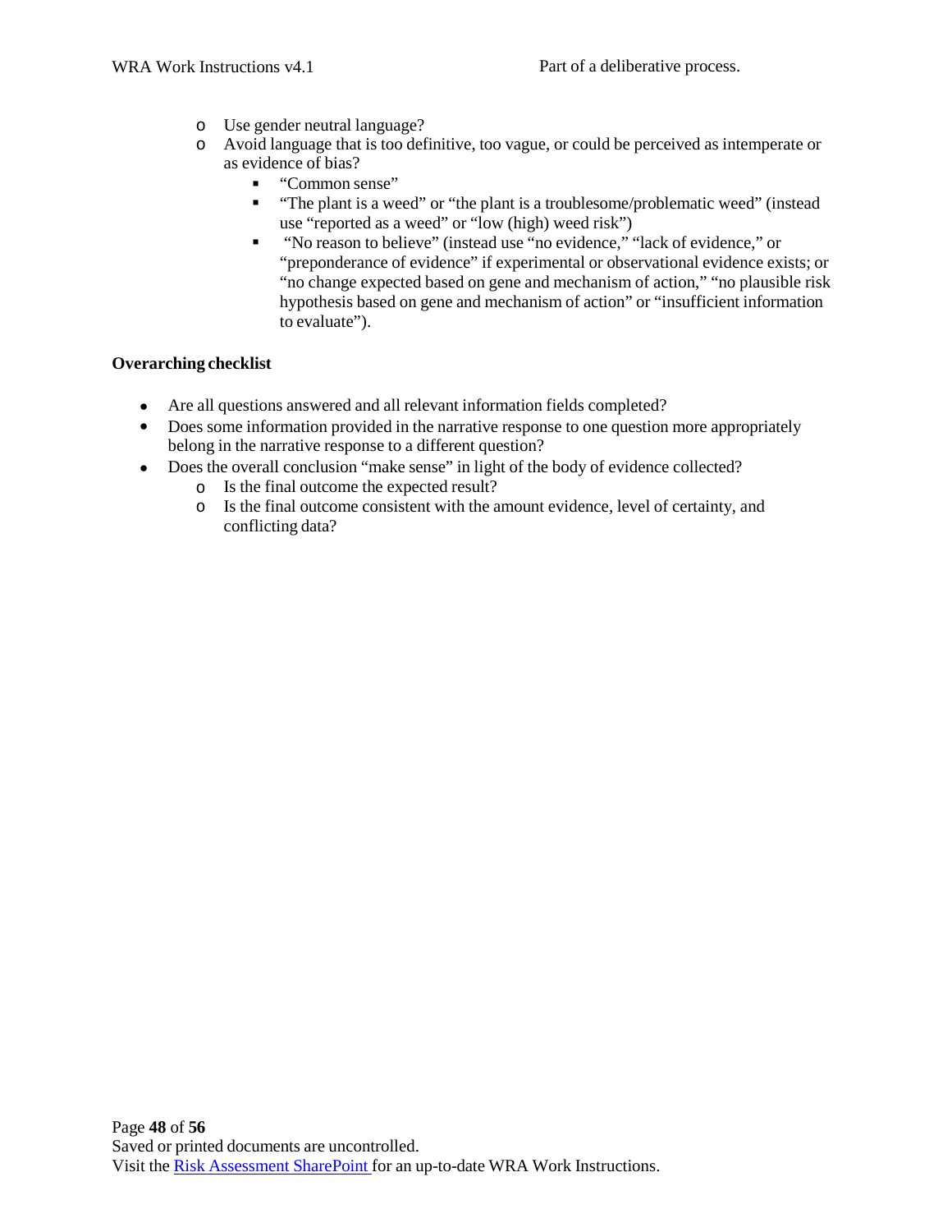- Use gender neutral language?
  - Avoid language that is too definitive, too vague, or could be perceived as intemperate or as evidence of bias?
    - "Common sense"
    - "The plant is a weed" or "the plant is a troublesome/problematic weed" (instead use "reported as a weed" or "low (high) weed risk")
    - "No reason to believe" (instead use "no evidence," "lack of evidence," or "preponderance of evidence" if experimental or observational evidence exists; or "no change expected based on gene and mechanism of action," "no plausible risk hypothesis based on gene and mechanism of action" or "insufficient information to evaluate").

**Overarching checklist**

- Are all questions answered and all relevant information fields completed?
- Does some information provided in the narrative response to one question more appropriately belong in the narrative response to a different question?
- Does the overall conclusion "make sense" in light of the body of evidence collected?
  - Is the final outcome the expected result?
  - Is the final outcome consistent with the amount evidence, level of certainty, and conflicting data?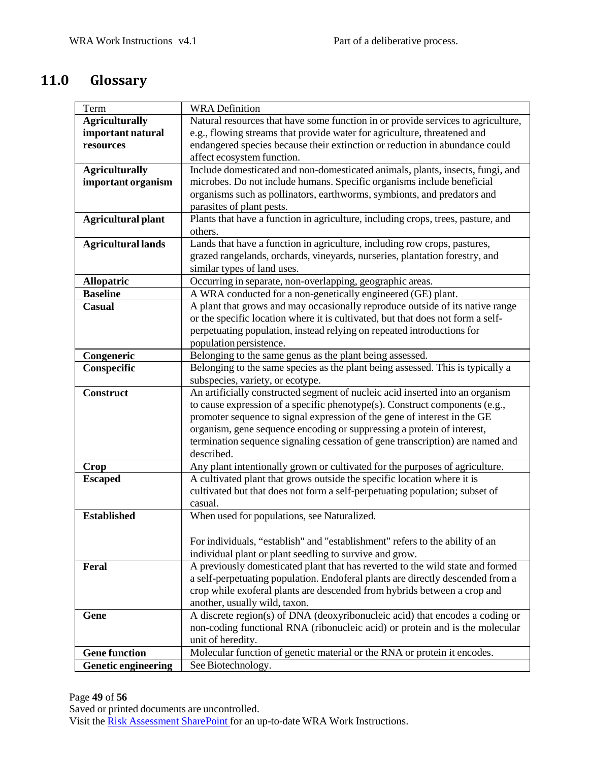# 11.0 Glossary

| Term | WRA Definition |
|---|---|
| **Agriculturally important natural resources** | Natural resources that have some function in or provide services to agriculture, e.g., flowing streams that provide water for agriculture, threatened and endangered species because their extinction or reduction in abundance could affect ecosystem function. |
| **Agriculturally important organism** | Include domesticated and non-domesticated animals, plants, insects, fungi, and microbes. Do not include humans. Specific organisms include beneficial organisms such as pollinators, earthworms, symbionts, and predators and parasites of plant pests. |
| **Agricultural plant** | Plants that have a function in agriculture, including crops, trees, pasture, and others. |
| **Agricultural lands** | Lands that have a function in agriculture, including row crops, pastures, grazed rangelands, orchards, vineyards, nurseries, plantation forestry, and similar types of land uses. |
| **Allopatric** | Occurring in separate, non-overlapping, geographic areas. |
| **Baseline** | A WRA conducted for a non-genetically engineered (GE) plant. |
| **Casual** | A plant that grows and may occasionally reproduce outside of its native range or the specific location where it is cultivated, but that does not form a self-perpetuating population, instead relying on repeated introductions for population persistence. |
| **Congeneric** | Belonging to the same genus as the plant being assessed. |
| **Conspecific** | Belonging to the same species as the plant being assessed. This is typically a subspecies, variety, or ecotype. |
| **Construct** | An artificially constructed segment of nucleic acid inserted into an organism to cause expression of a specific phenotype(s). Construct components (e.g., promoter sequence to signal expression of the gene of interest in the GE organism, gene sequence encoding or suppressing a protein of interest, termination sequence signaling cessation of gene transcription) are named and described. |
| **Crop** | Any plant intentionally grown or cultivated for the purposes of agriculture. |
| **Escaped** | A cultivated plant that grows outside the specific location where it is cultivated but that does not form a self-perpetuating population; subset of casual. |
| **Established** | When used for populations, see Naturalized.<br><br>For individuals, "establish" and "establishment" refers to the ability of an individual plant or plant seedling to survive and grow. |
| **Feral** | A previously domesticated plant that has reverted to the wild state and formed a self-perpetuating population. Endoferal plants are directly descended from a crop while exoferal plants are descended from hybrids between a crop and another, usually wild, taxon. |
| **Gene** | A discrete region(s) of DNA (deoxyribonucleic acid) that encodes a coding or non-coding functional RNA (ribonucleic acid) or protein and is the molecular unit of heredity. |
| **Gene function** | Molecular function of genetic material or the RNA or protein it encodes. |
| **Genetic engineering** | See Biotechnology. |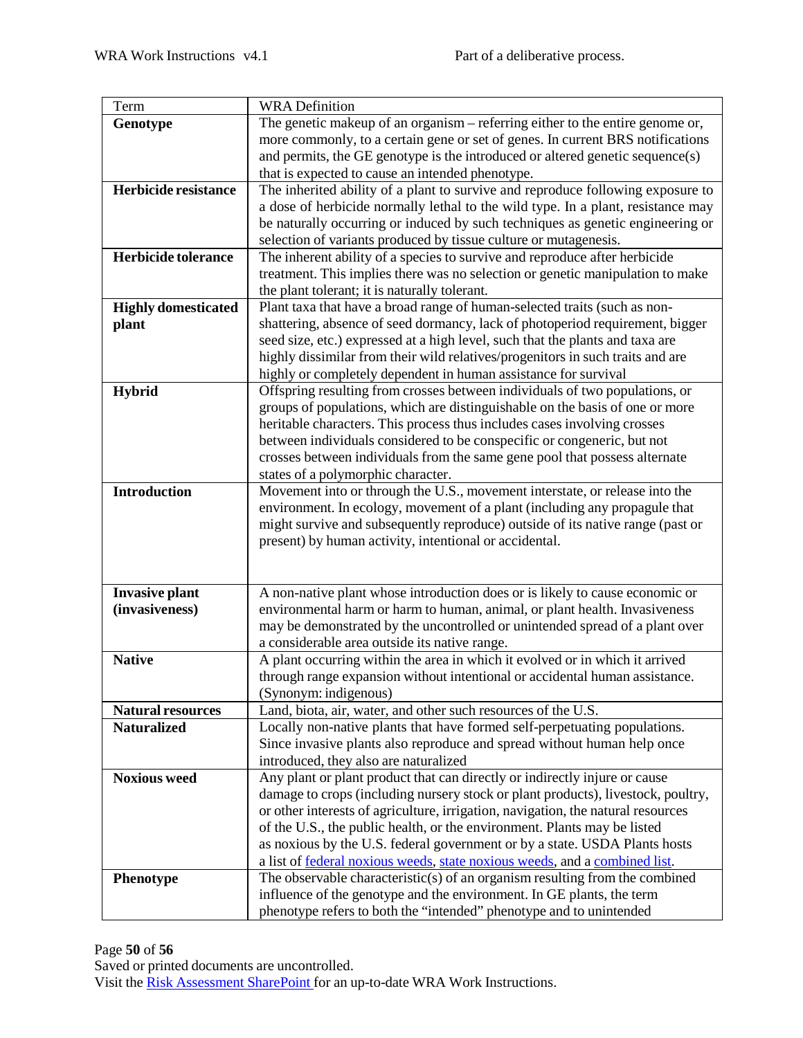| Term | WRA Definition |
|---|---|
| **Genotype** | The genetic makeup of an organism – referring either to the entire genome or, more commonly, to a certain gene or set of genes. In current BRS notifications and permits, the GE genotype is the introduced or altered genetic sequence(s) that is expected to cause an intended phenotype. |
| **Herbicide resistance** | The inherited ability of a plant to survive and reproduce following exposure to a dose of herbicide normally lethal to the wild type. In a plant, resistance may be naturally occurring or induced by such techniques as genetic engineering or selection of variants produced by tissue culture or mutagenesis. |
| **Herbicide tolerance** | The inherent ability of a species to survive and reproduce after herbicide treatment. This implies there was no selection or genetic manipulation to make the plant tolerant; it is naturally tolerant. |
| **Highly domesticated plant** | Plant taxa that have a broad range of human-selected traits (such as non-shattering, absence of seed dormancy, lack of photoperiod requirement, bigger seed size, etc.) expressed at a high level, such that the plants and taxa are highly dissimilar from their wild relatives/progenitors in such traits and are highly or completely dependent in human assistance for survival |
| **Hybrid** | Offspring resulting from crosses between individuals of two populations, or groups of populations, which are distinguishable on the basis of one or more heritable characters. This process thus includes cases involving crosses between individuals considered to be conspecific or congeneric, but not crosses between individuals from the same gene pool that possess alternate states of a polymorphic character. |
| **Introduction** | Movement into or through the U.S., movement interstate, or release into the environment. In ecology, movement of a plant (including any propagule that might survive and subsequently reproduce) outside of its native range (past or present) by human activity, intentional or accidental. |
| **Invasive plant (invasiveness)** | A non-native plant whose introduction does or is likely to cause economic or environmental harm or harm to human, animal, or plant health. Invasiveness may be demonstrated by the uncontrolled or unintended spread of a plant over a considerable area outside its native range. |
| **Native** | A plant occurring within the area in which it evolved or in which it arrived through range expansion without intentional or accidental human assistance. (Synonym: indigenous) |
| **Natural resources** | Land, biota, air, water, and other such resources of the U.S. |
| **Naturalized** | Locally non-native plants that have formed self-perpetuating populations. Since invasive plants also reproduce and spread without human help once introduced, they also are naturalized |
| **Noxious weed** | Any plant or plant product that can directly or indirectly injure or cause damage to crops (including nursery stock or plant products), livestock, poultry, or other interests of agriculture, irrigation, navigation, the natural resources of the U.S., the public health, or the environment. Plants may be listed as noxious by the U.S. federal government or by a state. USDA Plants hosts a list of federal noxious weeds, state noxious weeds, and a combined list. |
| **Phenotype** | The observable characteristic(s) of an organism resulting from the combined influence of the genotype and the environment. In GE plants, the term phenotype refers to both the "intended" phenotype and to unintended |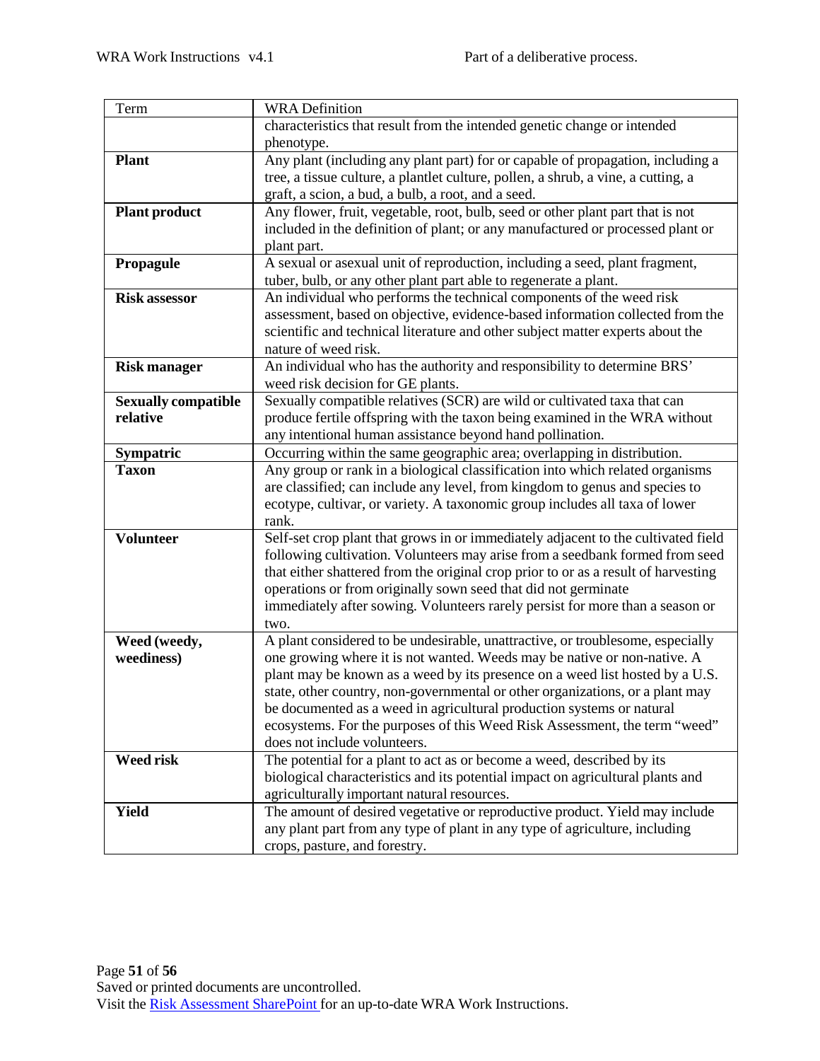| Term | WRA Definition |
|---|---|
| | characteristics that result from the intended genetic change or intended phenotype. |
| **Plant** | Any plant (including any plant part) for or capable of propagation, including a tree, a tissue culture, a plantlet culture, pollen, a shrub, a vine, a cutting, a graft, a scion, a bud, a bulb, a root, and a seed. |
| **Plant product** | Any flower, fruit, vegetable, root, bulb, seed or other plant part that is not included in the definition of plant; or any manufactured or processed plant or plant part. |
| **Propagule** | A sexual or asexual unit of reproduction, including a seed, plant fragment, tuber, bulb, or any other plant part able to regenerate a plant. |
| **Risk assessor** | An individual who performs the technical components of the weed risk assessment, based on objective, evidence-based information collected from the scientific and technical literature and other subject matter experts about the nature of weed risk. |
| **Risk manager** | An individual who has the authority and responsibility to determine BRS' weed risk decision for GE plants. |
| **Sexually compatible relative** | Sexually compatible relatives (SCR) are wild or cultivated taxa that can produce fertile offspring with the taxon being examined in the WRA without any intentional human assistance beyond hand pollination. |
| **Sympatric** | Occurring within the same geographic area; overlapping in distribution. |
| **Taxon** | Any group or rank in a biological classification into which related organisms are classified; can include any level, from kingdom to genus and species to ecotype, cultivar, or variety. A taxonomic group includes all taxa of lower rank. |
| **Volunteer** | Self-set crop plant that grows in or immediately adjacent to the cultivated field following cultivation. Volunteers may arise from a seedbank formed from seed that either shattered from the original crop prior to or as a result of harvesting operations or from originally sown seed that did not germinate immediately after sowing. Volunteers rarely persist for more than a season or two. |
| **Weed (weedy, weediness)** | A plant considered to be undesirable, unattractive, or troublesome, especially one growing where it is not wanted. Weeds may be native or non-native. A plant may be known as a weed by its presence on a weed list hosted by a U.S. state, other country, non-governmental or other organizations, or a plant may be documented as a weed in agricultural production systems or natural ecosystems. For the purposes of this Weed Risk Assessment, the term "weed" does not include volunteers. |
| **Weed risk** | The potential for a plant to act as or become a weed, described by its biological characteristics and its potential impact on agricultural plants and agriculturally important natural resources. |
| **Yield** | The amount of desired vegetative or reproductive product. Yield may include any plant part from any type of plant in any type of agriculture, including crops, pasture, and forestry. |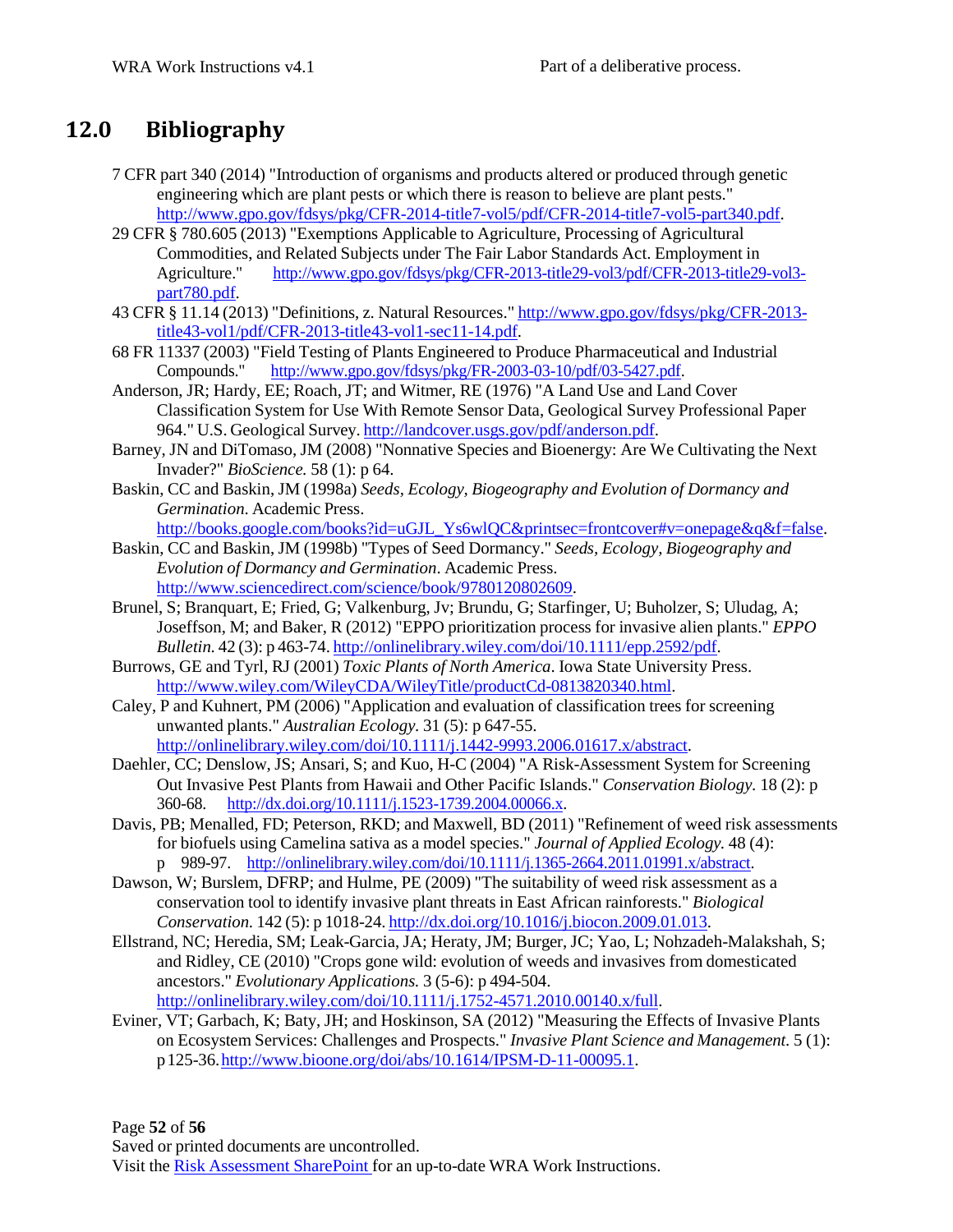# 12.0 Bibliography

7 CFR part 340 (2014) "Introduction of organisms and products altered or produced through genetic engineering which are plant pests or which there is reason to believe are plant pests." http://www.gpo.gov/fdsys/pkg/CFR-2014-title7-vol5/pdf/CFR-2014-title7-vol5-part340.pdf.

29 CFR § 780.605 (2013) "Exemptions Applicable to Agriculture, Processing of Agricultural Commodities, and Related Subjects under The Fair Labor Standards Act. Employment in Agriculture." http://www.gpo.gov/fdsys/pkg/CFR-2013-title29-vol3/pdf/CFR-2013-title29-vol3-part780.pdf.

43 CFR § 11.14 (2013) "Definitions, z. Natural Resources." http://www.gpo.gov/fdsys/pkg/CFR-2013-title43-vol1/pdf/CFR-2013-title43-vol1-sec11-14.pdf.

68 FR 11337 (2003) "Field Testing of Plants Engineered to Produce Pharmaceutical and Industrial Compounds." http://www.gpo.gov/fdsys/pkg/FR-2003-03-10/pdf/03-5427.pdf.

Anderson, JR; Hardy, EE; Roach, JT; and Witmer, RE (1976) "A Land Use and Land Cover Classification System for Use With Remote Sensor Data, Geological Survey Professional Paper 964." U.S. Geological Survey. http://landcover.usgs.gov/pdf/anderson.pdf.

Barney, JN and DiTomaso, JM (2008) "Nonnative Species and Bioenergy: Are We Cultivating the Next Invader?" *BioScience.* 58 (1): p 64.

Baskin, CC and Baskin, JM (1998a) *Seeds, Ecology, Biogeography and Evolution of Dormancy and Germination*. Academic Press. http://books.google.com/books?id=uGJL_Ys6wlQC&printsec=frontcover#v=onepage&q&f=false.

Baskin, CC and Baskin, JM (1998b) "Types of Seed Dormancy." *Seeds, Ecology, Biogeography and Evolution of Dormancy and Germination*. Academic Press. http://www.sciencedirect.com/science/book/9780120802609.

Brunel, S; Branquart, E; Fried, G; Valkenburg, Jv; Brundu, G; Starfinger, U; Buholzer, S; Uludag, A; Joseffson, M; and Baker, R (2012) "EPPO prioritization process for invasive alien plants." *EPPO Bulletin.* 42 (3): p 463-74. http://onlinelibrary.wiley.com/doi/10.1111/epp.2592/pdf.

Burrows, GE and Tyrl, RJ (2001) *Toxic Plants of North America*. Iowa State University Press. http://www.wiley.com/WileyCDA/WileyTitle/productCd-0813820340.html.

Caley, P and Kuhnert, PM (2006) "Application and evaluation of classification trees for screening unwanted plants." *Australian Ecology.* 31 (5): p 647-55. http://onlinelibrary.wiley.com/doi/10.1111/j.1442-9993.2006.01617.x/abstract.

Daehler, CC; Denslow, JS; Ansari, S; and Kuo, H-C (2004) "A Risk-Assessment System for Screening Out Invasive Pest Plants from Hawaii and Other Pacific Islands." *Conservation Biology.* 18 (2): p 360-68. http://dx.doi.org/10.1111/j.1523-1739.2004.00066.x.

Davis, PB; Menalled, FD; Peterson, RKD; and Maxwell, BD (2011) "Refinement of weed risk assessments for biofuels using Camelina sativa as a model species." *Journal of Applied Ecology.* 48 (4): p 989-97. http://onlinelibrary.wiley.com/doi/10.1111/j.1365-2664.2011.01991.x/abstract.

Dawson, W; Burslem, DFRP; and Hulme, PE (2009) "The suitability of weed risk assessment as a conservation tool to identify invasive plant threats in East African rainforests." *Biological Conservation.* 142 (5): p 1018-24. http://dx.doi.org/10.1016/j.biocon.2009.01.013.

Ellstrand, NC; Heredia, SM; Leak-Garcia, JA; Heraty, JM; Burger, JC; Yao, L; Nohzadeh-Malakshah, S; and Ridley, CE (2010) "Crops gone wild: evolution of weeds and invasives from domesticated ancestors." *Evolutionary Applications.* 3 (5-6): p 494-504. http://onlinelibrary.wiley.com/doi/10.1111/j.1752-4571.2010.00140.x/full.

Eviner, VT; Garbach, K; Baty, JH; and Hoskinson, SA (2012) "Measuring the Effects of Invasive Plants on Ecosystem Services: Challenges and Prospects." *Invasive Plant Science and Management.* 5 (1): p 125-36. http://www.bioone.org/doi/abs/10.1614/IPSM-D-11-00095.1.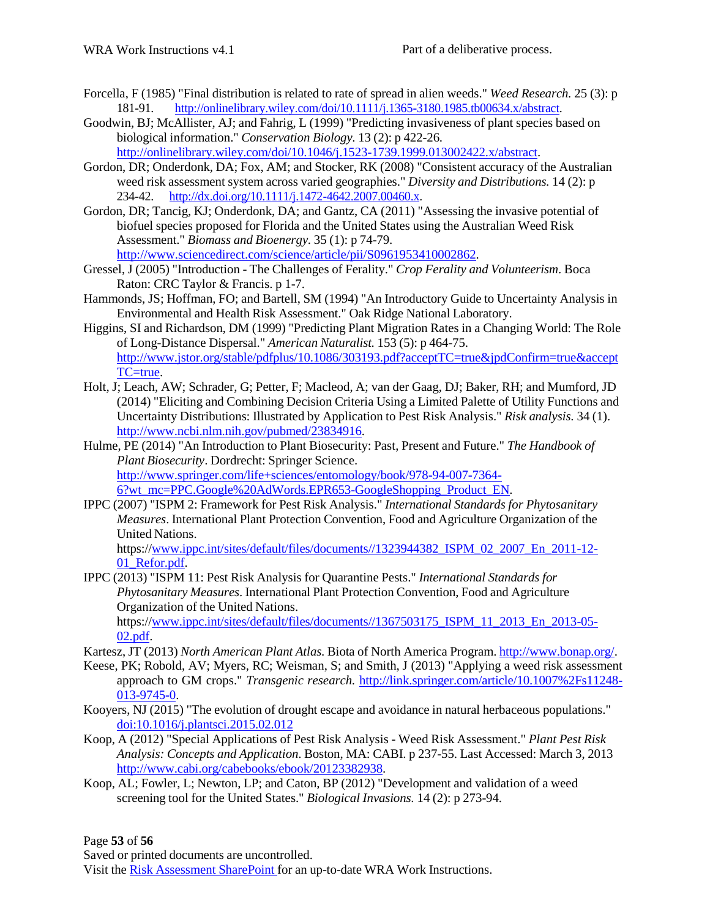Forcella, F (1985) "Final distribution is related to rate of spread in alien weeds." *Weed Research.* 25 (3): p 181-91. http://onlinelibrary.wiley.com/doi/10.1111/j.1365-3180.1985.tb00634.x/abstract.

Goodwin, BJ; McAllister, AJ; and Fahrig, L (1999) "Predicting invasiveness of plant species based on biological information." *Conservation Biology.* 13 (2): p 422-26. http://onlinelibrary.wiley.com/doi/10.1046/j.1523-1739.1999.013002422.x/abstract.

Gordon, DR; Onderdonk, DA; Fox, AM; and Stocker, RK (2008) "Consistent accuracy of the Australian weed risk assessment system across varied geographies." *Diversity and Distributions.* 14 (2): p 234-42. http://dx.doi.org/10.1111/j.1472-4642.2007.00460.x.

Gordon, DR; Tancig, KJ; Onderdonk, DA; and Gantz, CA (2011) "Assessing the invasive potential of biofuel species proposed for Florida and the United States using the Australian Weed Risk Assessment." *Biomass and Bioenergy.* 35 (1): p 74-79. http://www.sciencedirect.com/science/article/pii/S0961953410002862.

Gressel, J (2005) "Introduction - The Challenges of Ferality." *Crop Ferality and Volunteerism*. Boca Raton: CRC Taylor & Francis. p 1-7.

Hammonds, JS; Hoffman, FO; and Bartell, SM (1994) "An Introductory Guide to Uncertainty Analysis in Environmental and Health Risk Assessment." Oak Ridge National Laboratory.

Higgins, SI and Richardson, DM (1999) "Predicting Plant Migration Rates in a Changing World: The Role of Long-Distance Dispersal." *American Naturalist.* 153 (5): p 464-75. http://www.jstor.org/stable/pdfplus/10.1086/303193.pdf?acceptTC=true&jpdConfirm=true&acceptTC=true.

Holt, J; Leach, AW; Schrader, G; Petter, F; Macleod, A; van der Gaag, DJ; Baker, RH; and Mumford, JD (2014) "Eliciting and Combining Decision Criteria Using a Limited Palette of Utility Functions and Uncertainty Distributions: Illustrated by Application to Pest Risk Analysis." *Risk analysis.* 34 (1). http://www.ncbi.nlm.nih.gov/pubmed/23834916.

Hulme, PE (2014) "An Introduction to Plant Biosecurity: Past, Present and Future." *The Handbook of Plant Biosecurity*. Dordrecht: Springer Science. http://www.springer.com/life+sciences/entomology/book/978-94-007-7364-6?wt_mc=PPC.Google%20AdWords.EPR653-GoogleShopping_Product_EN.

IPPC (2007) "ISPM 2: Framework for Pest Risk Analysis." *International Standards for Phytosanitary Measures*. International Plant Protection Convention, Food and Agriculture Organization of the United Nations. https://www.ippc.int/sites/default/files/documents//1323944382_ISPM_02_2007_En_2011-12-01_Refor.pdf.

IPPC (2013) "ISPM 11: Pest Risk Analysis for Quarantine Pests." *International Standards for Phytosanitary Measures*. International Plant Protection Convention, Food and Agriculture Organization of the United Nations. https://www.ippc.int/sites/default/files/documents//1367503175_ISPM_11_2013_En_2013-05-02.pdf.

Kartesz, JT (2013) *North American Plant Atlas*. Biota of North America Program. http://www.bonap.org/.

Keese, PK; Robold, AV; Myers, RC; Weisman, S; and Smith, J (2013) "Applying a weed risk assessment approach to GM crops." *Transgenic research.* http://link.springer.com/article/10.1007%2Fs11248-013-9745-0.

Kooyers, NJ (2015) "The evolution of drought escape and avoidance in natural herbaceous populations." doi:10.1016/j.plantsci.2015.02.012

Koop, A (2012) "Special Applications of Pest Risk Analysis - Weed Risk Assessment." *Plant Pest Risk Analysis: Concepts and Application*. Boston, MA: CABI. p 237-55. Last Accessed: March 3, 2013 http://www.cabi.org/cabebooks/ebook/20123382938.

Koop, AL; Fowler, L; Newton, LP; and Caton, BP (2012) "Development and validation of a weed screening tool for the United States." *Biological Invasions.* 14 (2): p 273-94.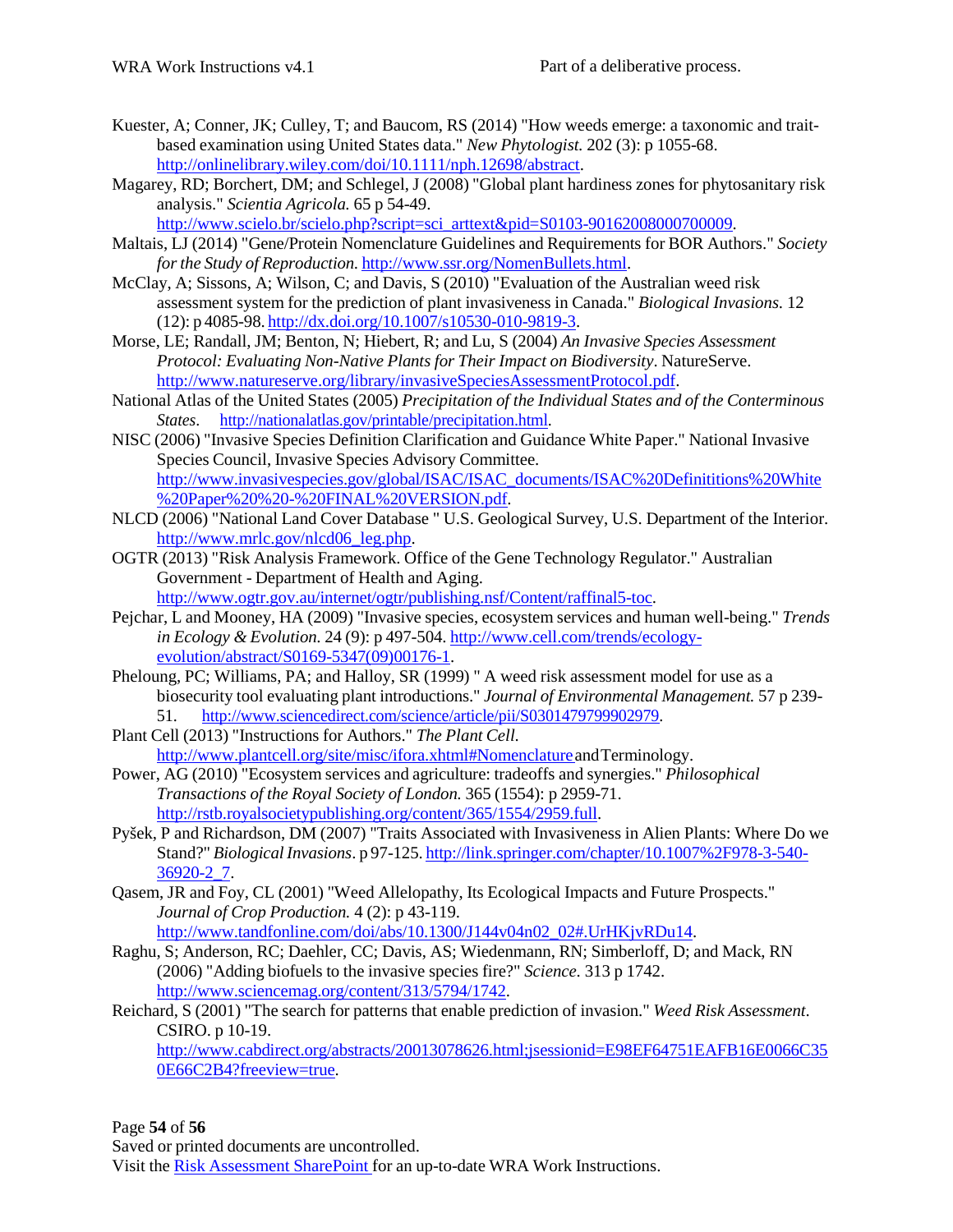Kuester, A; Conner, JK; Culley, T; and Baucom, RS (2014) "How weeds emerge: a taxonomic and trait-based examination using United States data." *New Phytologist.* 202 (3): p 1055-68. http://onlinelibrary.wiley.com/doi/10.1111/nph.12698/abstract.

Magarey, RD; Borchert, DM; and Schlegel, J (2008) "Global plant hardiness zones for phytosanitary risk analysis." *Scientia Agricola.* 65 p 54-49. http://www.scielo.br/scielo.php?script=sci_arttext&pid=S0103-90162008000700009.

Maltais, LJ (2014) "Gene/Protein Nomenclature Guidelines and Requirements for BOR Authors." *Society for the Study of Reproduction.* http://www.ssr.org/NomenBullets.html.

McClay, A; Sissons, A; Wilson, C; and Davis, S (2010) "Evaluation of the Australian weed risk assessment system for the prediction of plant invasiveness in Canada." *Biological Invasions.* 12 (12): p 4085-98. http://dx.doi.org/10.1007/s10530-010-9819-3.

Morse, LE; Randall, JM; Benton, N; Hiebert, R; and Lu, S (2004) *An Invasive Species Assessment Protocol: Evaluating Non-Native Plants for Their Impact on Biodiversity*. NatureServe. http://www.natureserve.org/library/invasiveSpeciesAssessmentProtocol.pdf.

National Atlas of the United States (2005) *Precipitation of the Individual States and of the Conterminous States*. http://nationalatlas.gov/printable/precipitation.html.

NISC (2006) "Invasive Species Definition Clarification and Guidance White Paper." National Invasive Species Council, Invasive Species Advisory Committee. http://www.invasivespecies.gov/global/ISAC/ISAC_documents/ISAC%20Definititions%20White%20Paper%20%20-%20FINAL%20VERSION.pdf.

NLCD (2006) "National Land Cover Database " U.S. Geological Survey, U.S. Department of the Interior. http://www.mrlc.gov/nlcd06_leg.php.

OGTR (2013) "Risk Analysis Framework. Office of the Gene Technology Regulator." Australian Government - Department of Health and Aging. http://www.ogtr.gov.au/internet/ogtr/publishing.nsf/Content/raffinal5-toc.

Pejchar, L and Mooney, HA (2009) "Invasive species, ecosystem services and human well-being." *Trends in Ecology & Evolution.* 24 (9): p 497-504. http://www.cell.com/trends/ecology-evolution/abstract/S0169-5347(09)00176-1.

Pheloung, PC; Williams, PA; and Halloy, SR (1999) " A weed risk assessment model for use as a biosecurity tool evaluating plant introductions." *Journal of Environmental Management.* 57 p 239-51. http://www.sciencedirect.com/science/article/pii/S0301479799902979.

Plant Cell (2013) "Instructions for Authors." *The Plant Cell.* http://www.plantcell.org/site/misc/ifora.xhtml#Nomenclature and Terminology.

Power, AG (2010) "Ecosystem services and agriculture: tradeoffs and synergies." *Philosophical Transactions of the Royal Society of London.* 365 (1554): p 2959-71. http://rstb.royalsocietypublishing.org/content/365/1554/2959.full.

Pyšek, P and Richardson, DM (2007) "Traits Associated with Invasiveness in Alien Plants: Where Do we Stand?" *Biological Invasions*. p 97-125. http://link.springer.com/chapter/10.1007%2F978-3-540-36920-2_7.

Qasem, JR and Foy, CL (2001) "Weed Allelopathy, Its Ecological Impacts and Future Prospects." *Journal of Crop Production.* 4 (2): p 43-119. http://www.tandfonline.com/doi/abs/10.1300/J144v04n02_02#.UrHKjvRDu14.

Raghu, S; Anderson, RC; Daehler, CC; Davis, AS; Wiedenmann, RN; Simberloff, D; and Mack, RN (2006) "Adding biofuels to the invasive species fire?" *Science.* 313 p 1742. http://www.sciencemag.org/content/313/5794/1742.

Reichard, S (2001) "The search for patterns that enable prediction of invasion." *Weed Risk Assessment*. CSIRO. p 10-19. http://www.cabdirect.org/abstracts/20013078626.html;jsessionid=E98EF64751EAFB16E0066C350E66C2B4?freeview=true.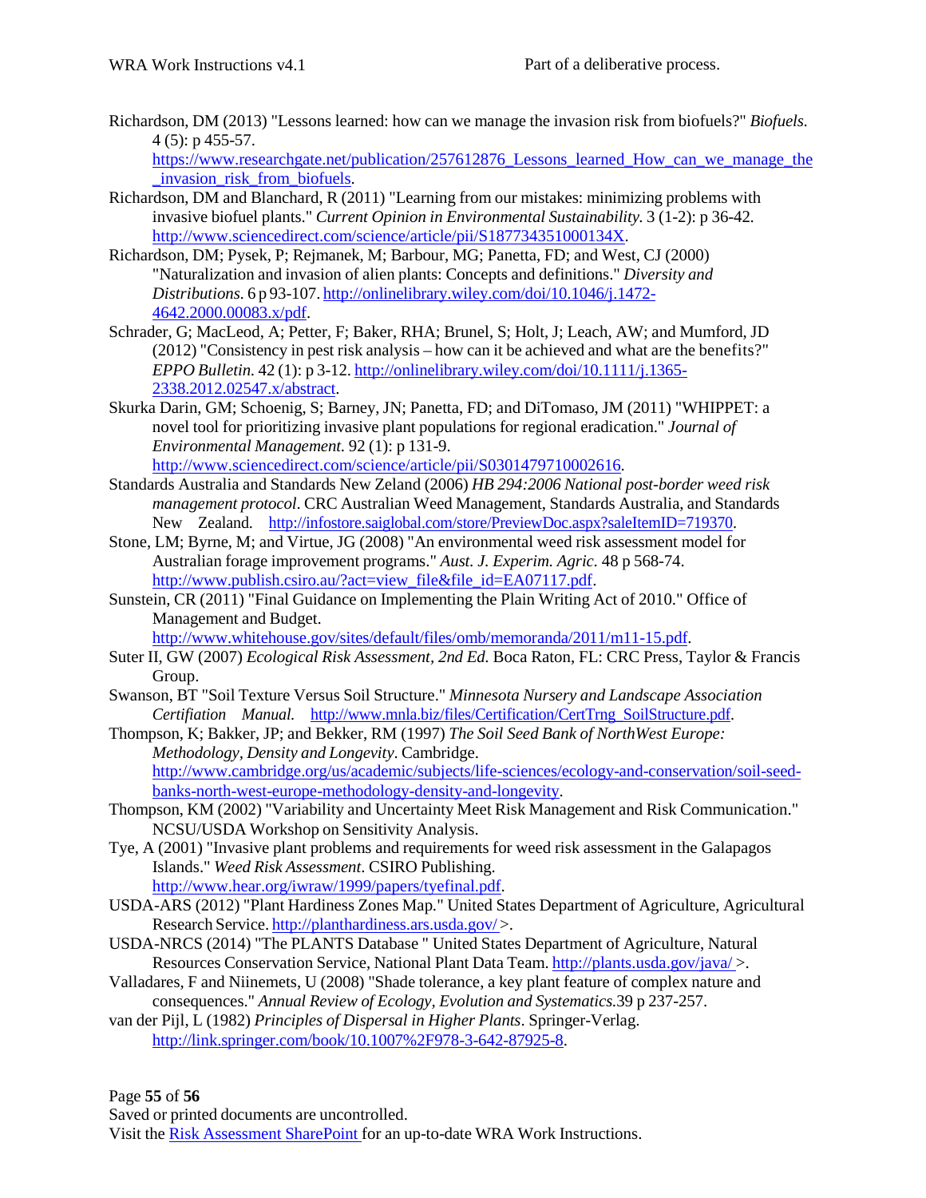Richardson, DM (2013) "Lessons learned: how can we manage the invasion risk from biofuels?" *Biofuels.* 4 (5): p 455-57. https://www.researchgate.net/publication/257612876_Lessons_learned_How_can_we_manage_the_invasion_risk_from_biofuels.

Richardson, DM and Blanchard, R (2011) "Learning from our mistakes: minimizing problems with invasive biofuel plants." *Current Opinion in Environmental Sustainability.* 3 (1-2): p 36-42. http://www.sciencedirect.com/science/article/pii/S187734351000134X.

Richardson, DM; Pysek, P; Rejmanek, M; Barbour, MG; Panetta, FD; and West, CJ (2000) "Naturalization and invasion of alien plants: Concepts and definitions." *Diversity and Distributions.* 6 p 93-107. http://onlinelibrary.wiley.com/doi/10.1046/j.1472-4642.2000.00083.x/pdf.

Schrader, G; MacLeod, A; Petter, F; Baker, RHA; Brunel, S; Holt, J; Leach, AW; and Mumford, JD (2012) "Consistency in pest risk analysis – how can it be achieved and what are the benefits?" *EPPO Bulletin.* 42 (1): p 3-12. http://onlinelibrary.wiley.com/doi/10.1111/j.1365-2338.2012.02547.x/abstract.

Skurka Darin, GM; Schoenig, S; Barney, JN; Panetta, FD; and DiTomaso, JM (2011) "WHIPPET: a novel tool for prioritizing invasive plant populations for regional eradication." *Journal of Environmental Management.* 92 (1): p 131-9. http://www.sciencedirect.com/science/article/pii/S0301479710002616.

Standards Australia and Standards New Zeland (2006) *HB 294:2006 National post-border weed risk management protocol*. CRC Australian Weed Management, Standards Australia, and Standards New Zealand. http://infostore.saiglobal.com/store/PreviewDoc.aspx?saleItemID=719370.

Stone, LM; Byrne, M; and Virtue, JG (2008) "An environmental weed risk assessment model for Australian forage improvement programs." *Aust. J. Experim. Agric.* 48 p 568-74. http://www.publish.csiro.au/?act=view_file&file_id=EA07117.pdf.

Sunstein, CR (2011) "Final Guidance on Implementing the Plain Writing Act of 2010." Office of Management and Budget. http://www.whitehouse.gov/sites/default/files/omb/memoranda/2011/m11-15.pdf.

Suter II, GW (2007) *Ecological Risk Assessment, 2nd Ed.* Boca Raton, FL: CRC Press, Taylor & Francis Group.

Swanson, BT "Soil Texture Versus Soil Structure." *Minnesota Nursery and Landscape Association Certification Manual.* http://www.mnla.biz/files/Certification/CertTrng_SoilStructure.pdf.

Thompson, K; Bakker, JP; and Bekker, RM (1997) *The Soil Seed Bank of NorthWest Europe: Methodology, Density and Longevity*. Cambridge. http://www.cambridge.org/us/academic/subjects/life-sciences/ecology-and-conservation/soil-seed-banks-north-west-europe-methodology-density-and-longevity.

Thompson, KM (2002) "Variability and Uncertainty Meet Risk Management and Risk Communication." NCSU/USDA Workshop on Sensitivity Analysis.

Tye, A (2001) "Invasive plant problems and requirements for weed risk assessment in the Galapagos Islands." *Weed Risk Assessment*. CSIRO Publishing. http://www.hear.org/iwraw/1999/papers/tyefinal.pdf.

USDA-ARS (2012) "Plant Hardiness Zones Map." United States Department of Agriculture, Agricultural Research Service. http://planthardiness.ars.usda.gov/>.

USDA-NRCS (2014) "The PLANTS Database " United States Department of Agriculture, Natural Resources Conservation Service, National Plant Data Team. http://plants.usda.gov/java/>.

Valladares, F and Niinemets, U (2008) "Shade tolerance, a key plant feature of complex nature and consequences." *Annual Review of Ecology, Evolution and Systematics.*39 p 237-257.

van der Pijl, L (1982) *Principles of Dispersal in Higher Plants*. Springer-Verlag. http://link.springer.com/book/10.1007%2F978-3-642-87925-8.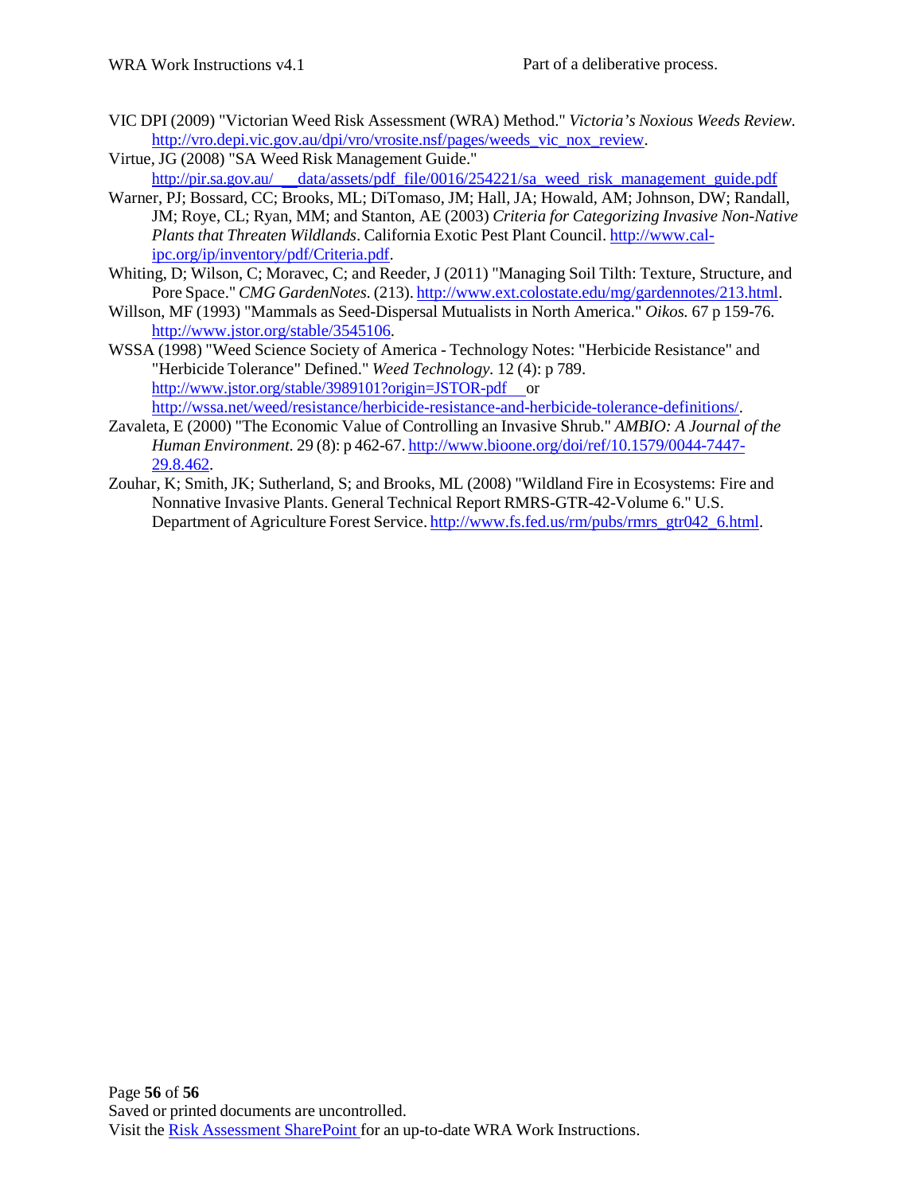VIC DPI (2009) "Victorian Weed Risk Assessment (WRA) Method." *Victoria's Noxious Weeds Review*. http://vro.depi.vic.gov.au/dpi/vro/vrosite.nsf/pages/weeds_vic_nox_review.

Virtue, JG (2008) "SA Weed Risk Management Guide." http://pir.sa.gov.au/__data/assets/pdf_file/0016/254221/sa_weed_risk_management_guide.pdf

Warner, PJ; Bossard, CC; Brooks, ML; DiTomaso, JM; Hall, JA; Howald, AM; Johnson, DW; Randall, JM; Roye, CL; Ryan, MM; and Stanton, AE (2003) *Criteria for Categorizing Invasive Non-Native Plants that Threaten Wildlands*. California Exotic Pest Plant Council. http://www.cal-ipc.org/ip/inventory/pdf/Criteria.pdf.

Whiting, D; Wilson, C; Moravec, C; and Reeder, J (2011) "Managing Soil Tilth: Texture, Structure, and Pore Space." *CMG GardenNotes*. (213). http://www.ext.colostate.edu/mg/gardennotes/213.html.

Willson, MF (1993) "Mammals as Seed-Dispersal Mutualists in North America." *Oikos*. 67 p 159-76. http://www.jstor.org/stable/3545106.

WSSA (1998) "Weed Science Society of America - Technology Notes: "Herbicide Resistance" and "Herbicide Tolerance" Defined." *Weed Technology*. 12 (4): p 789. http://www.jstor.org/stable/3989101?origin=JSTOR-pdf or http://wssa.net/weed/resistance/herbicide-resistance-and-herbicide-tolerance-definitions/.

Zavaleta, E (2000) "The Economic Value of Controlling an Invasive Shrub." *AMBIO: A Journal of the Human Environment*. 29 (8): p 462-67. http://www.bioone.org/doi/ref/10.1579/0044-7447-29.8.462.

Zouhar, K; Smith, JK; Sutherland, S; and Brooks, ML (2008) "Wildland Fire in Ecosystems: Fire and Nonnative Invasive Plants. General Technical Report RMRS-GTR-42-Volume 6." U.S. Department of Agriculture Forest Service. http://www.fs.fed.us/rm/pubs/rmrs_gtr042_6.html.